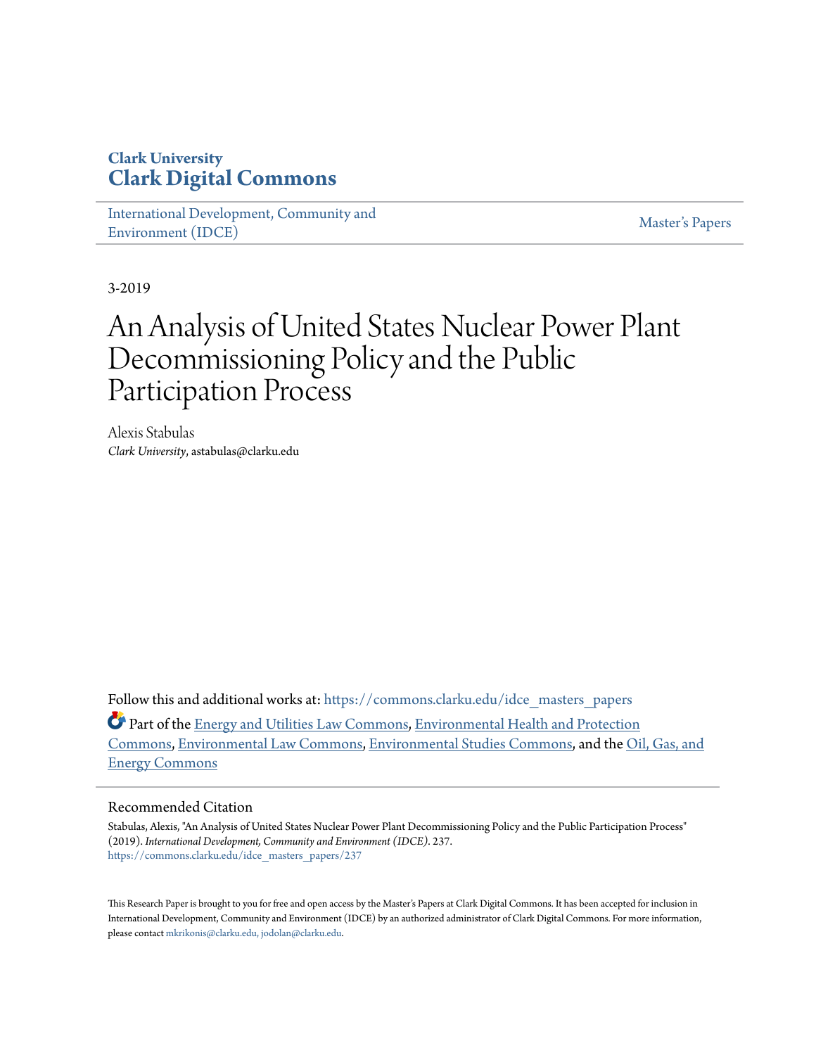Clark University
**Clark Digital Commons**

International Development, Community and Environment (IDCE) | Master's Papers

3-2019

# An Analysis of United States Nuclear Power Plant Decommissioning Policy and the Public Participation Process

Alexis Stabulas
*Clark University*, astabulas@clarku.edu

Follow this and additional works at: https://commons.clarku.edu/idce_masters_papers

Part of the Energy and Utilities Law Commons, Environmental Health and Protection Commons, Environmental Law Commons, Environmental Studies Commons, and the Oil, Gas, and Energy Commons

## Recommended Citation

Stabulas, Alexis, "An Analysis of United States Nuclear Power Plant Decommissioning Policy and the Public Participation Process" (2019). *International Development, Community and Environment (IDCE)*. 237.
https://commons.clarku.edu/idce_masters_papers/237

This Research Paper is brought to you for free and open access by the Master's Papers at Clark Digital Commons. It has been accepted for inclusion in International Development, Community and Environment (IDCE) by an authorized administrator of Clark Digital Commons. For more information, please contact mkrikonis@clarku.edu, jodolan@clarku.edu.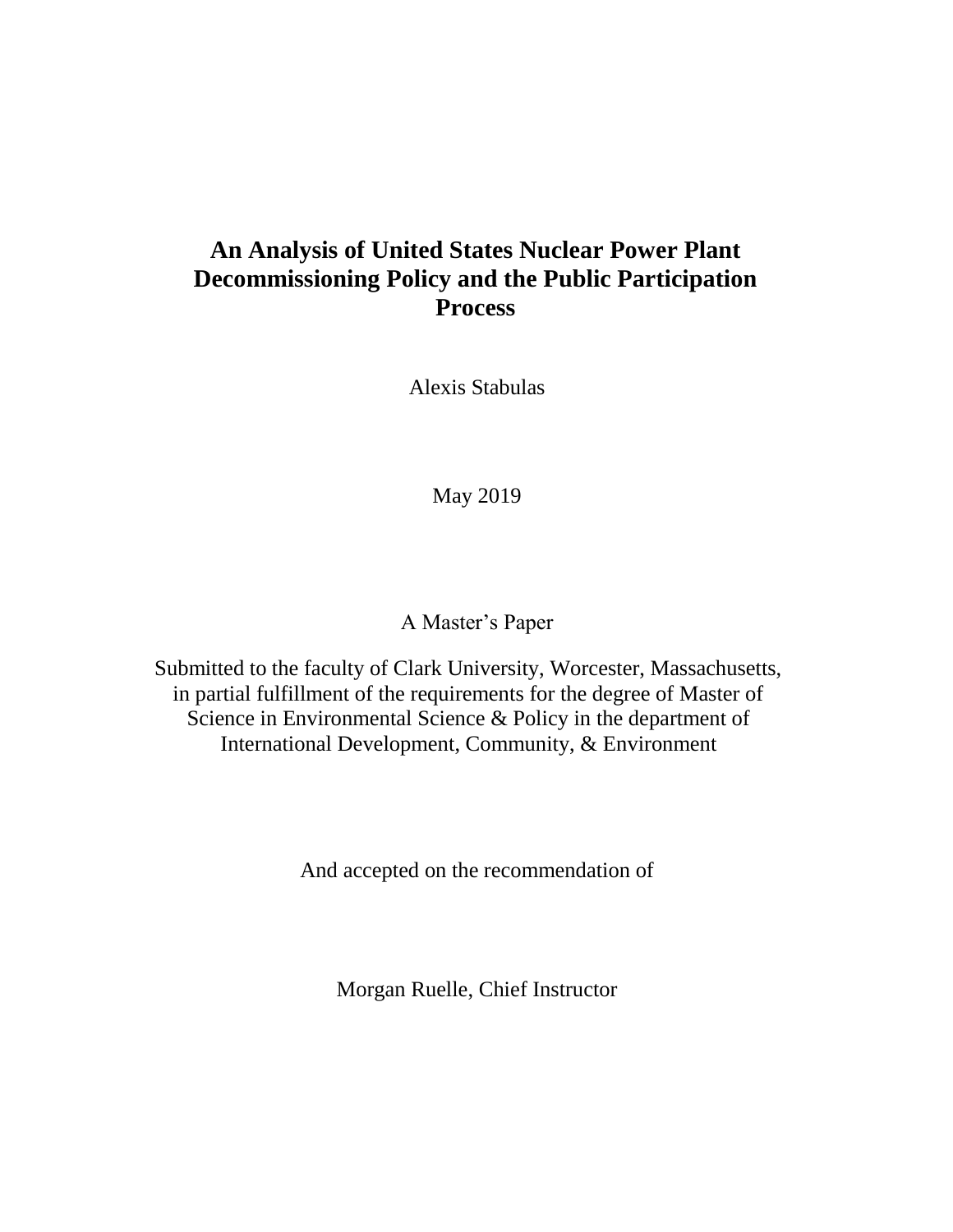# An Analysis of United States Nuclear Power Plant Decommissioning Policy and the Public Participation Process

Alexis Stabulas

May 2019

A Master's Paper

Submitted to the faculty of Clark University, Worcester, Massachusetts, in partial fulfillment of the requirements for the degree of Master of Science in Environmental Science & Policy in the department of International Development, Community, & Environment

And accepted on the recommendation of

Morgan Ruelle, Chief Instructor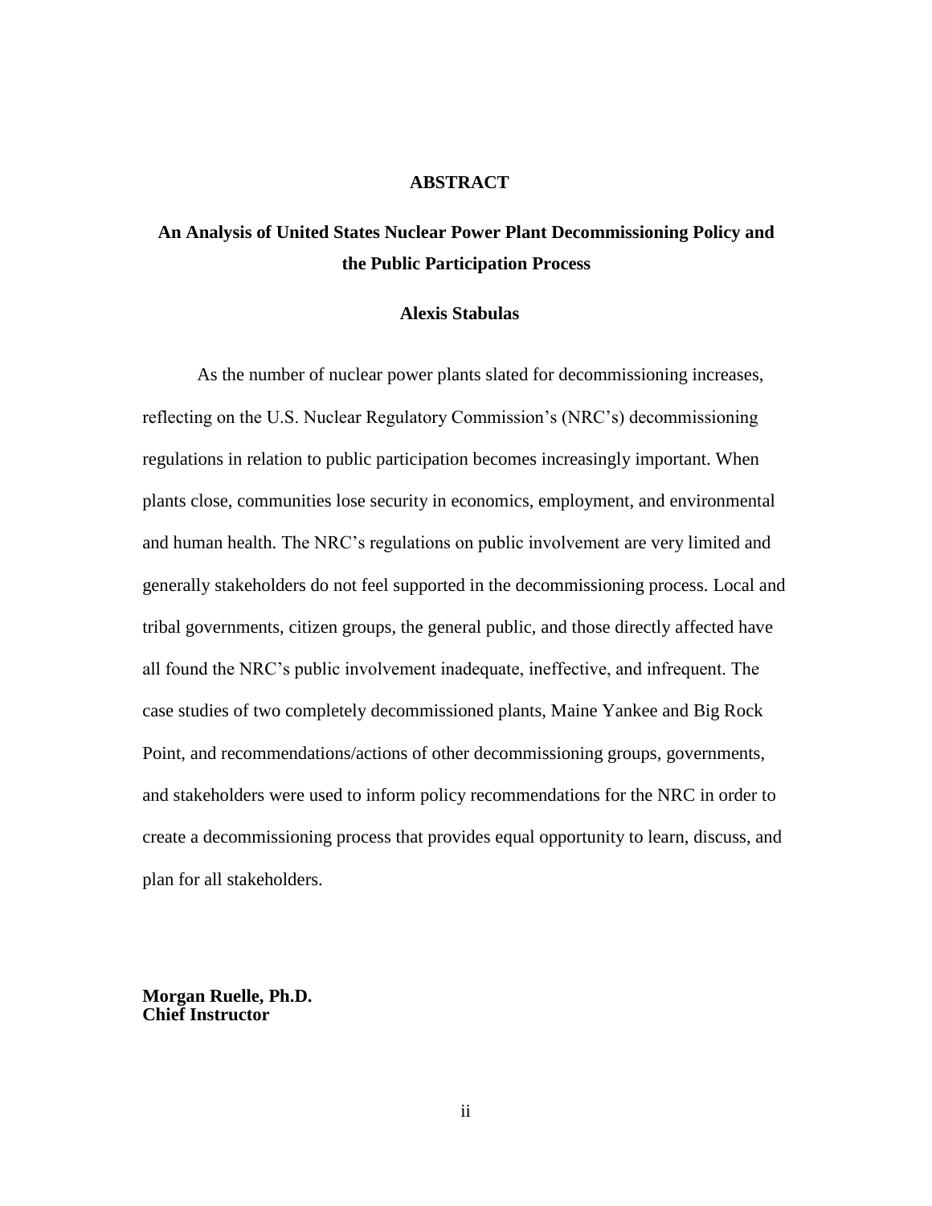# ABSTRACT

## An Analysis of United States Nuclear Power Plant Decommissioning Policy and the Public Participation Process

**Alexis Stabulas**

As the number of nuclear power plants slated for decommissioning increases, reflecting on the U.S. Nuclear Regulatory Commission's (NRC's) decommissioning regulations in relation to public participation becomes increasingly important. When plants close, communities lose security in economics, employment, and environmental and human health. The NRC's regulations on public involvement are very limited and generally stakeholders do not feel supported in the decommissioning process. Local and tribal governments, citizen groups, the general public, and those directly affected have all found the NRC's public involvement inadequate, ineffective, and infrequent. The case studies of two completely decommissioned plants, Maine Yankee and Big Rock Point, and recommendations/actions of other decommissioning groups, governments, and stakeholders were used to inform policy recommendations for the NRC in order to create a decommissioning process that provides equal opportunity to learn, discuss, and plan for all stakeholders.

**Morgan Ruelle, Ph.D.**
**Chief Instructor**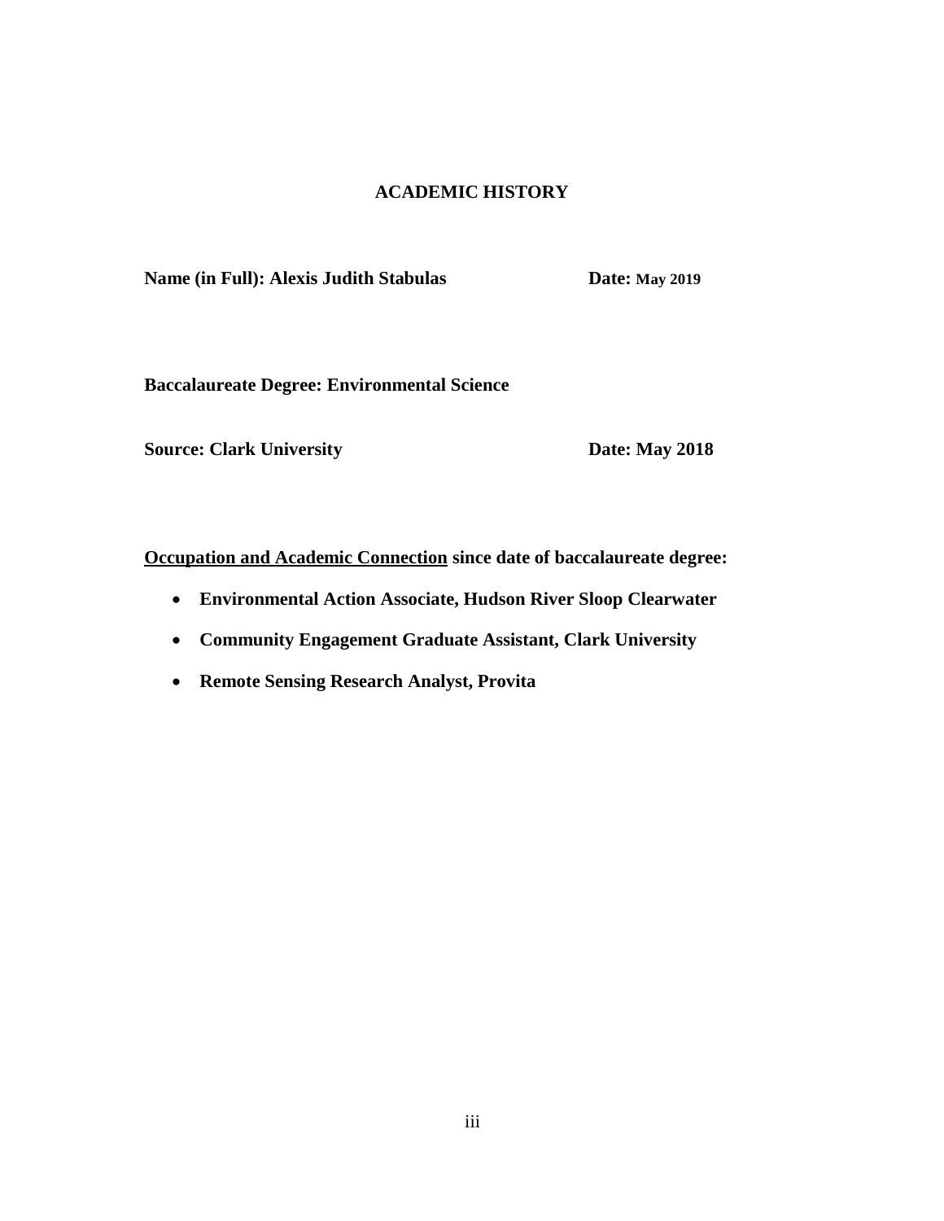## ACADEMIC HISTORY

**Name (in Full): Alexis Judith Stabulas** **Date: May 2019**

**Baccalaureate Degree: Environmental Science**

**Source: Clark University** **Date: May 2018**

**<u>Occupation and Academic Connection</u> since date of baccalaureate degree:**

- **Environmental Action Associate, Hudson River Sloop Clearwater**
- **Community Engagement Graduate Assistant, Clark University**
- **Remote Sensing Research Analyst, Provita**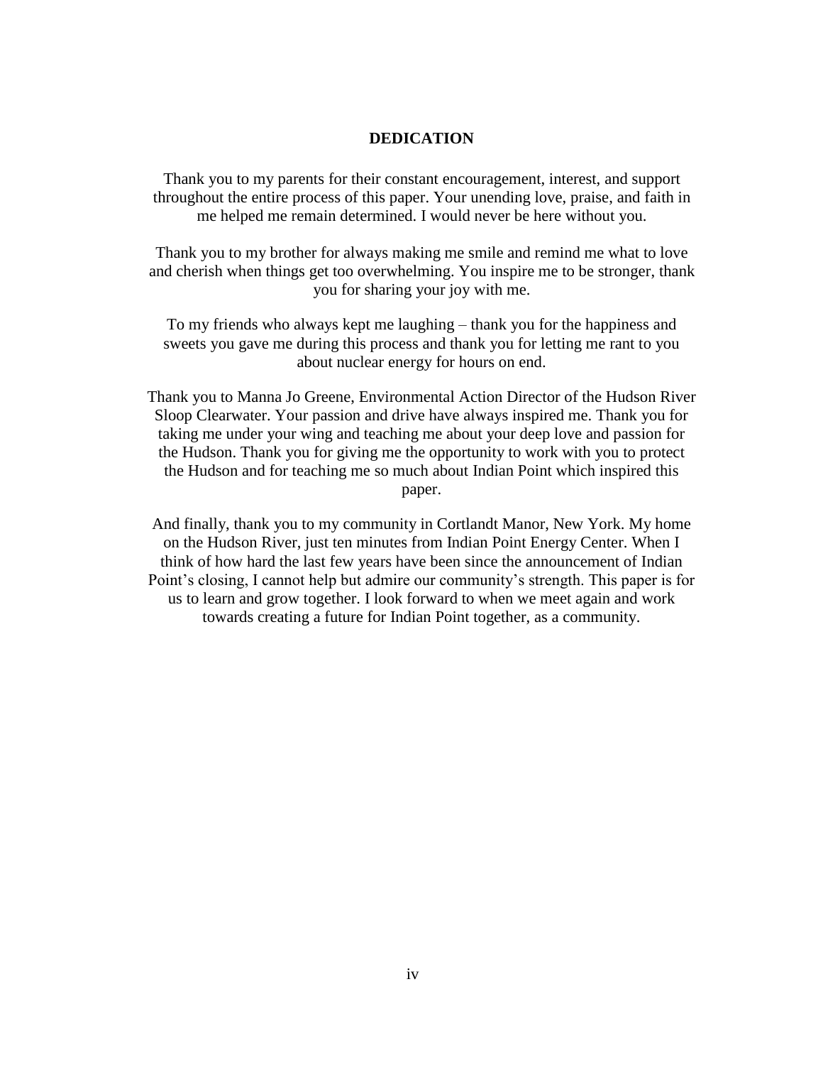# DEDICATION

Thank you to my parents for their constant encouragement, interest, and support throughout the entire process of this paper. Your unending love, praise, and faith in me helped me remain determined. I would never be here without you.

Thank you to my brother for always making me smile and remind me what to love and cherish when things get too overwhelming. You inspire me to be stronger, thank you for sharing your joy with me.

To my friends who always kept me laughing – thank you for the happiness and sweets you gave me during this process and thank you for letting me rant to you about nuclear energy for hours on end.

Thank you to Manna Jo Greene, Environmental Action Director of the Hudson River Sloop Clearwater. Your passion and drive have always inspired me. Thank you for taking me under your wing and teaching me about your deep love and passion for the Hudson. Thank you for giving me the opportunity to work with you to protect the Hudson and for teaching me so much about Indian Point which inspired this paper.

And finally, thank you to my community in Cortlandt Manor, New York. My home on the Hudson River, just ten minutes from Indian Point Energy Center. When I think of how hard the last few years have been since the announcement of Indian Point's closing, I cannot help but admire our community's strength. This paper is for us to learn and grow together. I look forward to when we meet again and work towards creating a future for Indian Point together, as a community.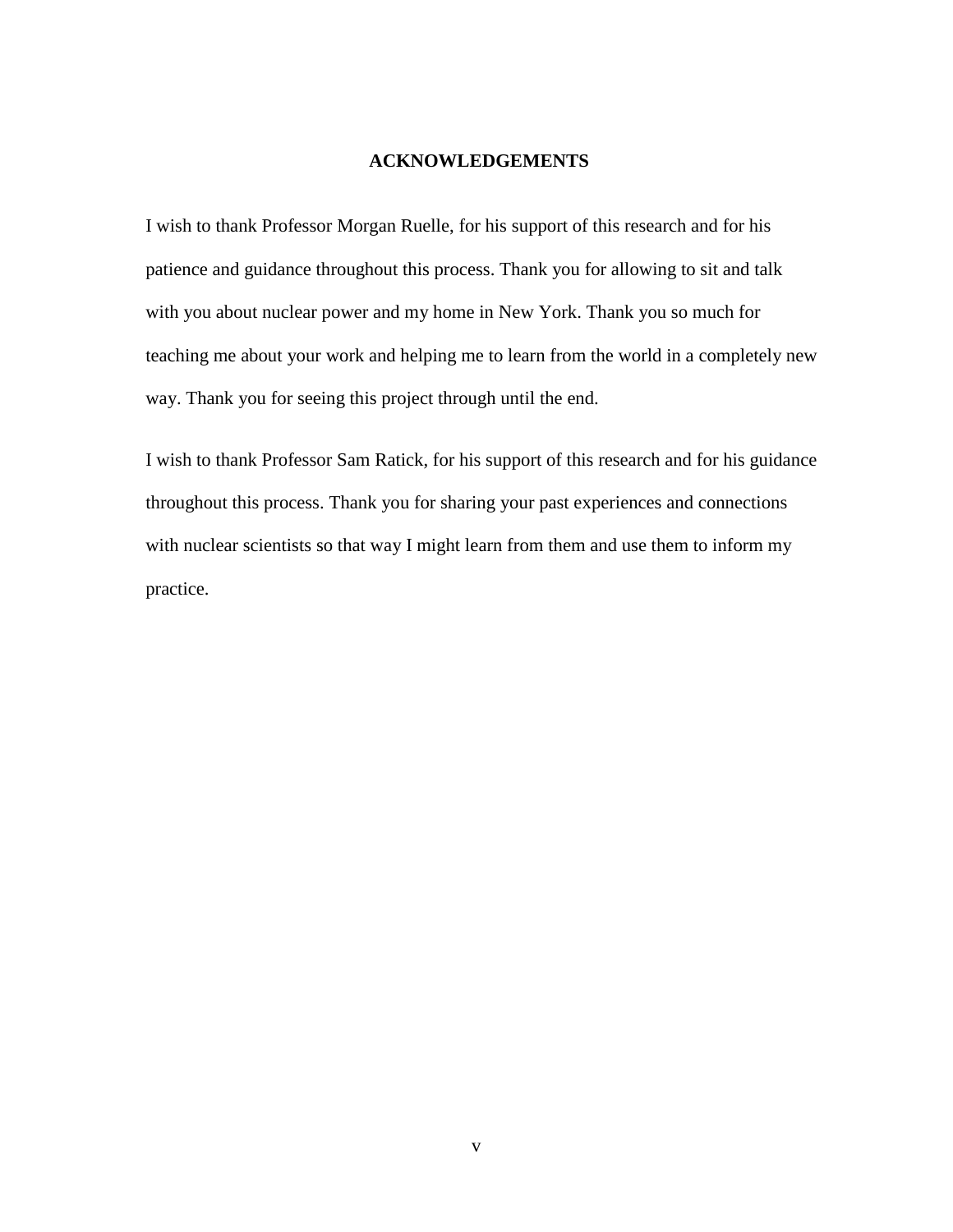## ACKNOWLEDGEMENTS

I wish to thank Professor Morgan Ruelle, for his support of this research and for his patience and guidance throughout this process. Thank you for allowing to sit and talk with you about nuclear power and my home in New York. Thank you so much for teaching me about your work and helping me to learn from the world in a completely new way. Thank you for seeing this project through until the end.

I wish to thank Professor Sam Ratick, for his support of this research and for his guidance throughout this process. Thank you for sharing your past experiences and connections with nuclear scientists so that way I might learn from them and use them to inform my practice.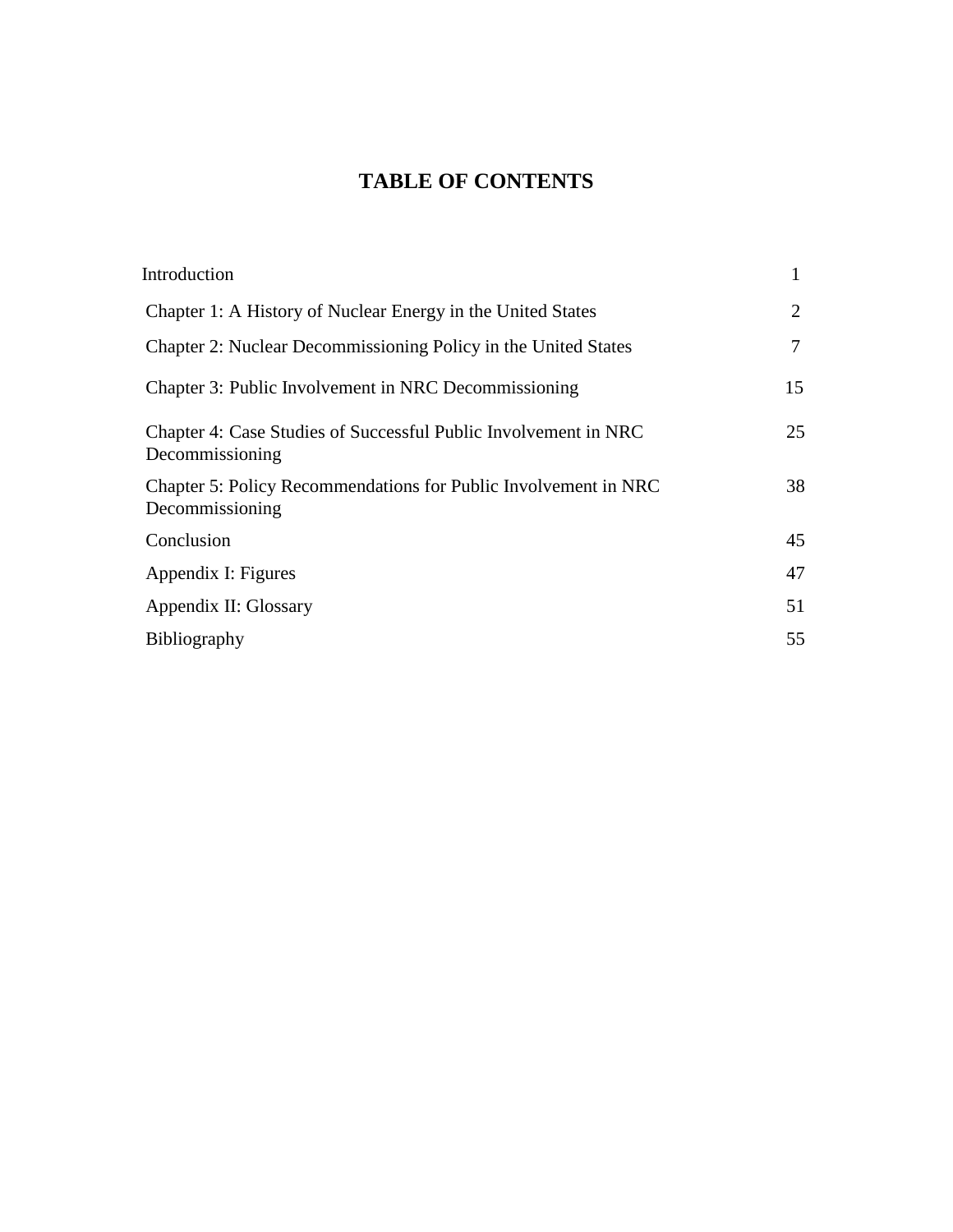# TABLE OF CONTENTS

| | |
|---|---|
| Introduction | 1 |
| Chapter 1: A History of Nuclear Energy in the United States | 2 |
| Chapter 2: Nuclear Decommissioning Policy in the United States | 7 |
| Chapter 3: Public Involvement in NRC Decommissioning | 15 |
| Chapter 4: Case Studies of Successful Public Involvement in NRC Decommissioning | 25 |
| Chapter 5: Policy Recommendations for Public Involvement in NRC Decommissioning | 38 |
| Conclusion | 45 |
| Appendix I: Figures | 47 |
| Appendix II: Glossary | 51 |
| Bibliography | 55 |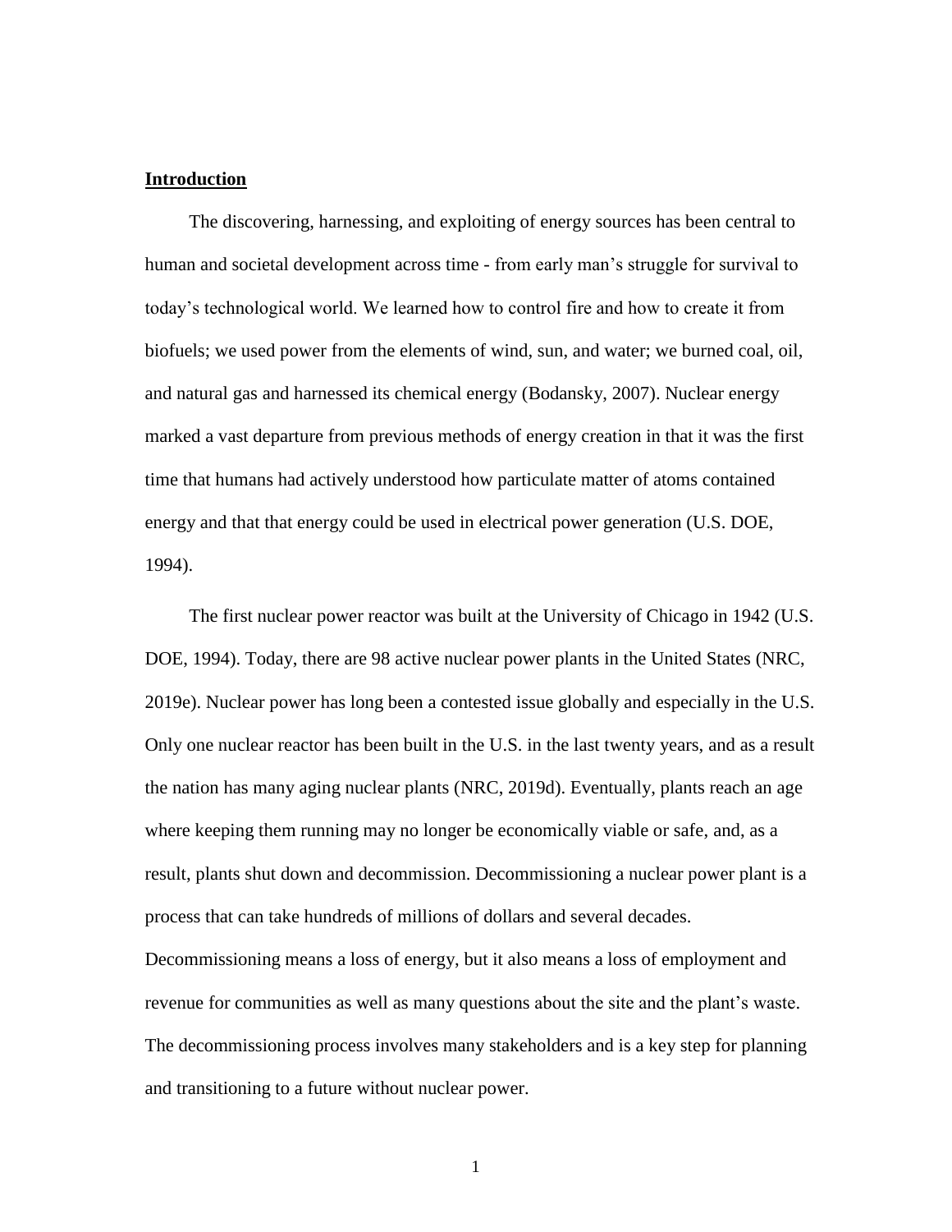## Introduction

The discovering, harnessing, and exploiting of energy sources has been central to human and societal development across time - from early man's struggle for survival to today's technological world. We learned how to control fire and how to create it from biofuels; we used power from the elements of wind, sun, and water; we burned coal, oil, and natural gas and harnessed its chemical energy (Bodansky, 2007). Nuclear energy marked a vast departure from previous methods of energy creation in that it was the first time that humans had actively understood how particulate matter of atoms contained energy and that that energy could be used in electrical power generation (U.S. DOE, 1994).

The first nuclear power reactor was built at the University of Chicago in 1942 (U.S. DOE, 1994). Today, there are 98 active nuclear power plants in the United States (NRC, 2019e). Nuclear power has long been a contested issue globally and especially in the U.S. Only one nuclear reactor has been built in the U.S. in the last twenty years, and as a result the nation has many aging nuclear plants (NRC, 2019d). Eventually, plants reach an age where keeping them running may no longer be economically viable or safe, and, as a result, plants shut down and decommission. Decommissioning a nuclear power plant is a process that can take hundreds of millions of dollars and several decades. Decommissioning means a loss of energy, but it also means a loss of employment and revenue for communities as well as many questions about the site and the plant's waste. The decommissioning process involves many stakeholders and is a key step for planning and transitioning to a future without nuclear power.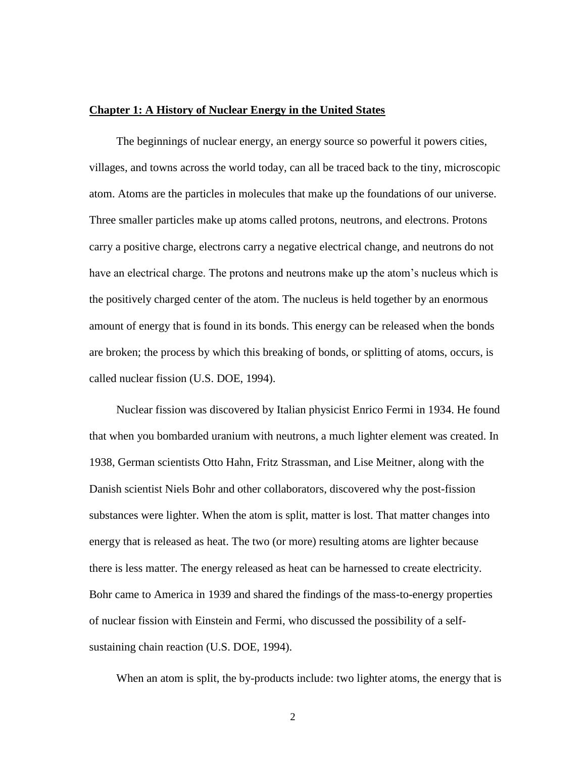## **Chapter 1: A History of Nuclear Energy in the United States**

The beginnings of nuclear energy, an energy source so powerful it powers cities, villages, and towns across the world today, can all be traced back to the tiny, microscopic atom. Atoms are the particles in molecules that make up the foundations of our universe. Three smaller particles make up atoms called protons, neutrons, and electrons. Protons carry a positive charge, electrons carry a negative electrical change, and neutrons do not have an electrical charge. The protons and neutrons make up the atom's nucleus which is the positively charged center of the atom. The nucleus is held together by an enormous amount of energy that is found in its bonds. This energy can be released when the bonds are broken; the process by which this breaking of bonds, or splitting of atoms, occurs, is called nuclear fission (U.S. DOE, 1994).

Nuclear fission was discovered by Italian physicist Enrico Fermi in 1934. He found that when you bombarded uranium with neutrons, a much lighter element was created. In 1938, German scientists Otto Hahn, Fritz Strassman, and Lise Meitner, along with the Danish scientist Niels Bohr and other collaborators, discovered why the post-fission substances were lighter. When the atom is split, matter is lost. That matter changes into energy that is released as heat. The two (or more) resulting atoms are lighter because there is less matter. The energy released as heat can be harnessed to create electricity. Bohr came to America in 1939 and shared the findings of the mass-to-energy properties of nuclear fission with Einstein and Fermi, who discussed the possibility of a self-sustaining chain reaction (U.S. DOE, 1994).

When an atom is split, the by-products include: two lighter atoms, the energy that is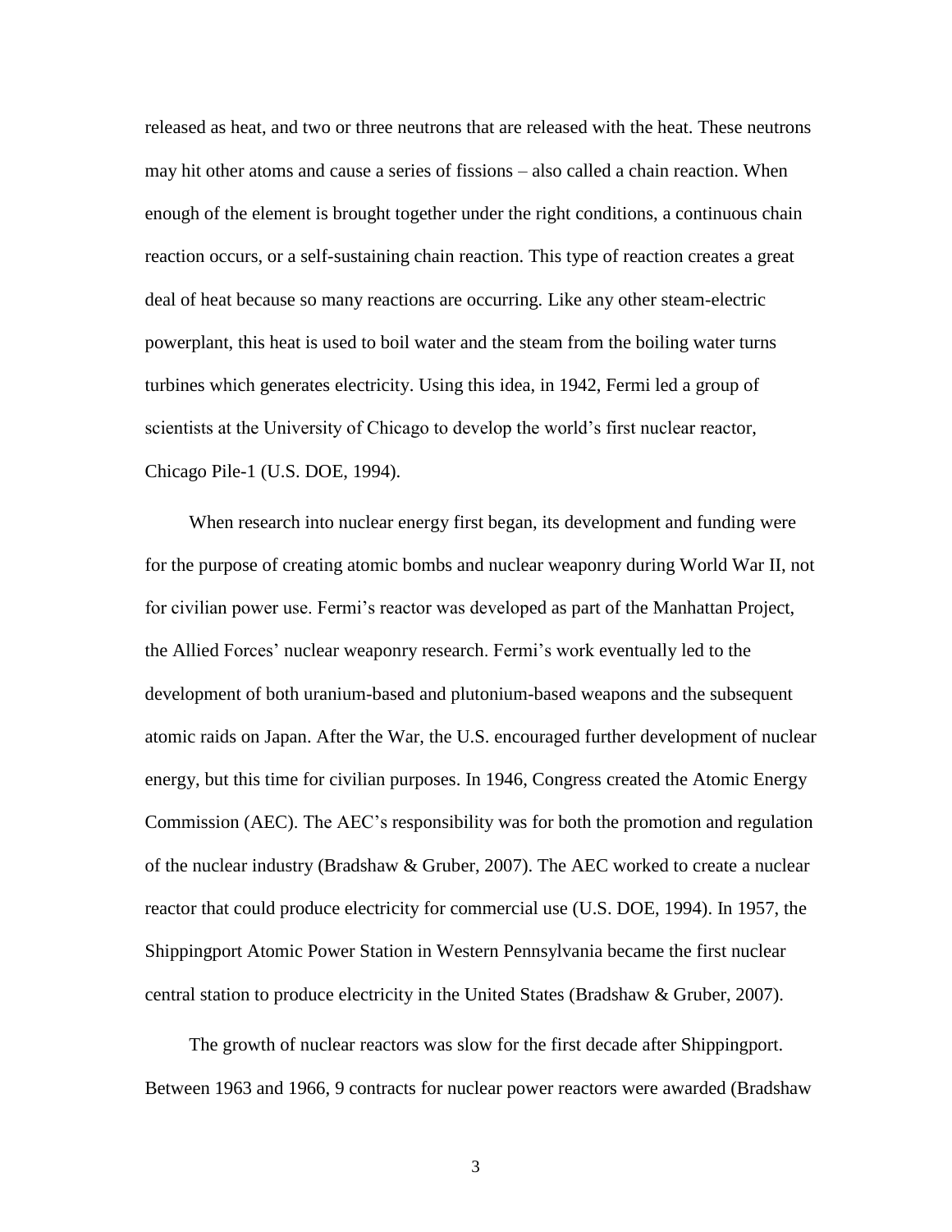released as heat, and two or three neutrons that are released with the heat. These neutrons may hit other atoms and cause a series of fissions – also called a chain reaction. When enough of the element is brought together under the right conditions, a continuous chain reaction occurs, or a self-sustaining chain reaction. This type of reaction creates a great deal of heat because so many reactions are occurring. Like any other steam-electric powerplant, this heat is used to boil water and the steam from the boiling water turns turbines which generates electricity. Using this idea, in 1942, Fermi led a group of scientists at the University of Chicago to develop the world's first nuclear reactor, Chicago Pile-1 (U.S. DOE, 1994).

When research into nuclear energy first began, its development and funding were for the purpose of creating atomic bombs and nuclear weaponry during World War II, not for civilian power use. Fermi's reactor was developed as part of the Manhattan Project, the Allied Forces' nuclear weaponry research. Fermi's work eventually led to the development of both uranium-based and plutonium-based weapons and the subsequent atomic raids on Japan. After the War, the U.S. encouraged further development of nuclear energy, but this time for civilian purposes. In 1946, Congress created the Atomic Energy Commission (AEC). The AEC's responsibility was for both the promotion and regulation of the nuclear industry (Bradshaw & Gruber, 2007). The AEC worked to create a nuclear reactor that could produce electricity for commercial use (U.S. DOE, 1994). In 1957, the Shippingport Atomic Power Station in Western Pennsylvania became the first nuclear central station to produce electricity in the United States (Bradshaw & Gruber, 2007).

The growth of nuclear reactors was slow for the first decade after Shippingport. Between 1963 and 1966, 9 contracts for nuclear power reactors were awarded (Bradshaw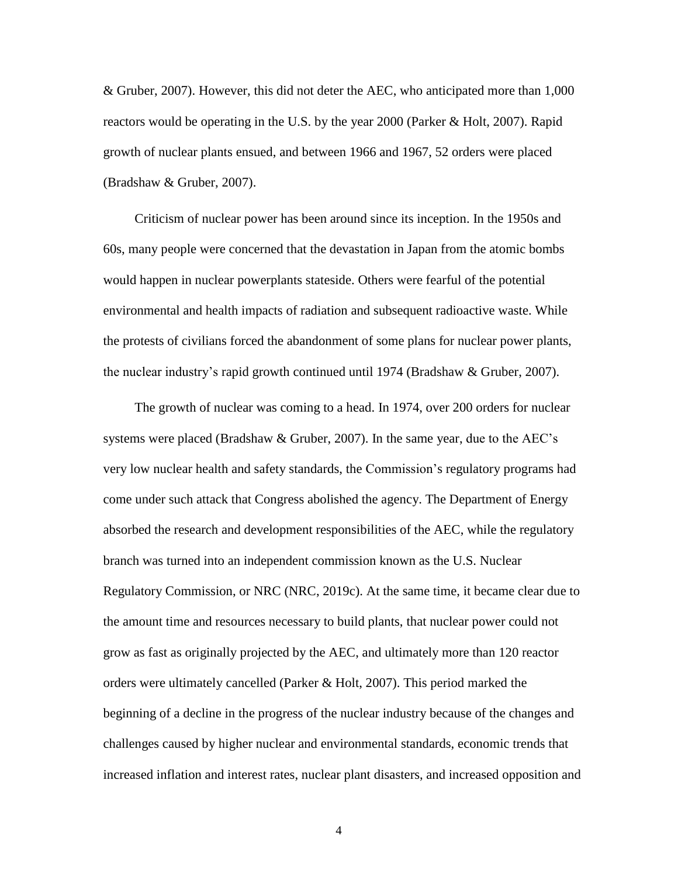& Gruber, 2007). However, this did not deter the AEC, who anticipated more than 1,000 reactors would be operating in the U.S. by the year 2000 (Parker & Holt, 2007). Rapid growth of nuclear plants ensued, and between 1966 and 1967, 52 orders were placed (Bradshaw & Gruber, 2007).

Criticism of nuclear power has been around since its inception. In the 1950s and 60s, many people were concerned that the devastation in Japan from the atomic bombs would happen in nuclear powerplants stateside. Others were fearful of the potential environmental and health impacts of radiation and subsequent radioactive waste. While the protests of civilians forced the abandonment of some plans for nuclear power plants, the nuclear industry's rapid growth continued until 1974 (Bradshaw & Gruber, 2007).

The growth of nuclear was coming to a head. In 1974, over 200 orders for nuclear systems were placed (Bradshaw & Gruber, 2007). In the same year, due to the AEC's very low nuclear health and safety standards, the Commission's regulatory programs had come under such attack that Congress abolished the agency. The Department of Energy absorbed the research and development responsibilities of the AEC, while the regulatory branch was turned into an independent commission known as the U.S. Nuclear Regulatory Commission, or NRC (NRC, 2019c). At the same time, it became clear due to the amount time and resources necessary to build plants, that nuclear power could not grow as fast as originally projected by the AEC, and ultimately more than 120 reactor orders were ultimately cancelled (Parker & Holt, 2007). This period marked the beginning of a decline in the progress of the nuclear industry because of the changes and challenges caused by higher nuclear and environmental standards, economic trends that increased inflation and interest rates, nuclear plant disasters, and increased opposition and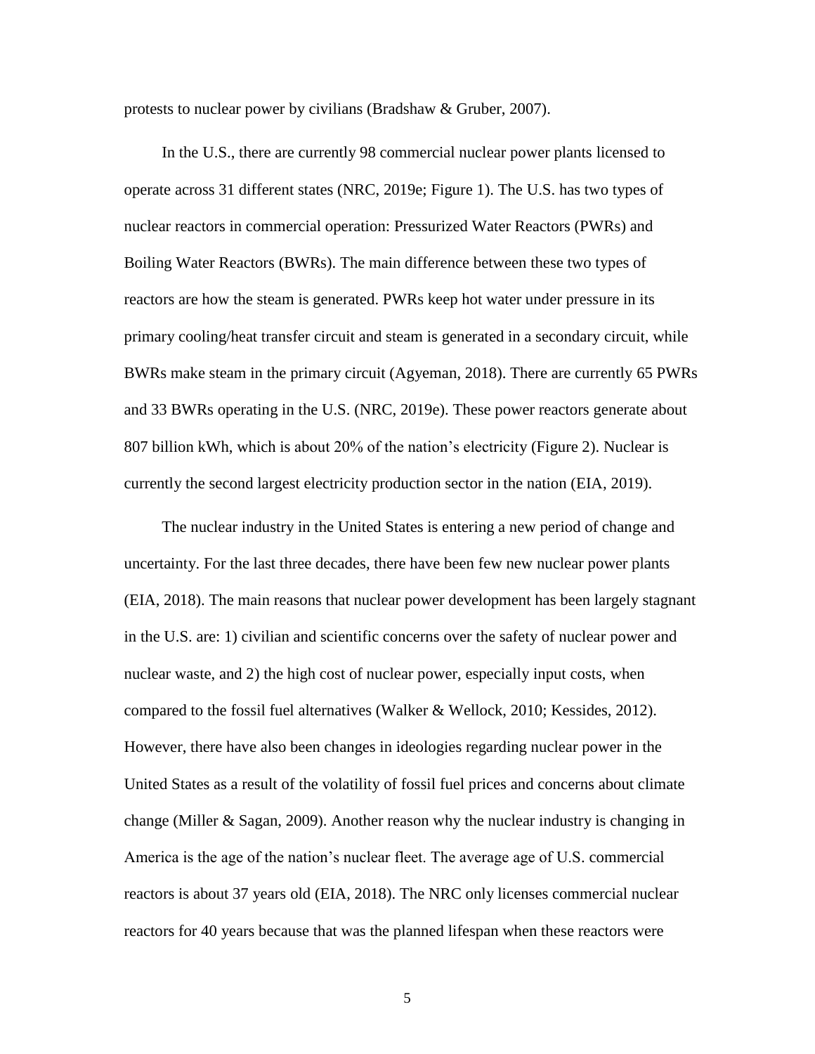protests to nuclear power by civilians (Bradshaw & Gruber, 2007).

In the U.S., there are currently 98 commercial nuclear power plants licensed to operate across 31 different states (NRC, 2019e; Figure 1). The U.S. has two types of nuclear reactors in commercial operation: Pressurized Water Reactors (PWRs) and Boiling Water Reactors (BWRs). The main difference between these two types of reactors are how the steam is generated. PWRs keep hot water under pressure in its primary cooling/heat transfer circuit and steam is generated in a secondary circuit, while BWRs make steam in the primary circuit (Agyeman, 2018). There are currently 65 PWRs and 33 BWRs operating in the U.S. (NRC, 2019e). These power reactors generate about 807 billion kWh, which is about 20% of the nation's electricity (Figure 2). Nuclear is currently the second largest electricity production sector in the nation (EIA, 2019).

The nuclear industry in the United States is entering a new period of change and uncertainty. For the last three decades, there have been few new nuclear power plants (EIA, 2018). The main reasons that nuclear power development has been largely stagnant in the U.S. are: 1) civilian and scientific concerns over the safety of nuclear power and nuclear waste, and 2) the high cost of nuclear power, especially input costs, when compared to the fossil fuel alternatives (Walker & Wellock, 2010; Kessides, 2012). However, there have also been changes in ideologies regarding nuclear power in the United States as a result of the volatility of fossil fuel prices and concerns about climate change (Miller & Sagan, 2009). Another reason why the nuclear industry is changing in America is the age of the nation's nuclear fleet. The average age of U.S. commercial reactors is about 37 years old (EIA, 2018). The NRC only licenses commercial nuclear reactors for 40 years because that was the planned lifespan when these reactors were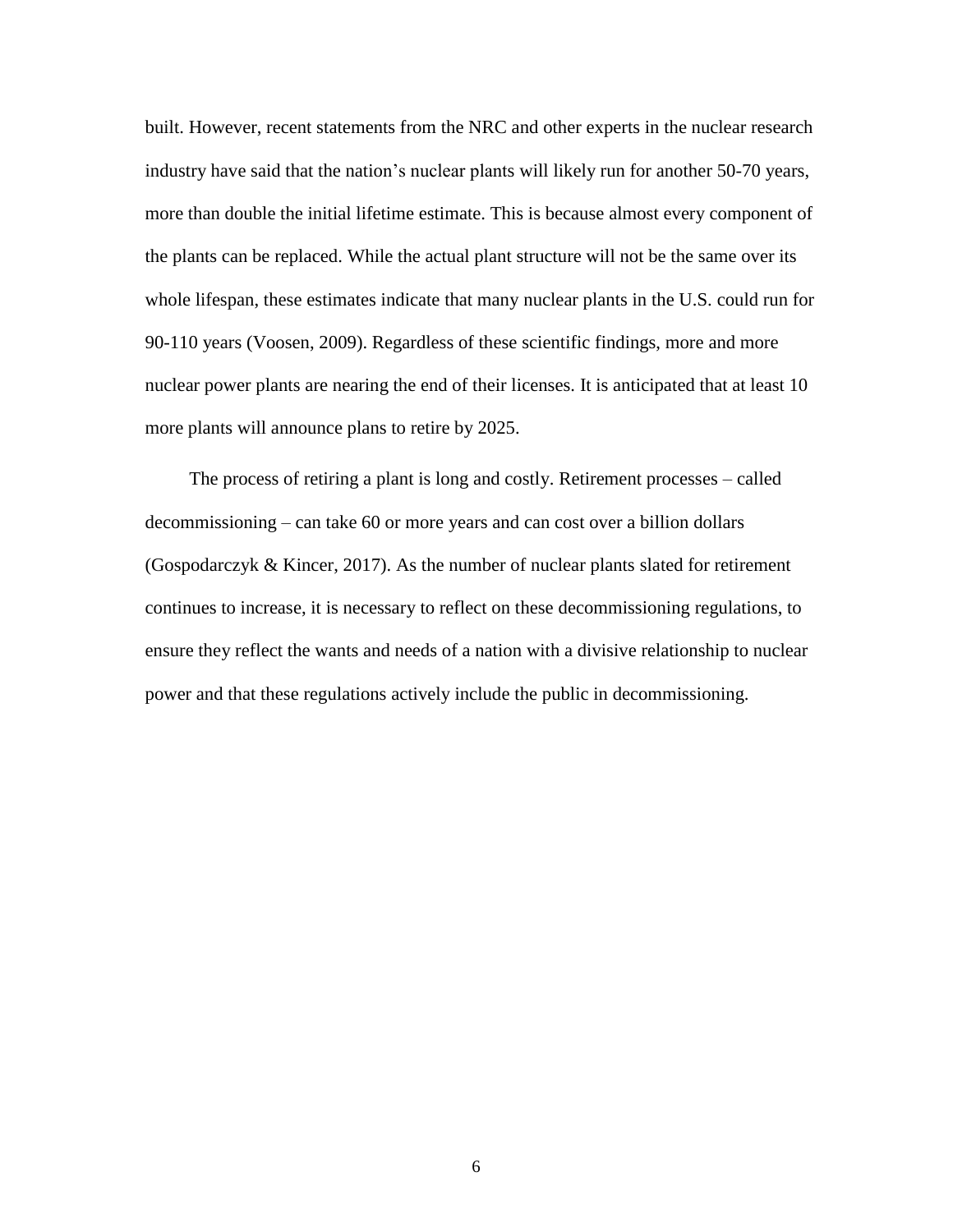built. However, recent statements from the NRC and other experts in the nuclear research industry have said that the nation's nuclear plants will likely run for another 50-70 years, more than double the initial lifetime estimate. This is because almost every component of the plants can be replaced. While the actual plant structure will not be the same over its whole lifespan, these estimates indicate that many nuclear plants in the U.S. could run for 90-110 years (Voosen, 2009). Regardless of these scientific findings, more and more nuclear power plants are nearing the end of their licenses. It is anticipated that at least 10 more plants will announce plans to retire by 2025.

The process of retiring a plant is long and costly. Retirement processes – called decommissioning – can take 60 or more years and can cost over a billion dollars (Gospodarczyk & Kincer, 2017). As the number of nuclear plants slated for retirement continues to increase, it is necessary to reflect on these decommissioning regulations, to ensure they reflect the wants and needs of a nation with a divisive relationship to nuclear power and that these regulations actively include the public in decommissioning.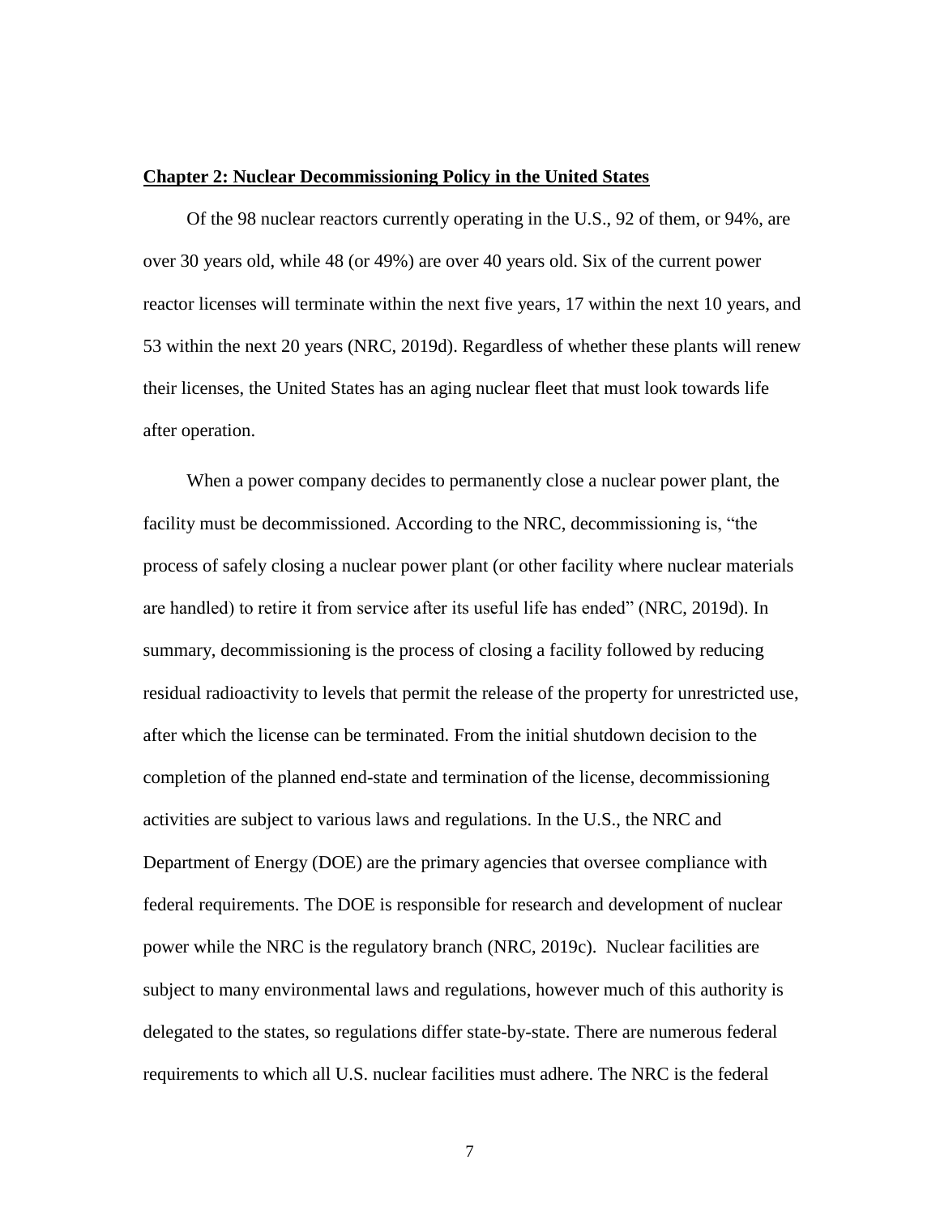## Chapter 2: Nuclear Decommissioning Policy in the United States

Of the 98 nuclear reactors currently operating in the U.S., 92 of them, or 94%, are over 30 years old, while 48 (or 49%) are over 40 years old. Six of the current power reactor licenses will terminate within the next five years, 17 within the next 10 years, and 53 within the next 20 years (NRC, 2019d). Regardless of whether these plants will renew their licenses, the United States has an aging nuclear fleet that must look towards life after operation.

When a power company decides to permanently close a nuclear power plant, the facility must be decommissioned. According to the NRC, decommissioning is, "the process of safely closing a nuclear power plant (or other facility where nuclear materials are handled) to retire it from service after its useful life has ended" (NRC, 2019d). In summary, decommissioning is the process of closing a facility followed by reducing residual radioactivity to levels that permit the release of the property for unrestricted use, after which the license can be terminated. From the initial shutdown decision to the completion of the planned end-state and termination of the license, decommissioning activities are subject to various laws and regulations. In the U.S., the NRC and Department of Energy (DOE) are the primary agencies that oversee compliance with federal requirements. The DOE is responsible for research and development of nuclear power while the NRC is the regulatory branch (NRC, 2019c). Nuclear facilities are subject to many environmental laws and regulations, however much of this authority is delegated to the states, so regulations differ state-by-state. There are numerous federal requirements to which all U.S. nuclear facilities must adhere. The NRC is the federal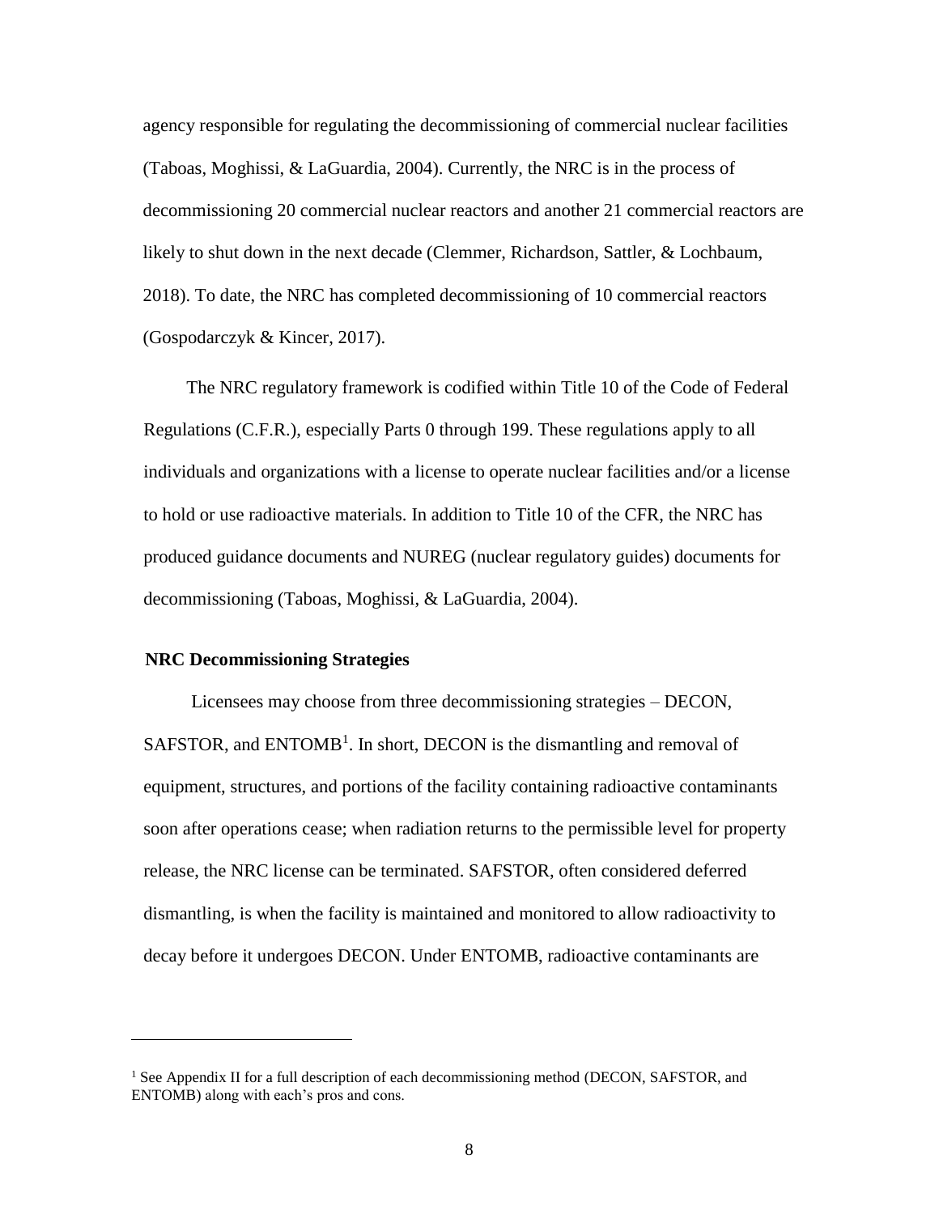agency responsible for regulating the decommissioning of commercial nuclear facilities (Taboas, Moghissi, & LaGuardia, 2004). Currently, the NRC is in the process of decommissioning 20 commercial nuclear reactors and another 21 commercial reactors are likely to shut down in the next decade (Clemmer, Richardson, Sattler, & Lochbaum, 2018). To date, the NRC has completed decommissioning of 10 commercial reactors (Gospodarczyk & Kincer, 2017).

The NRC regulatory framework is codified within Title 10 of the Code of Federal Regulations (C.F.R.), especially Parts 0 through 199. These regulations apply to all individuals and organizations with a license to operate nuclear facilities and/or a license to hold or use radioactive materials. In addition to Title 10 of the CFR, the NRC has produced guidance documents and NUREG (nuclear regulatory guides) documents for decommissioning (Taboas, Moghissi, & LaGuardia, 2004).

**NRC Decommissioning Strategies**

Licensees may choose from three decommissioning strategies – DECON, SAFSTOR, and ENTOMB[1]. In short, DECON is the dismantling and removal of equipment, structures, and portions of the facility containing radioactive contaminants soon after operations cease; when radiation returns to the permissible level for property release, the NRC license can be terminated. SAFSTOR, often considered deferred dismantling, is when the facility is maintained and monitored to allow radioactivity to decay before it undergoes DECON. Under ENTOMB, radioactive contaminants are

---

[1] See Appendix II for a full description of each decommissioning method (DECON, SAFSTOR, and ENTOMB) along with each's pros and cons.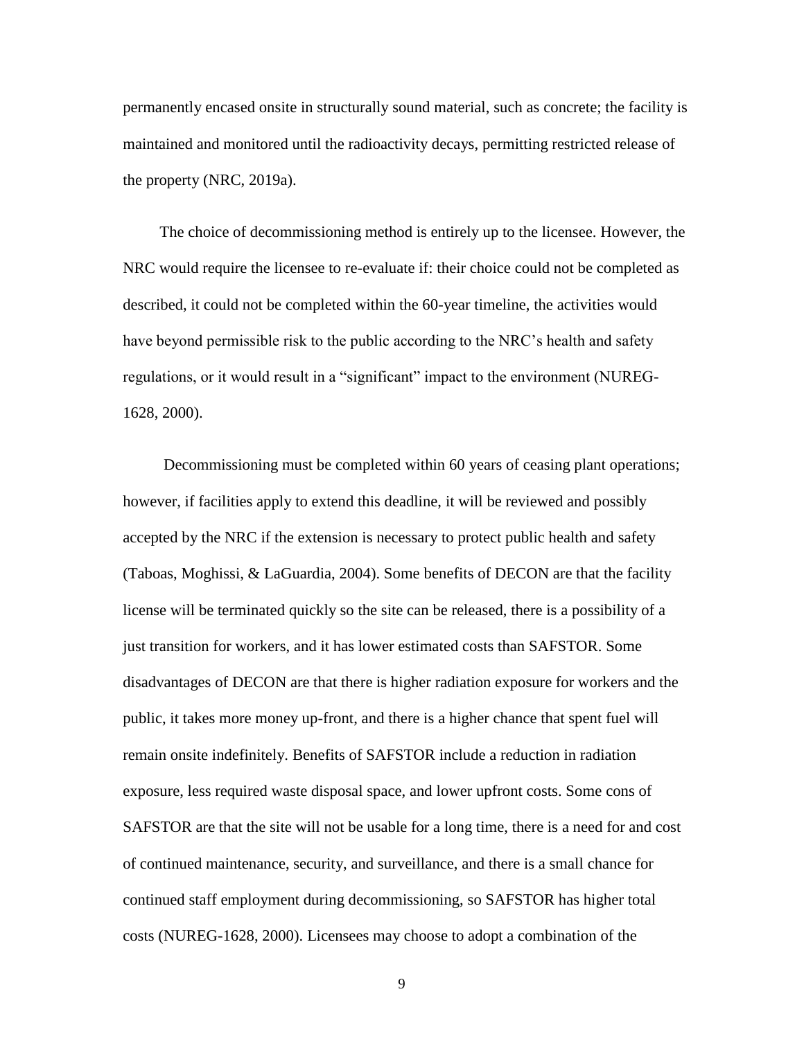permanently encased onsite in structurally sound material, such as concrete; the facility is maintained and monitored until the radioactivity decays, permitting restricted release of the property (NRC, 2019a).

The choice of decommissioning method is entirely up to the licensee. However, the NRC would require the licensee to re-evaluate if: their choice could not be completed as described, it could not be completed within the 60-year timeline, the activities would have beyond permissible risk to the public according to the NRC's health and safety regulations, or it would result in a "significant" impact to the environment (NUREG-1628, 2000).

Decommissioning must be completed within 60 years of ceasing plant operations; however, if facilities apply to extend this deadline, it will be reviewed and possibly accepted by the NRC if the extension is necessary to protect public health and safety (Taboas, Moghissi, & LaGuardia, 2004). Some benefits of DECON are that the facility license will be terminated quickly so the site can be released, there is a possibility of a just transition for workers, and it has lower estimated costs than SAFSTOR. Some disadvantages of DECON are that there is higher radiation exposure for workers and the public, it takes more money up-front, and there is a higher chance that spent fuel will remain onsite indefinitely. Benefits of SAFSTOR include a reduction in radiation exposure, less required waste disposal space, and lower upfront costs. Some cons of SAFSTOR are that the site will not be usable for a long time, there is a need for and cost of continued maintenance, security, and surveillance, and there is a small chance for continued staff employment during decommissioning, so SAFSTOR has higher total costs (NUREG-1628, 2000). Licensees may choose to adopt a combination of the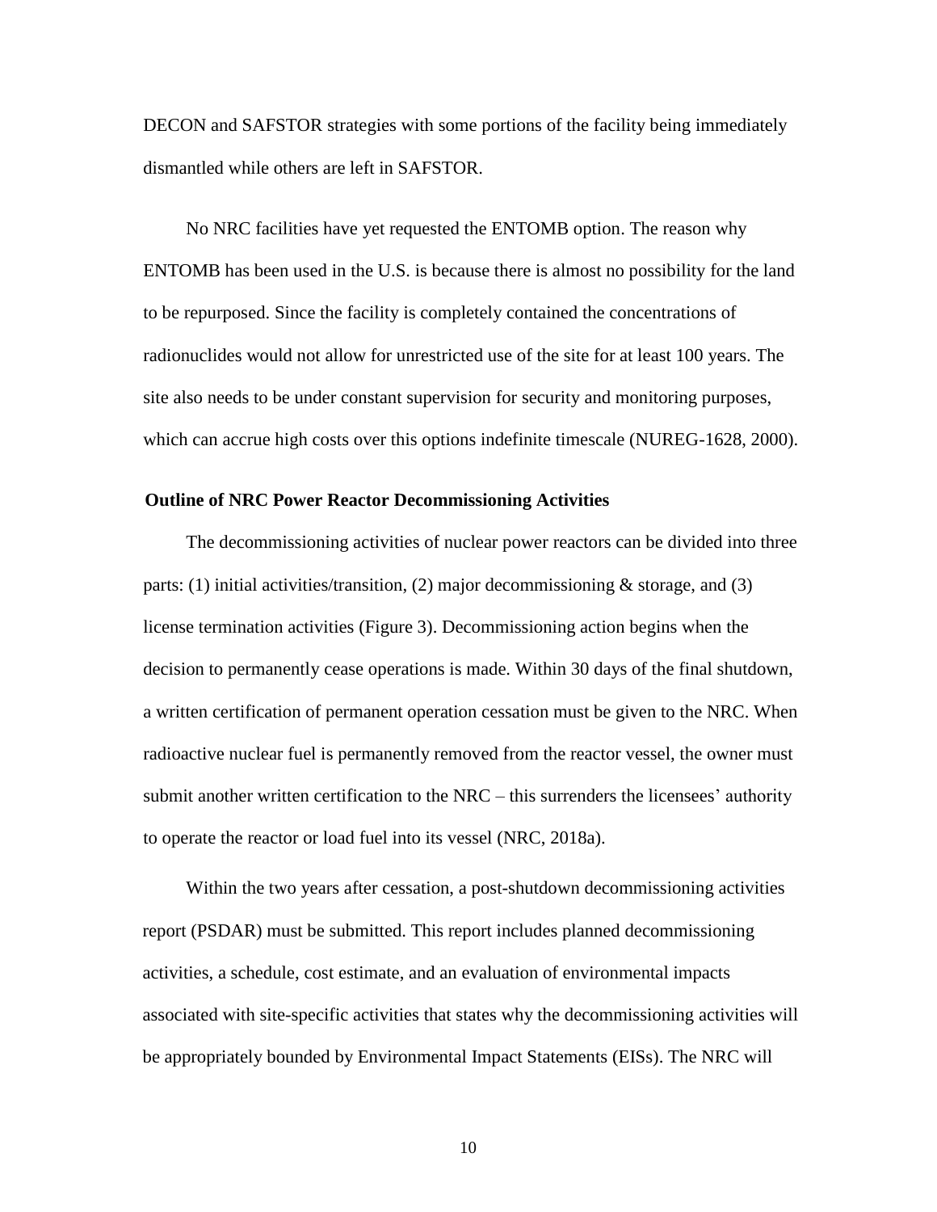DECON and SAFSTOR strategies with some portions of the facility being immediately dismantled while others are left in SAFSTOR.

No NRC facilities have yet requested the ENTOMB option. The reason why ENTOMB has been used in the U.S. is because there is almost no possibility for the land to be repurposed. Since the facility is completely contained the concentrations of radionuclides would not allow for unrestricted use of the site for at least 100 years. The site also needs to be under constant supervision for security and monitoring purposes, which can accrue high costs over this options indefinite timescale (NUREG-1628, 2000).

### Outline of NRC Power Reactor Decommissioning Activities

The decommissioning activities of nuclear power reactors can be divided into three parts: (1) initial activities/transition, (2) major decommissioning & storage, and (3) license termination activities (Figure 3). Decommissioning action begins when the decision to permanently cease operations is made. Within 30 days of the final shutdown, a written certification of permanent operation cessation must be given to the NRC. When radioactive nuclear fuel is permanently removed from the reactor vessel, the owner must submit another written certification to the NRC – this surrenders the licensees' authority to operate the reactor or load fuel into its vessel (NRC, 2018a).

Within the two years after cessation, a post-shutdown decommissioning activities report (PSDAR) must be submitted. This report includes planned decommissioning activities, a schedule, cost estimate, and an evaluation of environmental impacts associated with site-specific activities that states why the decommissioning activities will be appropriately bounded by Environmental Impact Statements (EISs). The NRC will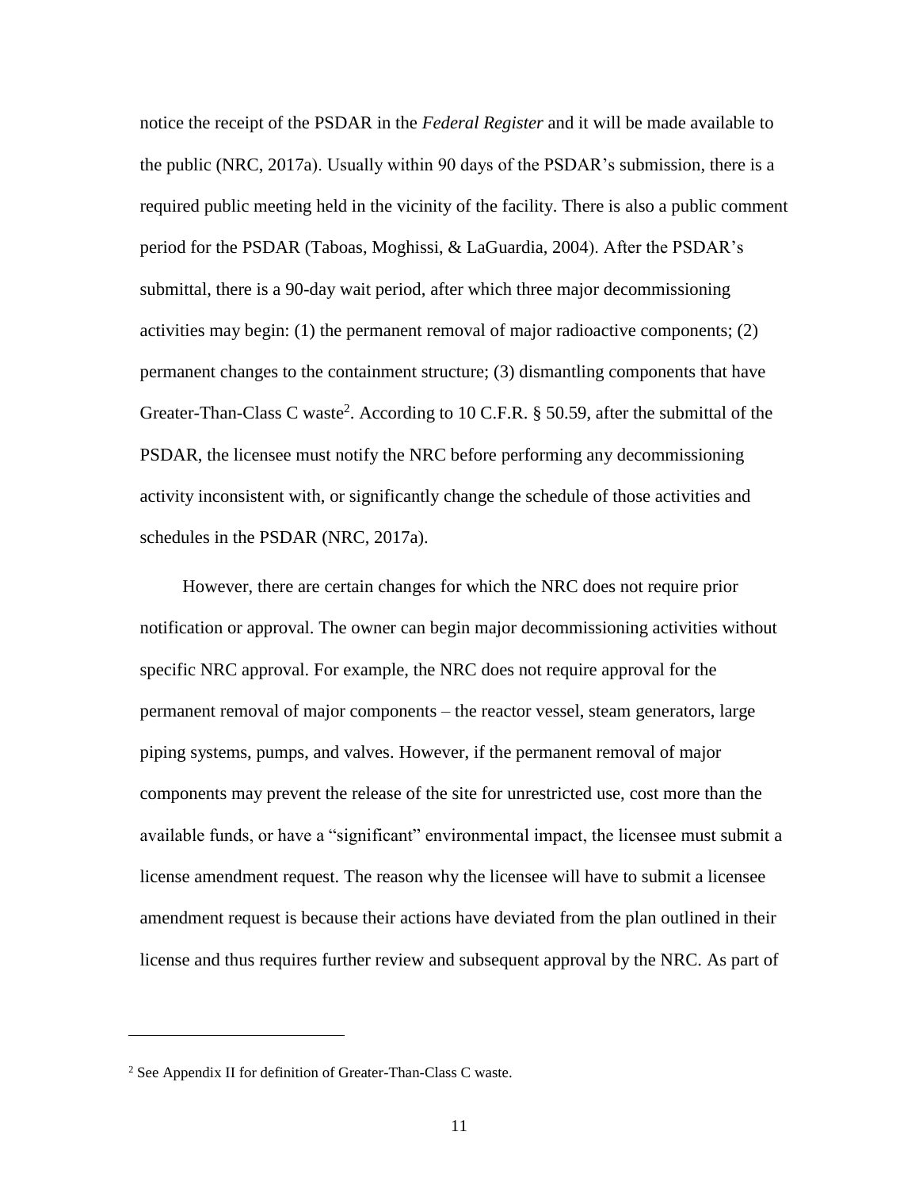notice the receipt of the PSDAR in the *Federal Register* and it will be made available to the public (NRC, 2017a). Usually within 90 days of the PSDAR's submission, there is a required public meeting held in the vicinity of the facility. There is also a public comment period for the PSDAR (Taboas, Moghissi, & LaGuardia, 2004). After the PSDAR's submittal, there is a 90-day wait period, after which three major decommissioning activities may begin: (1) the permanent removal of major radioactive components; (2) permanent changes to the containment structure; (3) dismantling components that have Greater-Than-Class C waste[2]. According to 10 C.F.R. § 50.59, after the submittal of the PSDAR, the licensee must notify the NRC before performing any decommissioning activity inconsistent with, or significantly change the schedule of those activities and schedules in the PSDAR (NRC, 2017a).

However, there are certain changes for which the NRC does not require prior notification or approval. The owner can begin major decommissioning activities without specific NRC approval. For example, the NRC does not require approval for the permanent removal of major components – the reactor vessel, steam generators, large piping systems, pumps, and valves. However, if the permanent removal of major components may prevent the release of the site for unrestricted use, cost more than the available funds, or have a "significant" environmental impact, the licensee must submit a license amendment request. The reason why the licensee will have to submit a licensee amendment request is because their actions have deviated from the plan outlined in their license and thus requires further review and subsequent approval by the NRC. As part of

[2] See Appendix II for definition of Greater-Than-Class C waste.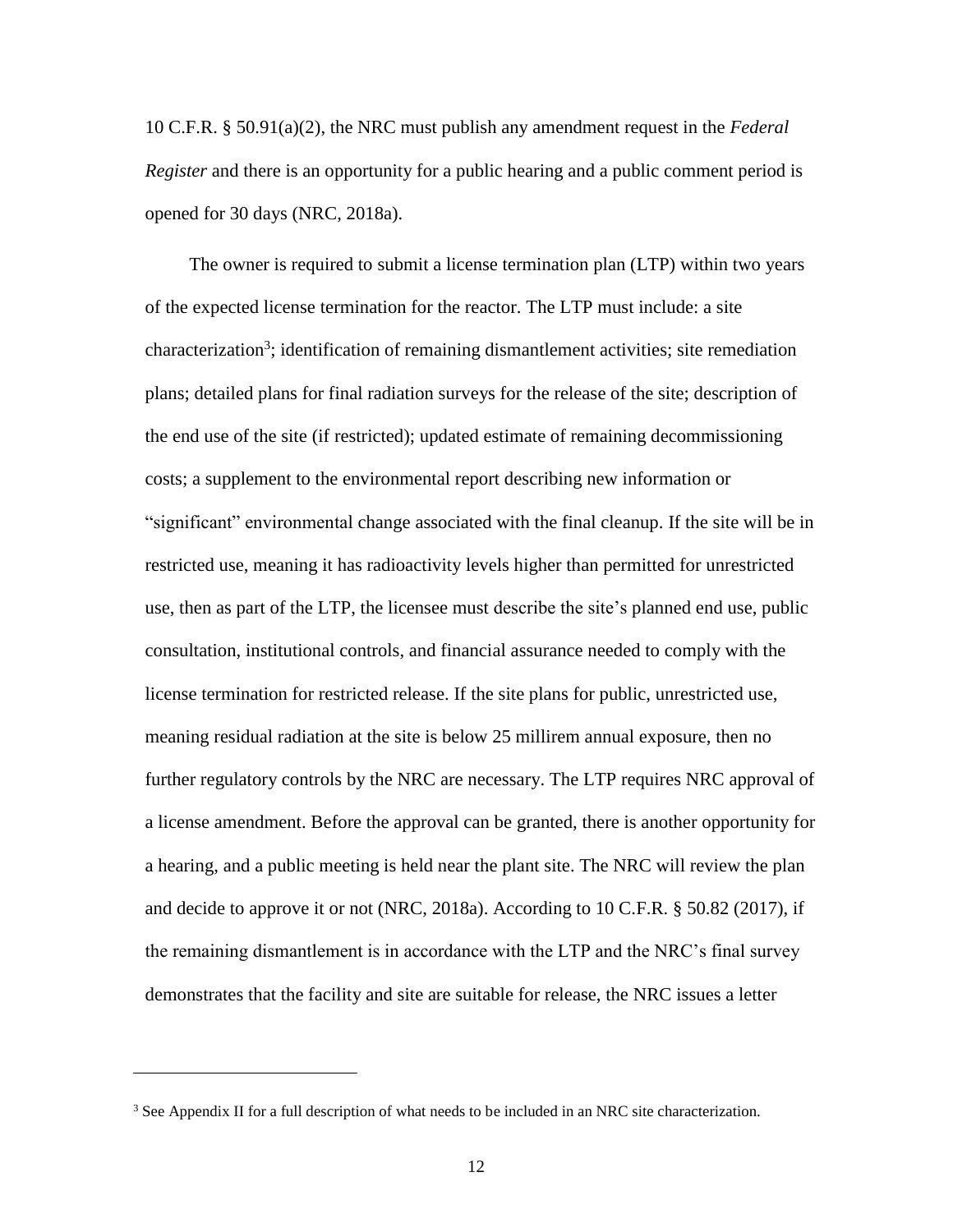10 C.F.R. § 50.91(a)(2), the NRC must publish any amendment request in the *Federal Register* and there is an opportunity for a public hearing and a public comment period is opened for 30 days (NRC, 2018a).

The owner is required to submit a license termination plan (LTP) within two years of the expected license termination for the reactor. The LTP must include: a site characterization[3]; identification of remaining dismantlement activities; site remediation plans; detailed plans for final radiation surveys for the release of the site; description of the end use of the site (if restricted); updated estimate of remaining decommissioning costs; a supplement to the environmental report describing new information or "significant" environmental change associated with the final cleanup. If the site will be in restricted use, meaning it has radioactivity levels higher than permitted for unrestricted use, then as part of the LTP, the licensee must describe the site's planned end use, public consultation, institutional controls, and financial assurance needed to comply with the license termination for restricted release. If the site plans for public, unrestricted use, meaning residual radiation at the site is below 25 millirem annual exposure, then no further regulatory controls by the NRC are necessary. The LTP requires NRC approval of a license amendment. Before the approval can be granted, there is another opportunity for a hearing, and a public meeting is held near the plant site. The NRC will review the plan and decide to approve it or not (NRC, 2018a). According to 10 C.F.R. § 50.82 (2017), if the remaining dismantlement is in accordance with the LTP and the NRC's final survey demonstrates that the facility and site are suitable for release, the NRC issues a letter

[3] See Appendix II for a full description of what needs to be included in an NRC site characterization.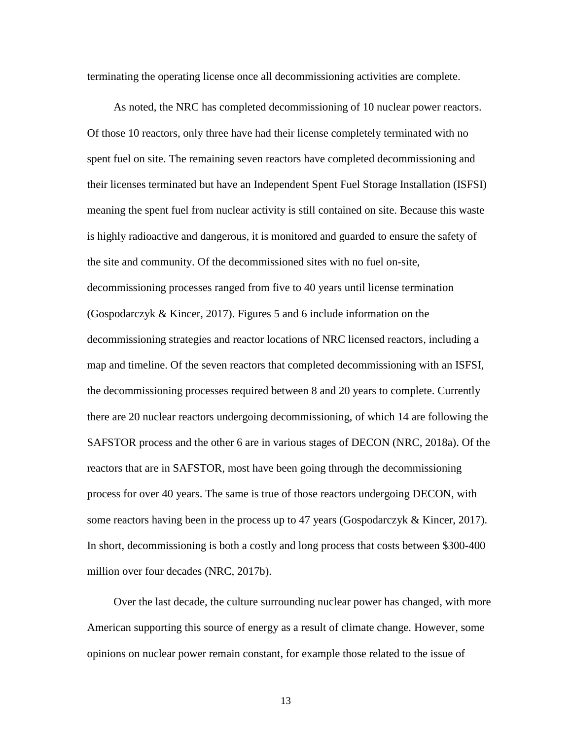terminating the operating license once all decommissioning activities are complete.

As noted, the NRC has completed decommissioning of 10 nuclear power reactors. Of those 10 reactors, only three have had their license completely terminated with no spent fuel on site. The remaining seven reactors have completed decommissioning and their licenses terminated but have an Independent Spent Fuel Storage Installation (ISFSI) meaning the spent fuel from nuclear activity is still contained on site. Because this waste is highly radioactive and dangerous, it is monitored and guarded to ensure the safety of the site and community. Of the decommissioned sites with no fuel on-site, decommissioning processes ranged from five to 40 years until license termination (Gospodarczyk & Kincer, 2017). Figures 5 and 6 include information on the decommissioning strategies and reactor locations of NRC licensed reactors, including a map and timeline. Of the seven reactors that completed decommissioning with an ISFSI, the decommissioning processes required between 8 and 20 years to complete. Currently there are 20 nuclear reactors undergoing decommissioning, of which 14 are following the SAFSTOR process and the other 6 are in various stages of DECON (NRC, 2018a). Of the reactors that are in SAFSTOR, most have been going through the decommissioning process for over 40 years. The same is true of those reactors undergoing DECON, with some reactors having been in the process up to 47 years (Gospodarczyk & Kincer, 2017). In short, decommissioning is both a costly and long process that costs between $300-400 million over four decades (NRC, 2017b).

Over the last decade, the culture surrounding nuclear power has changed, with more American supporting this source of energy as a result of climate change. However, some opinions on nuclear power remain constant, for example those related to the issue of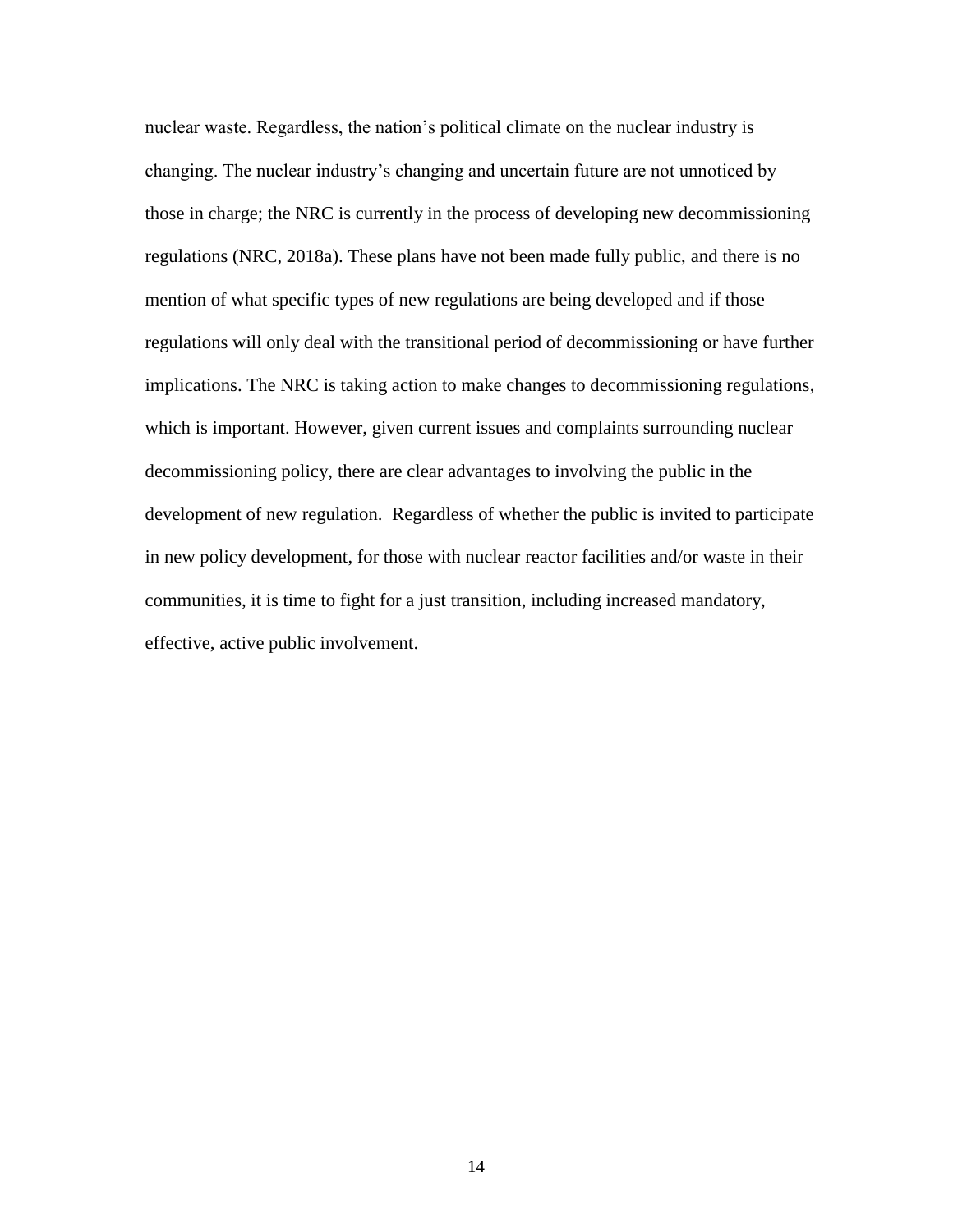nuclear waste. Regardless, the nation's political climate on the nuclear industry is changing. The nuclear industry's changing and uncertain future are not unnoticed by those in charge; the NRC is currently in the process of developing new decommissioning regulations (NRC, 2018a). These plans have not been made fully public, and there is no mention of what specific types of new regulations are being developed and if those regulations will only deal with the transitional period of decommissioning or have further implications. The NRC is taking action to make changes to decommissioning regulations, which is important. However, given current issues and complaints surrounding nuclear decommissioning policy, there are clear advantages to involving the public in the development of new regulation. Regardless of whether the public is invited to participate in new policy development, for those with nuclear reactor facilities and/or waste in their communities, it is time to fight for a just transition, including increased mandatory, effective, active public involvement.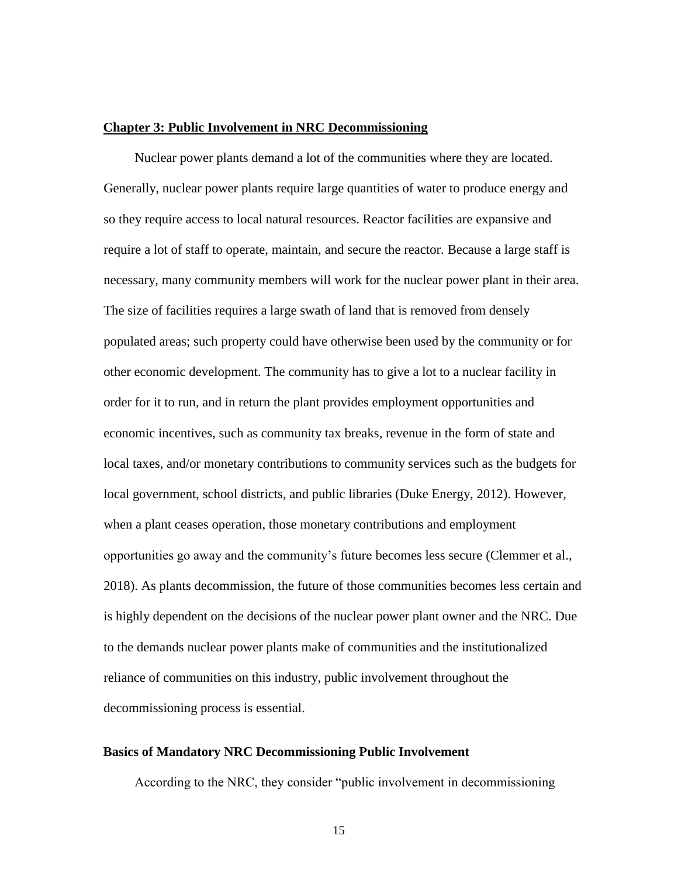## Chapter 3: Public Involvement in NRC Decommissioning

Nuclear power plants demand a lot of the communities where they are located. Generally, nuclear power plants require large quantities of water to produce energy and so they require access to local natural resources. Reactor facilities are expansive and require a lot of staff to operate, maintain, and secure the reactor. Because a large staff is necessary, many community members will work for the nuclear power plant in their area. The size of facilities requires a large swath of land that is removed from densely populated areas; such property could have otherwise been used by the community or for other economic development. The community has to give a lot to a nuclear facility in order for it to run, and in return the plant provides employment opportunities and economic incentives, such as community tax breaks, revenue in the form of state and local taxes, and/or monetary contributions to community services such as the budgets for local government, school districts, and public libraries (Duke Energy, 2012). However, when a plant ceases operation, those monetary contributions and employment opportunities go away and the community's future becomes less secure (Clemmer et al., 2018). As plants decommission, the future of those communities becomes less certain and is highly dependent on the decisions of the nuclear power plant owner and the NRC. Due to the demands nuclear power plants make of communities and the institutionalized reliance of communities on this industry, public involvement throughout the decommissioning process is essential.

### Basics of Mandatory NRC Decommissioning Public Involvement

According to the NRC, they consider "public involvement in decommissioning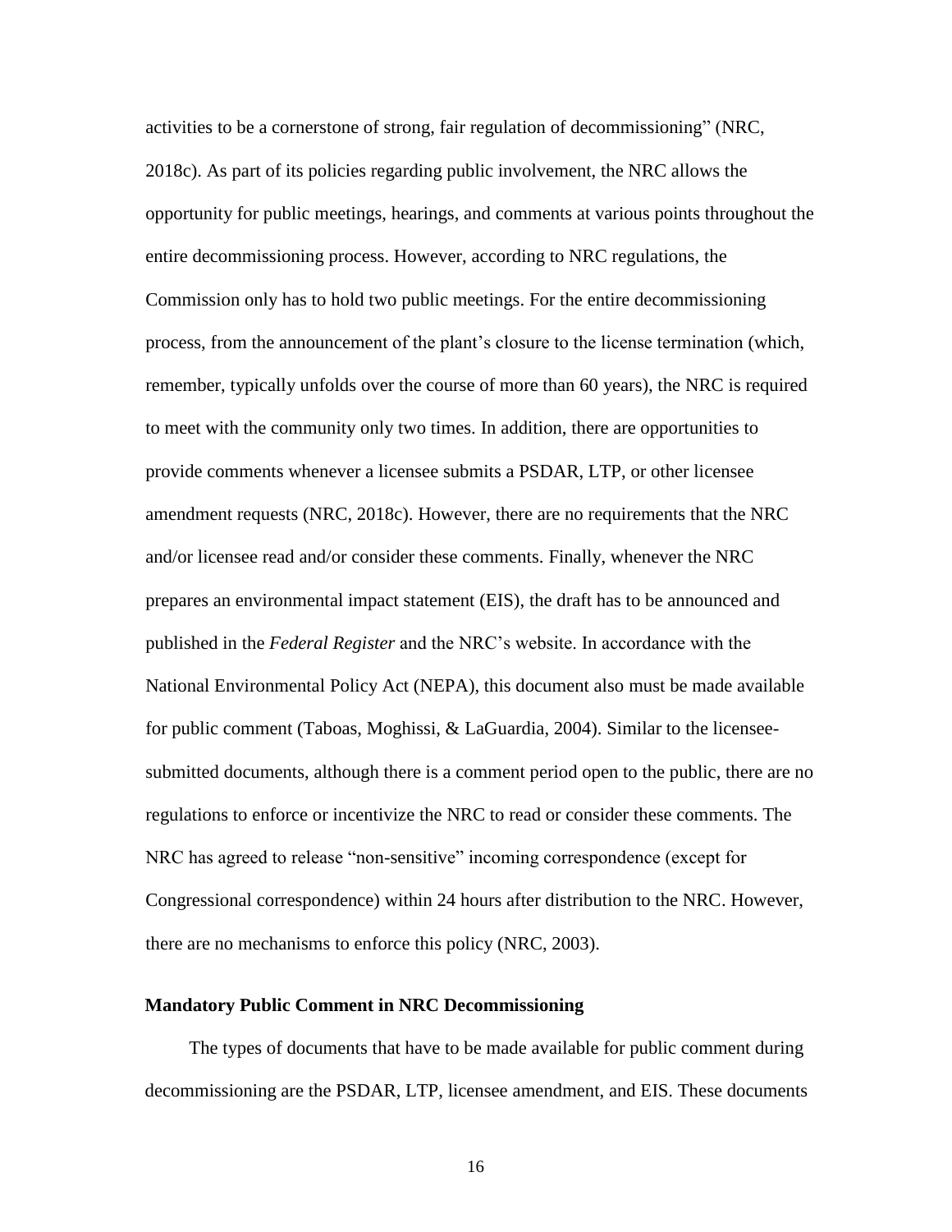activities to be a cornerstone of strong, fair regulation of decommissioning" (NRC, 2018c). As part of its policies regarding public involvement, the NRC allows the opportunity for public meetings, hearings, and comments at various points throughout the entire decommissioning process. However, according to NRC regulations, the Commission only has to hold two public meetings. For the entire decommissioning process, from the announcement of the plant's closure to the license termination (which, remember, typically unfolds over the course of more than 60 years), the NRC is required to meet with the community only two times. In addition, there are opportunities to provide comments whenever a licensee submits a PSDAR, LTP, or other licensee amendment requests (NRC, 2018c). However, there are no requirements that the NRC and/or licensee read and/or consider these comments. Finally, whenever the NRC prepares an environmental impact statement (EIS), the draft has to be announced and published in the *Federal Register* and the NRC's website. In accordance with the National Environmental Policy Act (NEPA), this document also must be made available for public comment (Taboas, Moghissi, & LaGuardia, 2004). Similar to the licensee-submitted documents, although there is a comment period open to the public, there are no regulations to enforce or incentivize the NRC to read or consider these comments. The NRC has agreed to release "non-sensitive" incoming correspondence (except for Congressional correspondence) within 24 hours after distribution to the NRC. However, there are no mechanisms to enforce this policy (NRC, 2003).

### Mandatory Public Comment in NRC Decommissioning

The types of documents that have to be made available for public comment during decommissioning are the PSDAR, LTP, licensee amendment, and EIS. These documents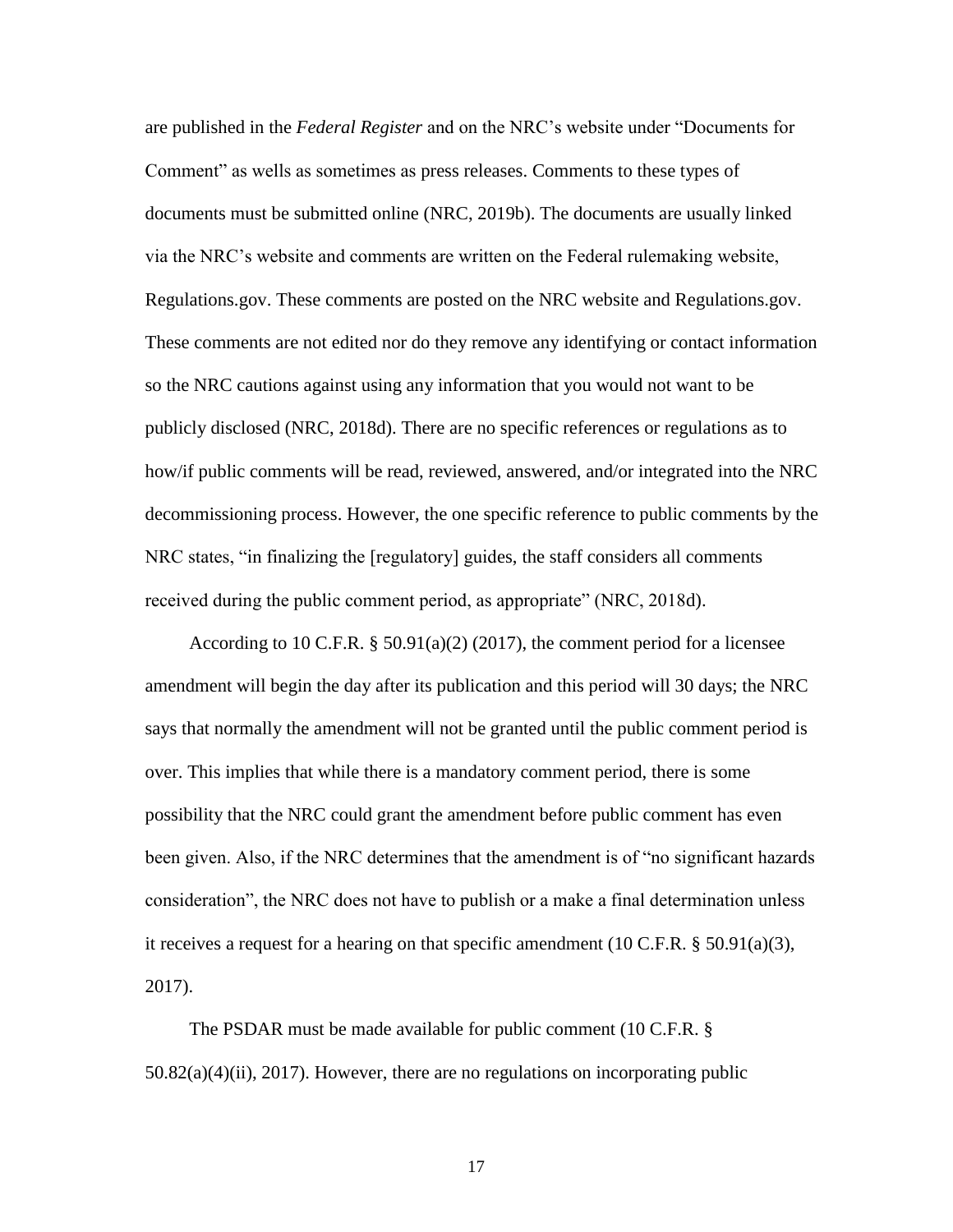are published in the *Federal Register* and on the NRC's website under "Documents for Comment" as wells as sometimes as press releases. Comments to these types of documents must be submitted online (NRC, 2019b). The documents are usually linked via the NRC's website and comments are written on the Federal rulemaking website, Regulations.gov. These comments are posted on the NRC website and Regulations.gov. These comments are not edited nor do they remove any identifying or contact information so the NRC cautions against using any information that you would not want to be publicly disclosed (NRC, 2018d). There are no specific references or regulations as to how/if public comments will be read, reviewed, answered, and/or integrated into the NRC decommissioning process. However, the one specific reference to public comments by the NRC states, "in finalizing the [regulatory] guides, the staff considers all comments received during the public comment period, as appropriate" (NRC, 2018d).

According to 10 C.F.R. § 50.91(a)(2) (2017), the comment period for a licensee amendment will begin the day after its publication and this period will 30 days; the NRC says that normally the amendment will not be granted until the public comment period is over. This implies that while there is a mandatory comment period, there is some possibility that the NRC could grant the amendment before public comment has even been given. Also, if the NRC determines that the amendment is of "no significant hazards consideration", the NRC does not have to publish or a make a final determination unless it receives a request for a hearing on that specific amendment (10 C.F.R. § 50.91(a)(3), 2017).

The PSDAR must be made available for public comment (10 C.F.R. § 50.82(a)(4)(ii), 2017). However, there are no regulations on incorporating public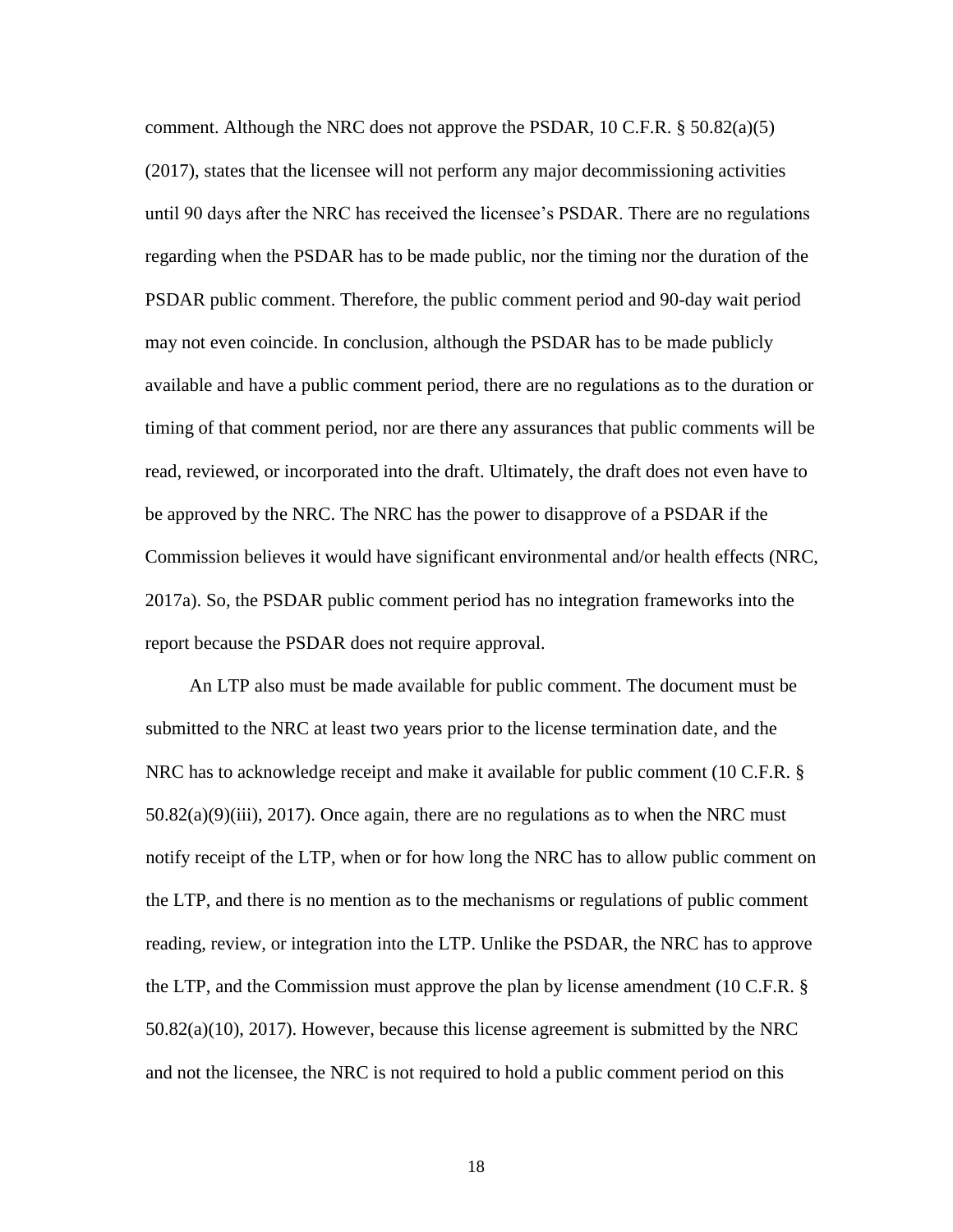comment. Although the NRC does not approve the PSDAR, 10 C.F.R. § 50.82(a)(5) (2017), states that the licensee will not perform any major decommissioning activities until 90 days after the NRC has received the licensee's PSDAR. There are no regulations regarding when the PSDAR has to be made public, nor the timing nor the duration of the PSDAR public comment. Therefore, the public comment period and 90-day wait period may not even coincide. In conclusion, although the PSDAR has to be made publicly available and have a public comment period, there are no regulations as to the duration or timing of that comment period, nor are there any assurances that public comments will be read, reviewed, or incorporated into the draft. Ultimately, the draft does not even have to be approved by the NRC. The NRC has the power to disapprove of a PSDAR if the Commission believes it would have significant environmental and/or health effects (NRC, 2017a). So, the PSDAR public comment period has no integration frameworks into the report because the PSDAR does not require approval.

An LTP also must be made available for public comment. The document must be submitted to the NRC at least two years prior to the license termination date, and the NRC has to acknowledge receipt and make it available for public comment (10 C.F.R. § 50.82(a)(9)(iii), 2017). Once again, there are no regulations as to when the NRC must notify receipt of the LTP, when or for how long the NRC has to allow public comment on the LTP, and there is no mention as to the mechanisms or regulations of public comment reading, review, or integration into the LTP. Unlike the PSDAR, the NRC has to approve the LTP, and the Commission must approve the plan by license amendment (10 C.F.R. § 50.82(a)(10), 2017). However, because this license agreement is submitted by the NRC and not the licensee, the NRC is not required to hold a public comment period on this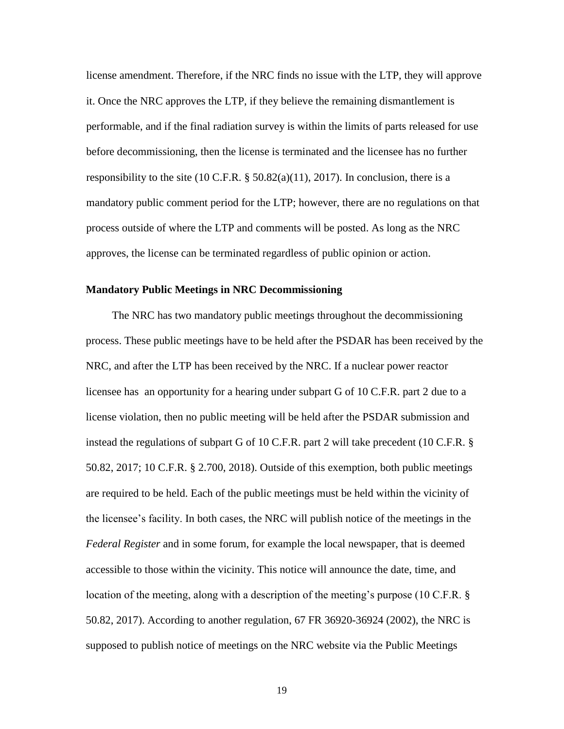license amendment. Therefore, if the NRC finds no issue with the LTP, they will approve it. Once the NRC approves the LTP, if they believe the remaining dismantlement is performable, and if the final radiation survey is within the limits of parts released for use before decommissioning, then the license is terminated and the licensee has no further responsibility to the site (10 C.F.R. § 50.82(a)(11), 2017). In conclusion, there is a mandatory public comment period for the LTP; however, there are no regulations on that process outside of where the LTP and comments will be posted. As long as the NRC approves, the license can be terminated regardless of public opinion or action.

**Mandatory Public Meetings in NRC Decommissioning**

The NRC has two mandatory public meetings throughout the decommissioning process. These public meetings have to be held after the PSDAR has been received by the NRC, and after the LTP has been received by the NRC. If a nuclear power reactor licensee has an opportunity for a hearing under subpart G of 10 C.F.R. part 2 due to a license violation, then no public meeting will be held after the PSDAR submission and instead the regulations of subpart G of 10 C.F.R. part 2 will take precedent (10 C.F.R. § 50.82, 2017; 10 C.F.R. § 2.700, 2018). Outside of this exemption, both public meetings are required to be held. Each of the public meetings must be held within the vicinity of the licensee's facility. In both cases, the NRC will publish notice of the meetings in the *Federal Register* and in some forum, for example the local newspaper, that is deemed accessible to those within the vicinity. This notice will announce the date, time, and location of the meeting, along with a description of the meeting's purpose (10 C.F.R. § 50.82, 2017). According to another regulation, 67 FR 36920-36924 (2002), the NRC is supposed to publish notice of meetings on the NRC website via the Public Meetings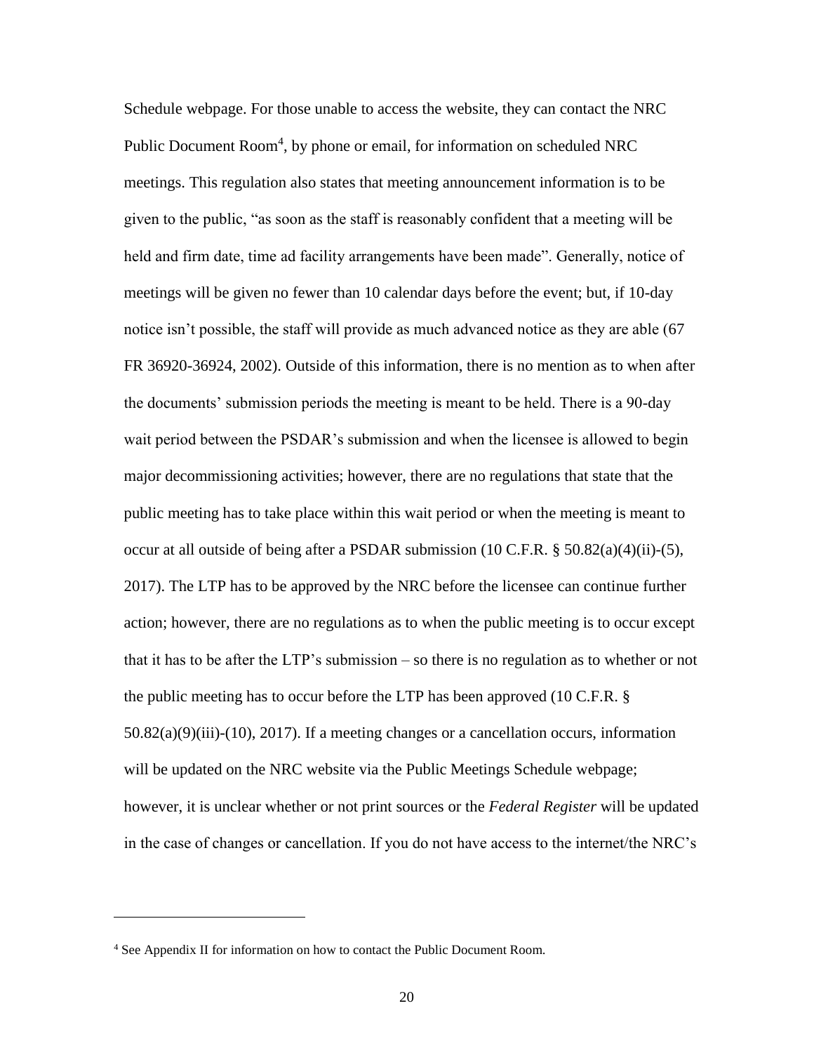Schedule webpage. For those unable to access the website, they can contact the NRC Public Document Room[4], by phone or email, for information on scheduled NRC meetings. This regulation also states that meeting announcement information is to be given to the public, "as soon as the staff is reasonably confident that a meeting will be held and firm date, time ad facility arrangements have been made". Generally, notice of meetings will be given no fewer than 10 calendar days before the event; but, if 10-day notice isn't possible, the staff will provide as much advanced notice as they are able (67 FR 36920-36924, 2002). Outside of this information, there is no mention as to when after the documents' submission periods the meeting is meant to be held. There is a 90-day wait period between the PSDAR's submission and when the licensee is allowed to begin major decommissioning activities; however, there are no regulations that state that the public meeting has to take place within this wait period or when the meeting is meant to occur at all outside of being after a PSDAR submission (10 C.F.R. § 50.82(a)(4)(ii)-(5), 2017). The LTP has to be approved by the NRC before the licensee can continue further action; however, there are no regulations as to when the public meeting is to occur except that it has to be after the LTP's submission – so there is no regulation as to whether or not the public meeting has to occur before the LTP has been approved (10 C.F.R. § 50.82(a)(9)(iii)-(10), 2017). If a meeting changes or a cancellation occurs, information will be updated on the NRC website via the Public Meetings Schedule webpage; however, it is unclear whether or not print sources or the *Federal Register* will be updated in the case of changes or cancellation. If you do not have access to the internet/the NRC's

[4] See Appendix II for information on how to contact the Public Document Room.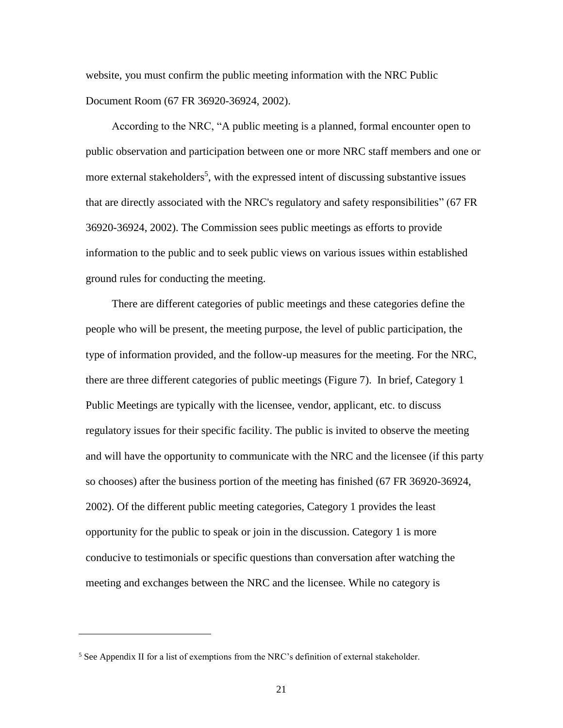website, you must confirm the public meeting information with the NRC Public Document Room (67 FR 36920-36924, 2002).

According to the NRC, "A public meeting is a planned, formal encounter open to public observation and participation between one or more NRC staff members and one or more external stakeholders[5], with the expressed intent of discussing substantive issues that are directly associated with the NRC's regulatory and safety responsibilities" (67 FR 36920-36924, 2002). The Commission sees public meetings as efforts to provide information to the public and to seek public views on various issues within established ground rules for conducting the meeting.

There are different categories of public meetings and these categories define the people who will be present, the meeting purpose, the level of public participation, the type of information provided, and the follow-up measures for the meeting. For the NRC, there are three different categories of public meetings (Figure 7). In brief, Category 1 Public Meetings are typically with the licensee, vendor, applicant, etc. to discuss regulatory issues for their specific facility. The public is invited to observe the meeting and will have the opportunity to communicate with the NRC and the licensee (if this party so chooses) after the business portion of the meeting has finished (67 FR 36920-36924, 2002). Of the different public meeting categories, Category 1 provides the least opportunity for the public to speak or join in the discussion. Category 1 is more conducive to testimonials or specific questions than conversation after watching the meeting and exchanges between the NRC and the licensee. While no category is

[5] See Appendix II for a list of exemptions from the NRC's definition of external stakeholder.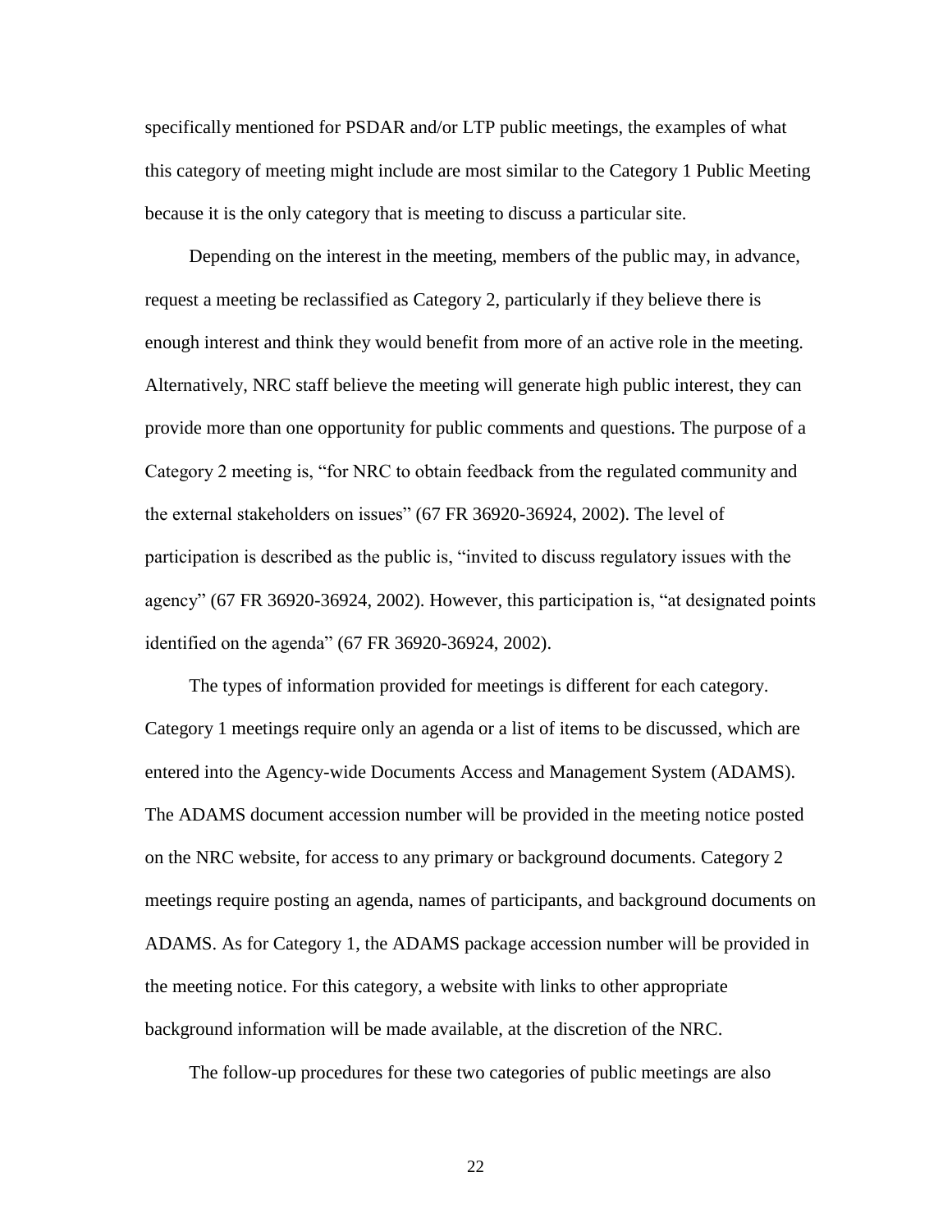specifically mentioned for PSDAR and/or LTP public meetings, the examples of what this category of meeting might include are most similar to the Category 1 Public Meeting because it is the only category that is meeting to discuss a particular site.

Depending on the interest in the meeting, members of the public may, in advance, request a meeting be reclassified as Category 2, particularly if they believe there is enough interest and think they would benefit from more of an active role in the meeting. Alternatively, NRC staff believe the meeting will generate high public interest, they can provide more than one opportunity for public comments and questions. The purpose of a Category 2 meeting is, "for NRC to obtain feedback from the regulated community and the external stakeholders on issues" (67 FR 36920-36924, 2002). The level of participation is described as the public is, "invited to discuss regulatory issues with the agency" (67 FR 36920-36924, 2002). However, this participation is, "at designated points identified on the agenda" (67 FR 36920-36924, 2002).

The types of information provided for meetings is different for each category. Category 1 meetings require only an agenda or a list of items to be discussed, which are entered into the Agency-wide Documents Access and Management System (ADAMS). The ADAMS document accession number will be provided in the meeting notice posted on the NRC website, for access to any primary or background documents. Category 2 meetings require posting an agenda, names of participants, and background documents on ADAMS. As for Category 1, the ADAMS package accession number will be provided in the meeting notice. For this category, a website with links to other appropriate background information will be made available, at the discretion of the NRC.

The follow-up procedures for these two categories of public meetings are also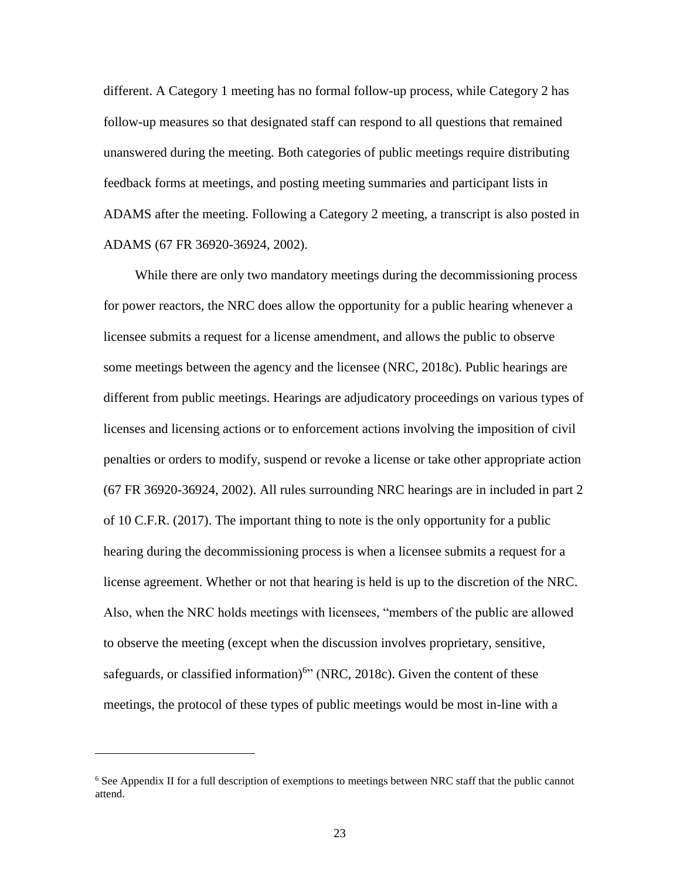different. A Category 1 meeting has no formal follow-up process, while Category 2 has follow-up measures so that designated staff can respond to all questions that remained unanswered during the meeting. Both categories of public meetings require distributing feedback forms at meetings, and posting meeting summaries and participant lists in ADAMS after the meeting. Following a Category 2 meeting, a transcript is also posted in ADAMS (67 FR 36920-36924, 2002).

While there are only two mandatory meetings during the decommissioning process for power reactors, the NRC does allow the opportunity for a public hearing whenever a licensee submits a request for a license amendment, and allows the public to observe some meetings between the agency and the licensee (NRC, 2018c). Public hearings are different from public meetings. Hearings are adjudicatory proceedings on various types of licenses and licensing actions or to enforcement actions involving the imposition of civil penalties or orders to modify, suspend or revoke a license or take other appropriate action (67 FR 36920-36924, 2002). All rules surrounding NRC hearings are in included in part 2 of 10 C.F.R. (2017). The important thing to note is the only opportunity for a public hearing during the decommissioning process is when a licensee submits a request for a license agreement. Whether or not that hearing is held is up to the discretion of the NRC. Also, when the NRC holds meetings with licensees, "members of the public are allowed to observe the meeting (except when the discussion involves proprietary, sensitive, safeguards, or classified information)[6]" (NRC, 2018c). Given the content of these meetings, the protocol of these types of public meetings would be most in-line with a

---

[6] See Appendix II for a full description of exemptions to meetings between NRC staff that the public cannot attend.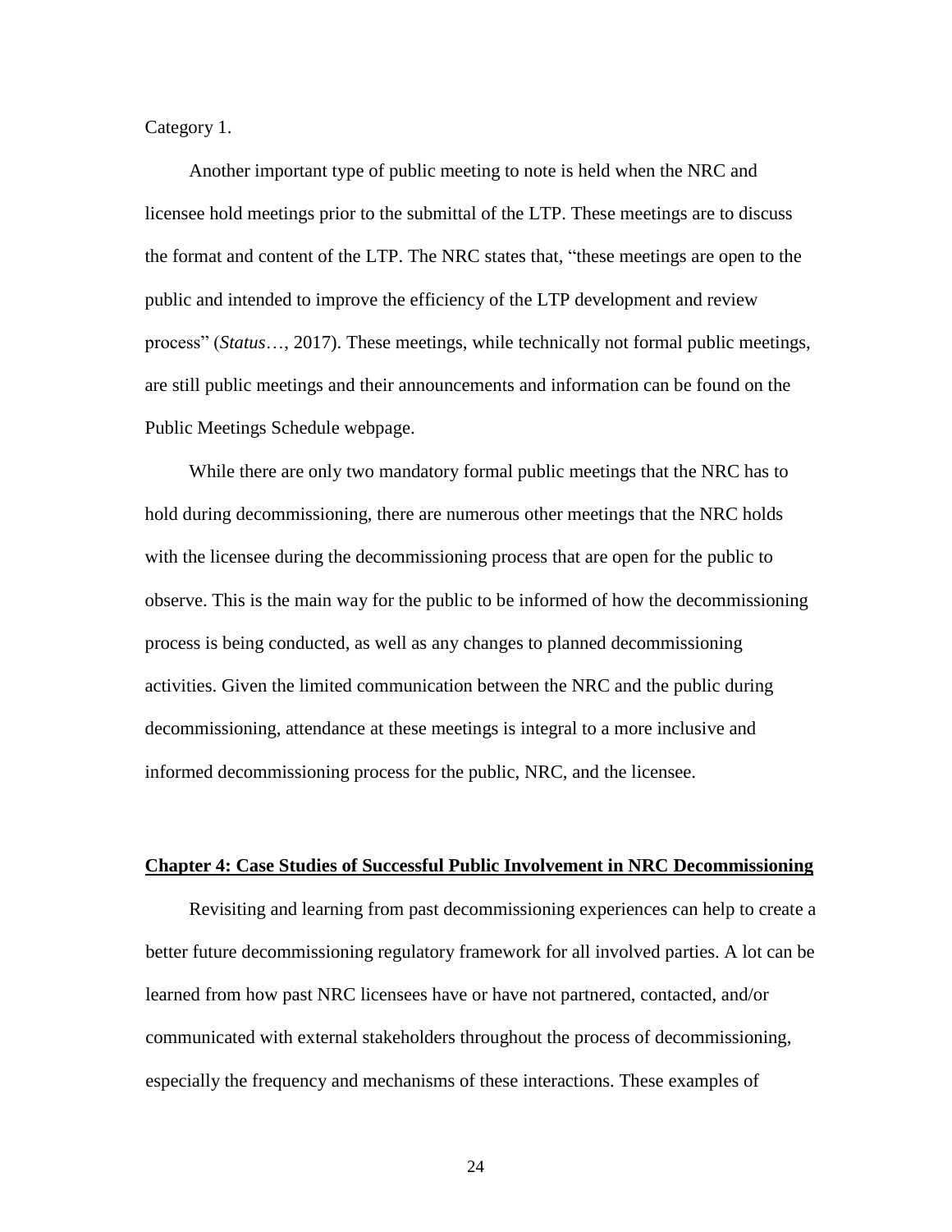Category 1.

Another important type of public meeting to note is held when the NRC and licensee hold meetings prior to the submittal of the LTP. These meetings are to discuss the format and content of the LTP. The NRC states that, "these meetings are open to the public and intended to improve the efficiency of the LTP development and review process" (*Status*…, 2017). These meetings, while technically not formal public meetings, are still public meetings and their announcements and information can be found on the Public Meetings Schedule webpage.

While there are only two mandatory formal public meetings that the NRC has to hold during decommissioning, there are numerous other meetings that the NRC holds with the licensee during the decommissioning process that are open for the public to observe. This is the main way for the public to be informed of how the decommissioning process is being conducted, as well as any changes to planned decommissioning activities. Given the limited communication between the NRC and the public during decommissioning, attendance at these meetings is integral to a more inclusive and informed decommissioning process for the public, NRC, and the licensee.

## Chapter 4: Case Studies of Successful Public Involvement in NRC Decommissioning

Revisiting and learning from past decommissioning experiences can help to create a better future decommissioning regulatory framework for all involved parties. A lot can be learned from how past NRC licensees have or have not partnered, contacted, and/or communicated with external stakeholders throughout the process of decommissioning, especially the frequency and mechanisms of these interactions. These examples of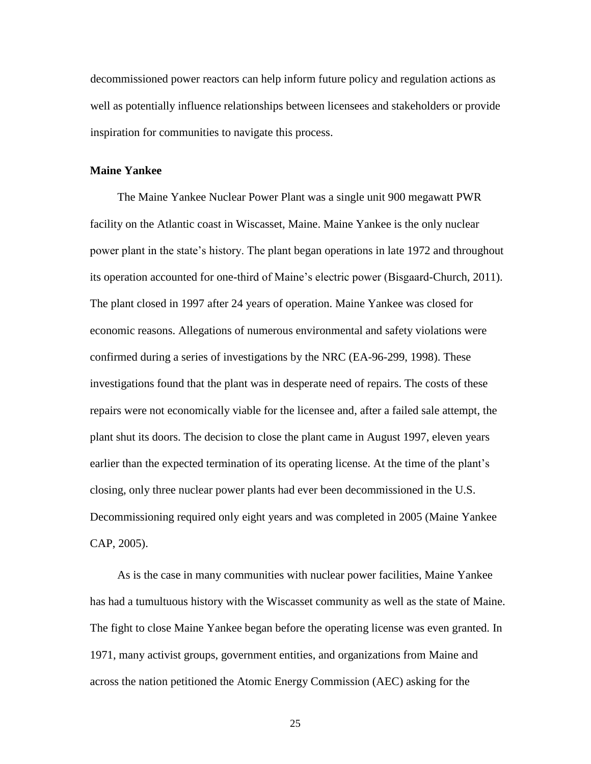decommissioned power reactors can help inform future policy and regulation actions as well as potentially influence relationships between licensees and stakeholders or provide inspiration for communities to navigate this process.

**Maine Yankee**

The Maine Yankee Nuclear Power Plant was a single unit 900 megawatt PWR facility on the Atlantic coast in Wiscasset, Maine. Maine Yankee is the only nuclear power plant in the state's history. The plant began operations in late 1972 and throughout its operation accounted for one-third of Maine's electric power (Bisgaard-Church, 2011). The plant closed in 1997 after 24 years of operation. Maine Yankee was closed for economic reasons. Allegations of numerous environmental and safety violations were confirmed during a series of investigations by the NRC (EA-96-299, 1998). These investigations found that the plant was in desperate need of repairs. The costs of these repairs were not economically viable for the licensee and, after a failed sale attempt, the plant shut its doors. The decision to close the plant came in August 1997, eleven years earlier than the expected termination of its operating license. At the time of the plant's closing, only three nuclear power plants had ever been decommissioned in the U.S. Decommissioning required only eight years and was completed in 2005 (Maine Yankee CAP, 2005).

As is the case in many communities with nuclear power facilities, Maine Yankee has had a tumultuous history with the Wiscasset community as well as the state of Maine. The fight to close Maine Yankee began before the operating license was even granted. In 1971, many activist groups, government entities, and organizations from Maine and across the nation petitioned the Atomic Energy Commission (AEC) asking for the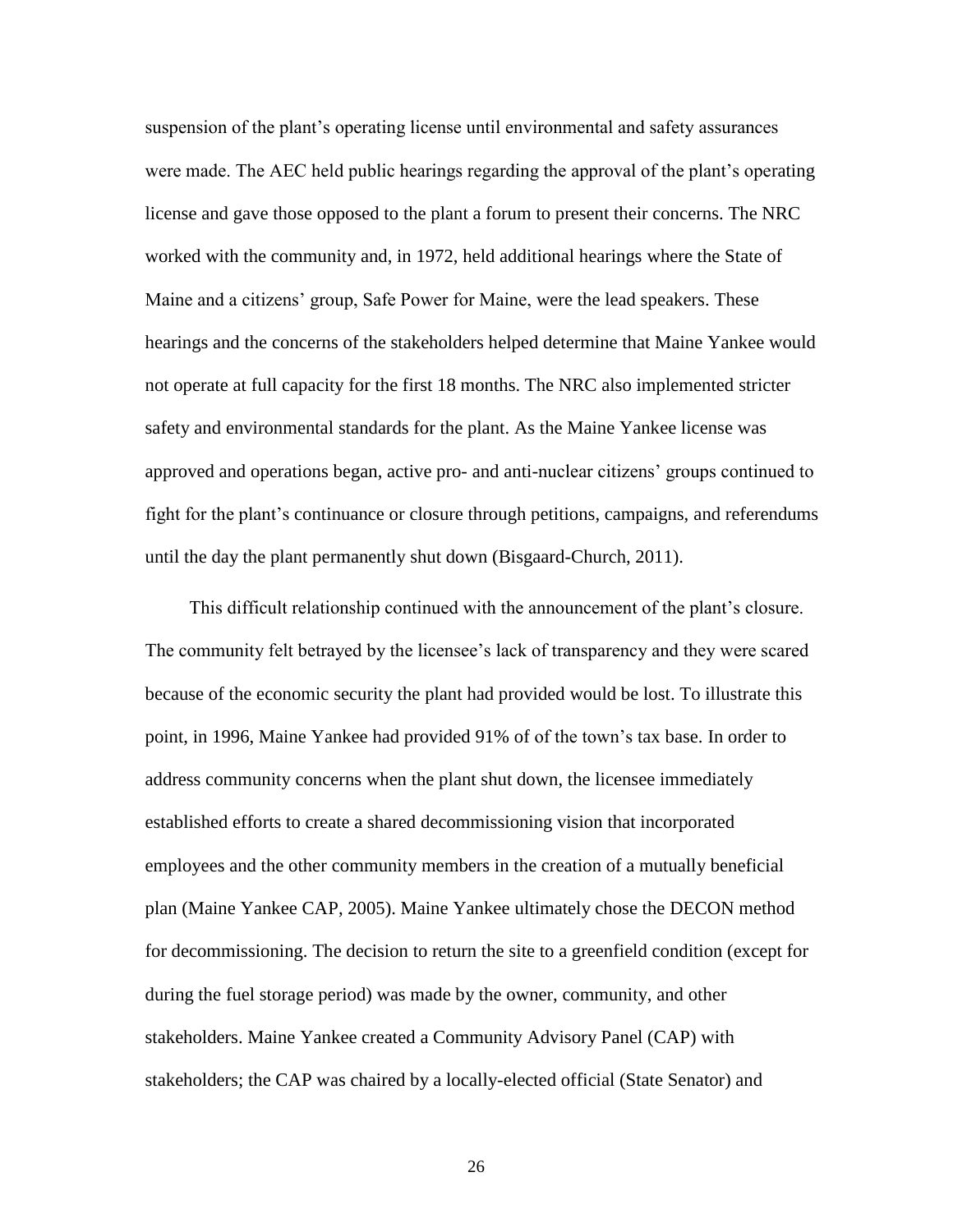suspension of the plant's operating license until environmental and safety assurances were made. The AEC held public hearings regarding the approval of the plant's operating license and gave those opposed to the plant a forum to present their concerns. The NRC worked with the community and, in 1972, held additional hearings where the State of Maine and a citizens' group, Safe Power for Maine, were the lead speakers. These hearings and the concerns of the stakeholders helped determine that Maine Yankee would not operate at full capacity for the first 18 months. The NRC also implemented stricter safety and environmental standards for the plant. As the Maine Yankee license was approved and operations began, active pro- and anti-nuclear citizens' groups continued to fight for the plant's continuance or closure through petitions, campaigns, and referendums until the day the plant permanently shut down (Bisgaard-Church, 2011).

This difficult relationship continued with the announcement of the plant's closure. The community felt betrayed by the licensee's lack of transparency and they were scared because of the economic security the plant had provided would be lost. To illustrate this point, in 1996, Maine Yankee had provided 91% of of the town's tax base. In order to address community concerns when the plant shut down, the licensee immediately established efforts to create a shared decommissioning vision that incorporated employees and the other community members in the creation of a mutually beneficial plan (Maine Yankee CAP, 2005). Maine Yankee ultimately chose the DECON method for decommissioning. The decision to return the site to a greenfield condition (except for during the fuel storage period) was made by the owner, community, and other stakeholders. Maine Yankee created a Community Advisory Panel (CAP) with stakeholders; the CAP was chaired by a locally-elected official (State Senator) and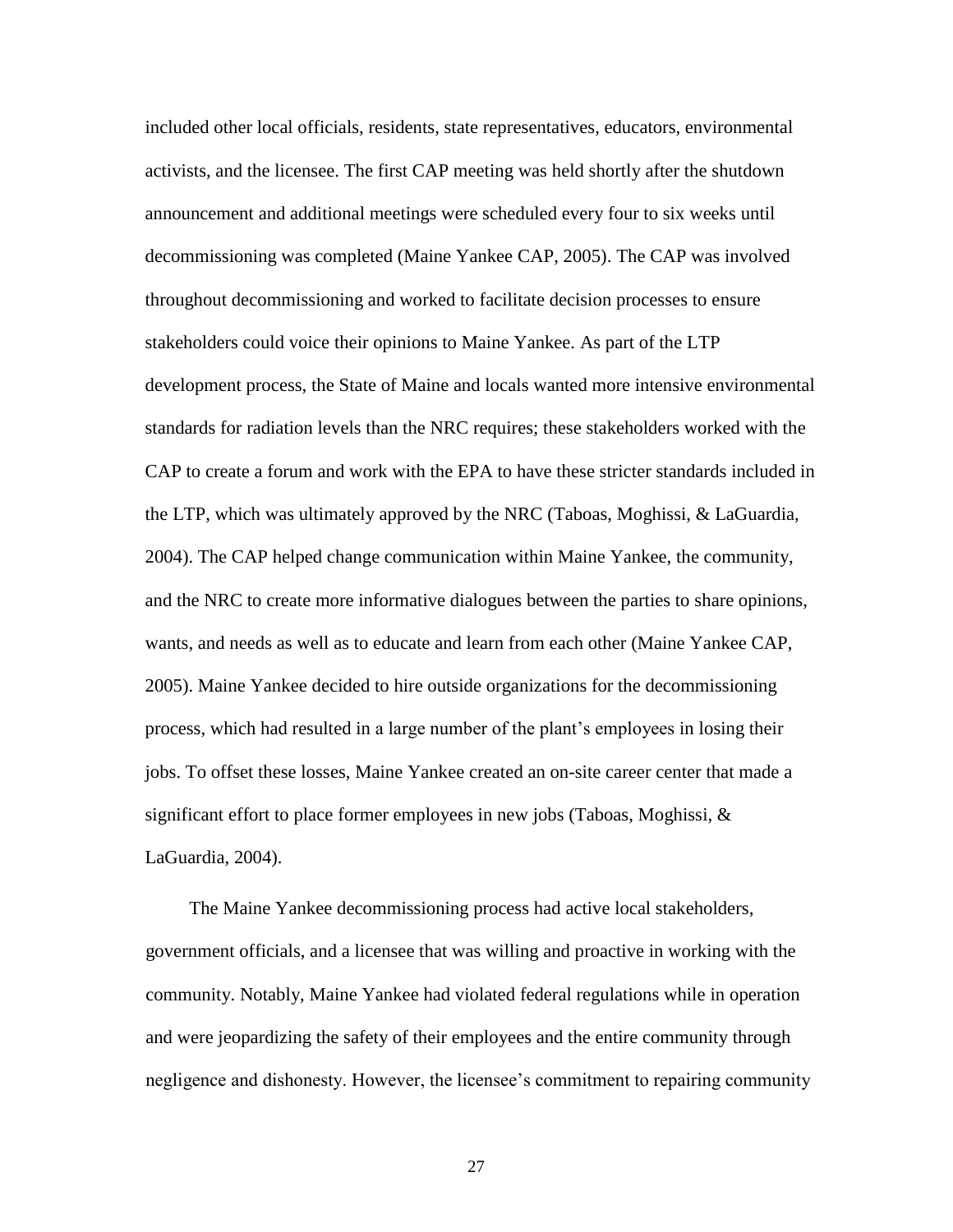included other local officials, residents, state representatives, educators, environmental activists, and the licensee. The first CAP meeting was held shortly after the shutdown announcement and additional meetings were scheduled every four to six weeks until decommissioning was completed (Maine Yankee CAP, 2005). The CAP was involved throughout decommissioning and worked to facilitate decision processes to ensure stakeholders could voice their opinions to Maine Yankee. As part of the LTP development process, the State of Maine and locals wanted more intensive environmental standards for radiation levels than the NRC requires; these stakeholders worked with the CAP to create a forum and work with the EPA to have these stricter standards included in the LTP, which was ultimately approved by the NRC (Taboas, Moghissi, & LaGuardia, 2004). The CAP helped change communication within Maine Yankee, the community, and the NRC to create more informative dialogues between the parties to share opinions, wants, and needs as well as to educate and learn from each other (Maine Yankee CAP, 2005). Maine Yankee decided to hire outside organizations for the decommissioning process, which had resulted in a large number of the plant's employees in losing their jobs. To offset these losses, Maine Yankee created an on-site career center that made a significant effort to place former employees in new jobs (Taboas, Moghissi, & LaGuardia, 2004).

The Maine Yankee decommissioning process had active local stakeholders, government officials, and a licensee that was willing and proactive in working with the community. Notably, Maine Yankee had violated federal regulations while in operation and were jeopardizing the safety of their employees and the entire community through negligence and dishonesty. However, the licensee's commitment to repairing community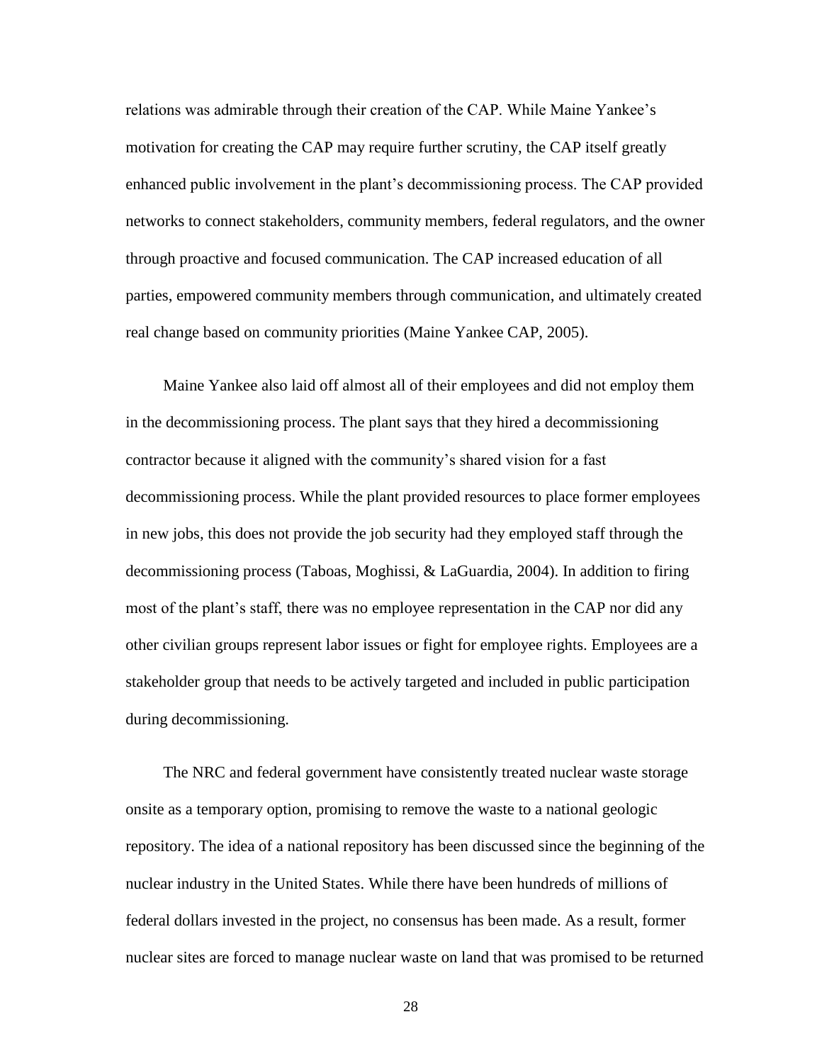relations was admirable through their creation of the CAP. While Maine Yankee's motivation for creating the CAP may require further scrutiny, the CAP itself greatly enhanced public involvement in the plant's decommissioning process. The CAP provided networks to connect stakeholders, community members, federal regulators, and the owner through proactive and focused communication. The CAP increased education of all parties, empowered community members through communication, and ultimately created real change based on community priorities (Maine Yankee CAP, 2005).

Maine Yankee also laid off almost all of their employees and did not employ them in the decommissioning process. The plant says that they hired a decommissioning contractor because it aligned with the community's shared vision for a fast decommissioning process. While the plant provided resources to place former employees in new jobs, this does not provide the job security had they employed staff through the decommissioning process (Taboas, Moghissi, & LaGuardia, 2004). In addition to firing most of the plant's staff, there was no employee representation in the CAP nor did any other civilian groups represent labor issues or fight for employee rights. Employees are a stakeholder group that needs to be actively targeted and included in public participation during decommissioning.

The NRC and federal government have consistently treated nuclear waste storage onsite as a temporary option, promising to remove the waste to a national geologic repository. The idea of a national repository has been discussed since the beginning of the nuclear industry in the United States. While there have been hundreds of millions of federal dollars invested in the project, no consensus has been made. As a result, former nuclear sites are forced to manage nuclear waste on land that was promised to be returned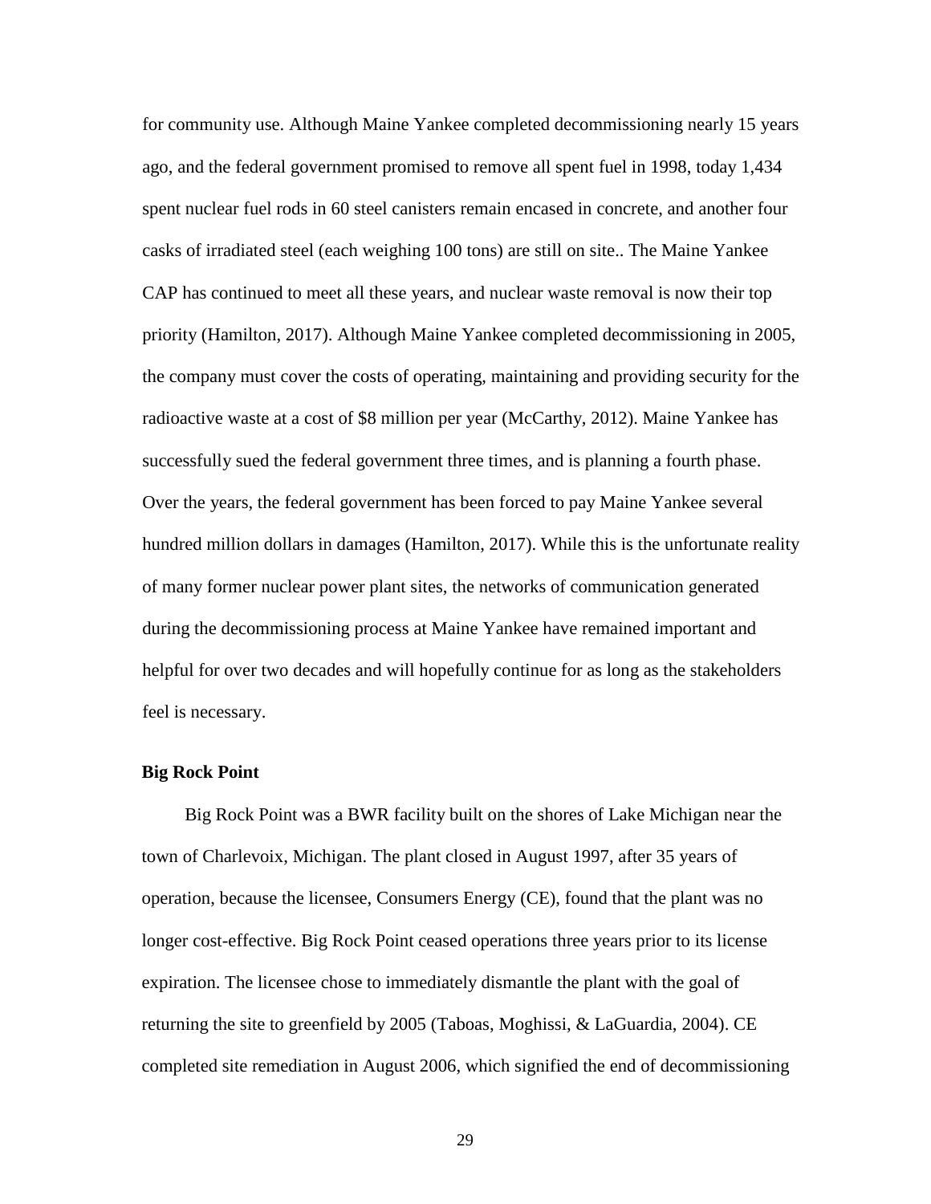for community use. Although Maine Yankee completed decommissioning nearly 15 years ago, and the federal government promised to remove all spent fuel in 1998, today 1,434 spent nuclear fuel rods in 60 steel canisters remain encased in concrete, and another four casks of irradiated steel (each weighing 100 tons) are still on site.. The Maine Yankee CAP has continued to meet all these years, and nuclear waste removal is now their top priority (Hamilton, 2017). Although Maine Yankee completed decommissioning in 2005, the company must cover the costs of operating, maintaining and providing security for the radioactive waste at a cost of $8 million per year (McCarthy, 2012). Maine Yankee has successfully sued the federal government three times, and is planning a fourth phase. Over the years, the federal government has been forced to pay Maine Yankee several hundred million dollars in damages (Hamilton, 2017). While this is the unfortunate reality of many former nuclear power plant sites, the networks of communication generated during the decommissioning process at Maine Yankee have remained important and helpful for over two decades and will hopefully continue for as long as the stakeholders feel is necessary.

**Big Rock Point**

Big Rock Point was a BWR facility built on the shores of Lake Michigan near the town of Charlevoix, Michigan. The plant closed in August 1997, after 35 years of operation, because the licensee, Consumers Energy (CE), found that the plant was no longer cost-effective. Big Rock Point ceased operations three years prior to its license expiration. The licensee chose to immediately dismantle the plant with the goal of returning the site to greenfield by 2005 (Taboas, Moghissi, & LaGuardia, 2004). CE completed site remediation in August 2006, which signified the end of decommissioning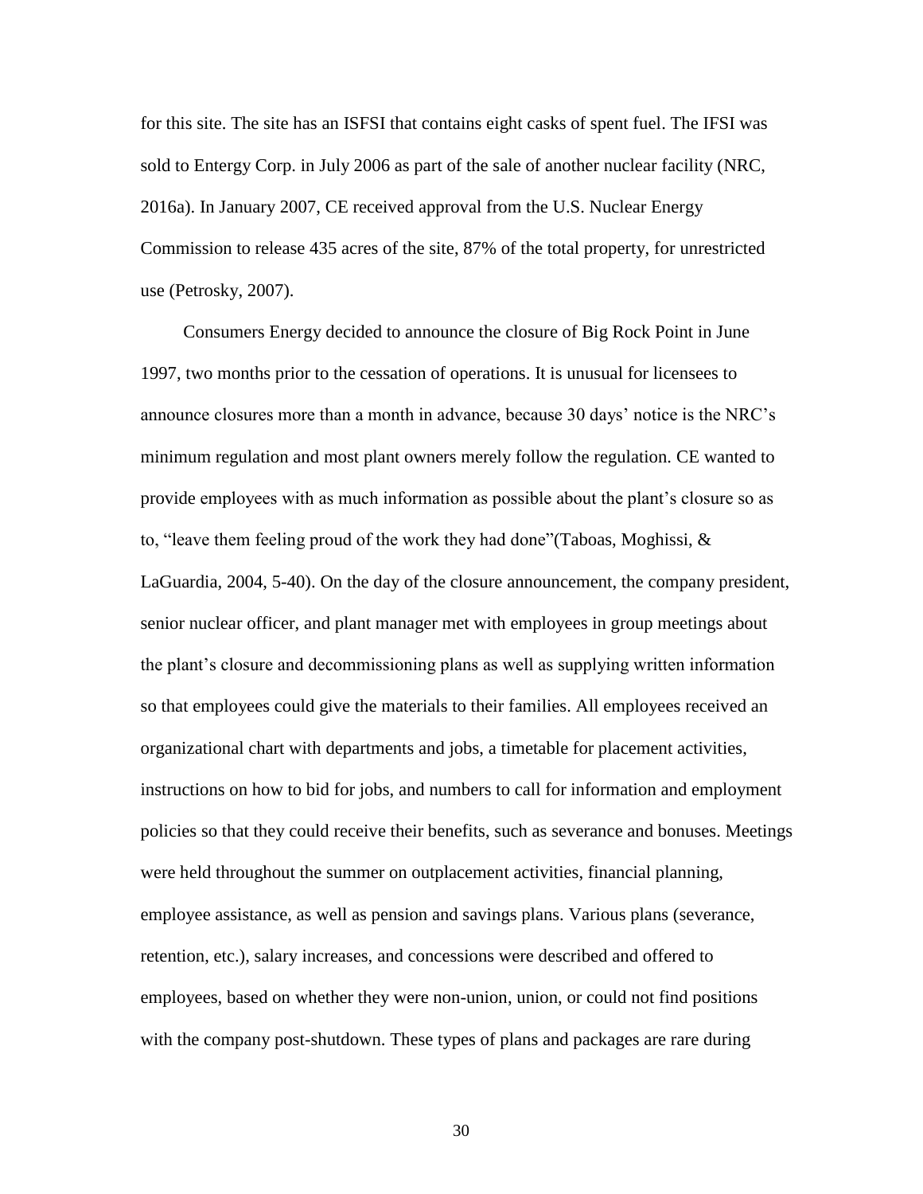for this site. The site has an ISFSI that contains eight casks of spent fuel. The IFSI was sold to Entergy Corp. in July 2006 as part of the sale of another nuclear facility (NRC, 2016a). In January 2007, CE received approval from the U.S. Nuclear Energy Commission to release 435 acres of the site, 87% of the total property, for unrestricted use (Petrosky, 2007).

Consumers Energy decided to announce the closure of Big Rock Point in June 1997, two months prior to the cessation of operations. It is unusual for licensees to announce closures more than a month in advance, because 30 days' notice is the NRC's minimum regulation and most plant owners merely follow the regulation. CE wanted to provide employees with as much information as possible about the plant's closure so as to, "leave them feeling proud of the work they had done"(Taboas, Moghissi, & LaGuardia, 2004, 5-40). On the day of the closure announcement, the company president, senior nuclear officer, and plant manager met with employees in group meetings about the plant's closure and decommissioning plans as well as supplying written information so that employees could give the materials to their families. All employees received an organizational chart with departments and jobs, a timetable for placement activities, instructions on how to bid for jobs, and numbers to call for information and employment policies so that they could receive their benefits, such as severance and bonuses. Meetings were held throughout the summer on outplacement activities, financial planning, employee assistance, as well as pension and savings plans. Various plans (severance, retention, etc.), salary increases, and concessions were described and offered to employees, based on whether they were non-union, union, or could not find positions with the company post-shutdown. These types of plans and packages are rare during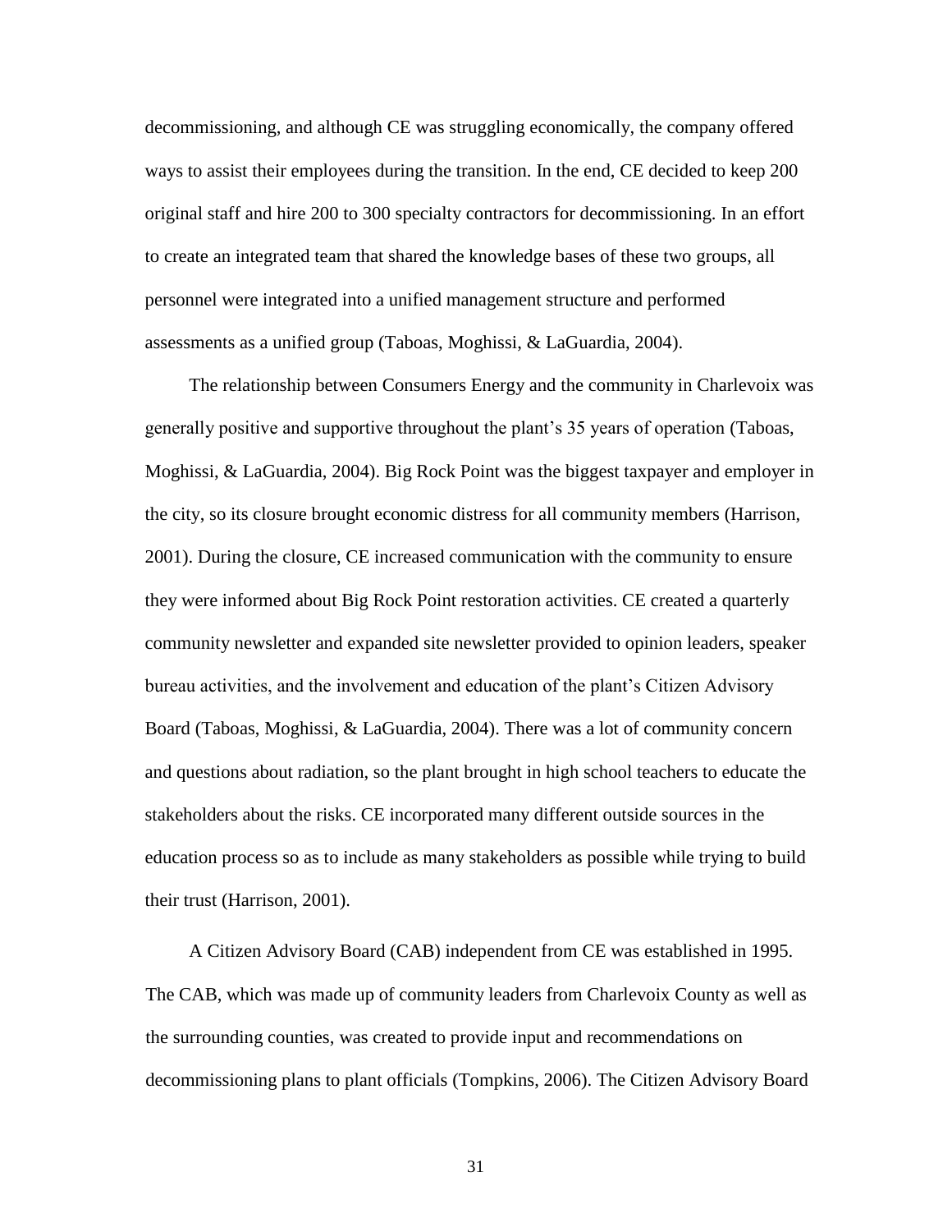decommissioning, and although CE was struggling economically, the company offered ways to assist their employees during the transition. In the end, CE decided to keep 200 original staff and hire 200 to 300 specialty contractors for decommissioning. In an effort to create an integrated team that shared the knowledge bases of these two groups, all personnel were integrated into a unified management structure and performed assessments as a unified group (Taboas, Moghissi, & LaGuardia, 2004).

The relationship between Consumers Energy and the community in Charlevoix was generally positive and supportive throughout the plant's 35 years of operation (Taboas, Moghissi, & LaGuardia, 2004). Big Rock Point was the biggest taxpayer and employer in the city, so its closure brought economic distress for all community members (Harrison, 2001). During the closure, CE increased communication with the community to ensure they were informed about Big Rock Point restoration activities. CE created a quarterly community newsletter and expanded site newsletter provided to opinion leaders, speaker bureau activities, and the involvement and education of the plant's Citizen Advisory Board (Taboas, Moghissi, & LaGuardia, 2004). There was a lot of community concern and questions about radiation, so the plant brought in high school teachers to educate the stakeholders about the risks. CE incorporated many different outside sources in the education process so as to include as many stakeholders as possible while trying to build their trust (Harrison, 2001).

A Citizen Advisory Board (CAB) independent from CE was established in 1995. The CAB, which was made up of community leaders from Charlevoix County as well as the surrounding counties, was created to provide input and recommendations on decommissioning plans to plant officials (Tompkins, 2006). The Citizen Advisory Board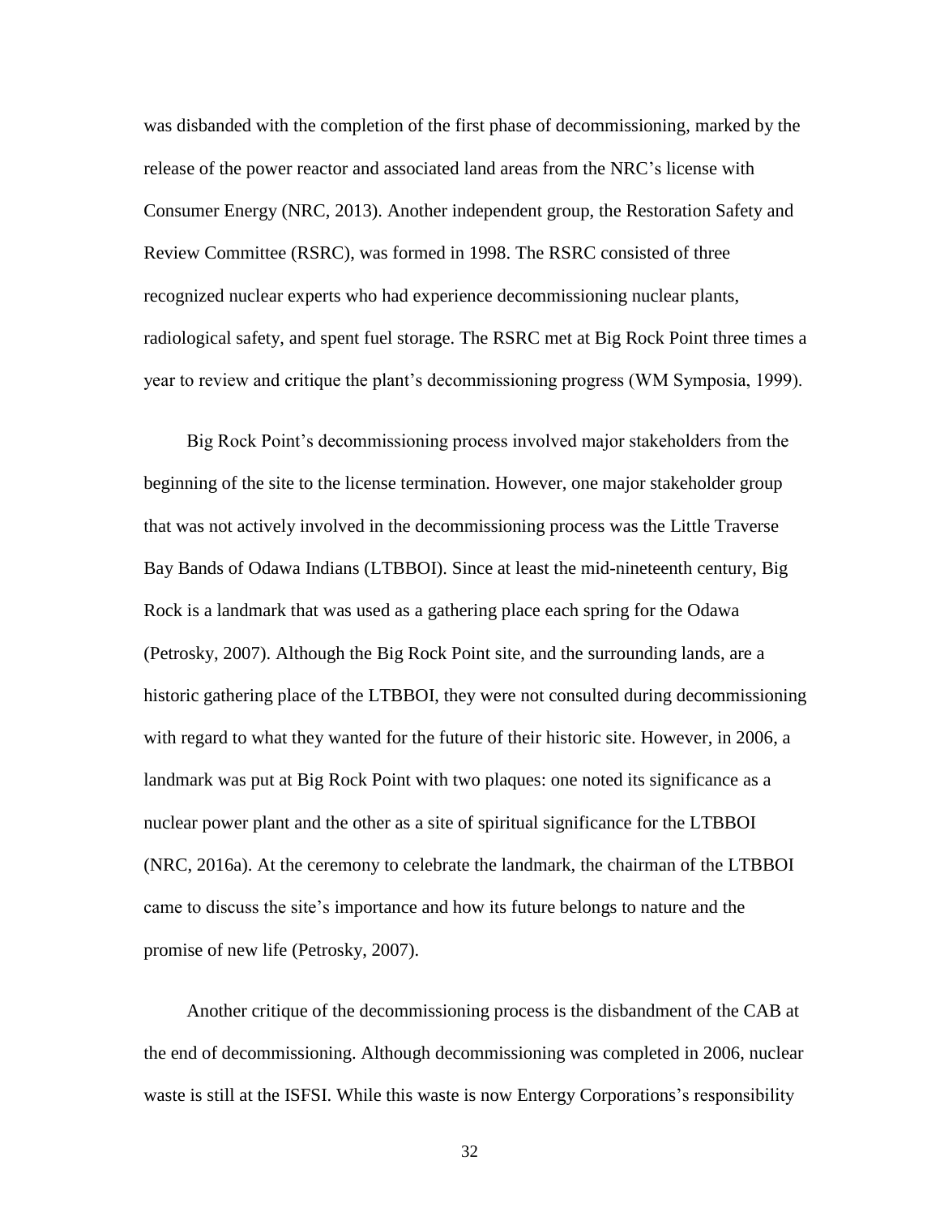was disbanded with the completion of the first phase of decommissioning, marked by the release of the power reactor and associated land areas from the NRC's license with Consumer Energy (NRC, 2013). Another independent group, the Restoration Safety and Review Committee (RSRC), was formed in 1998. The RSRC consisted of three recognized nuclear experts who had experience decommissioning nuclear plants, radiological safety, and spent fuel storage. The RSRC met at Big Rock Point three times a year to review and critique the plant's decommissioning progress (WM Symposia, 1999).

Big Rock Point's decommissioning process involved major stakeholders from the beginning of the site to the license termination. However, one major stakeholder group that was not actively involved in the decommissioning process was the Little Traverse Bay Bands of Odawa Indians (LTBBOI). Since at least the mid-nineteenth century, Big Rock is a landmark that was used as a gathering place each spring for the Odawa (Petrosky, 2007). Although the Big Rock Point site, and the surrounding lands, are a historic gathering place of the LTBBOI, they were not consulted during decommissioning with regard to what they wanted for the future of their historic site. However, in 2006, a landmark was put at Big Rock Point with two plaques: one noted its significance as a nuclear power plant and the other as a site of spiritual significance for the LTBBOI (NRC, 2016a). At the ceremony to celebrate the landmark, the chairman of the LTBBOI came to discuss the site's importance and how its future belongs to nature and the promise of new life (Petrosky, 2007).

Another critique of the decommissioning process is the disbandment of the CAB at the end of decommissioning. Although decommissioning was completed in 2006, nuclear waste is still at the ISFSI. While this waste is now Entergy Corporations's responsibility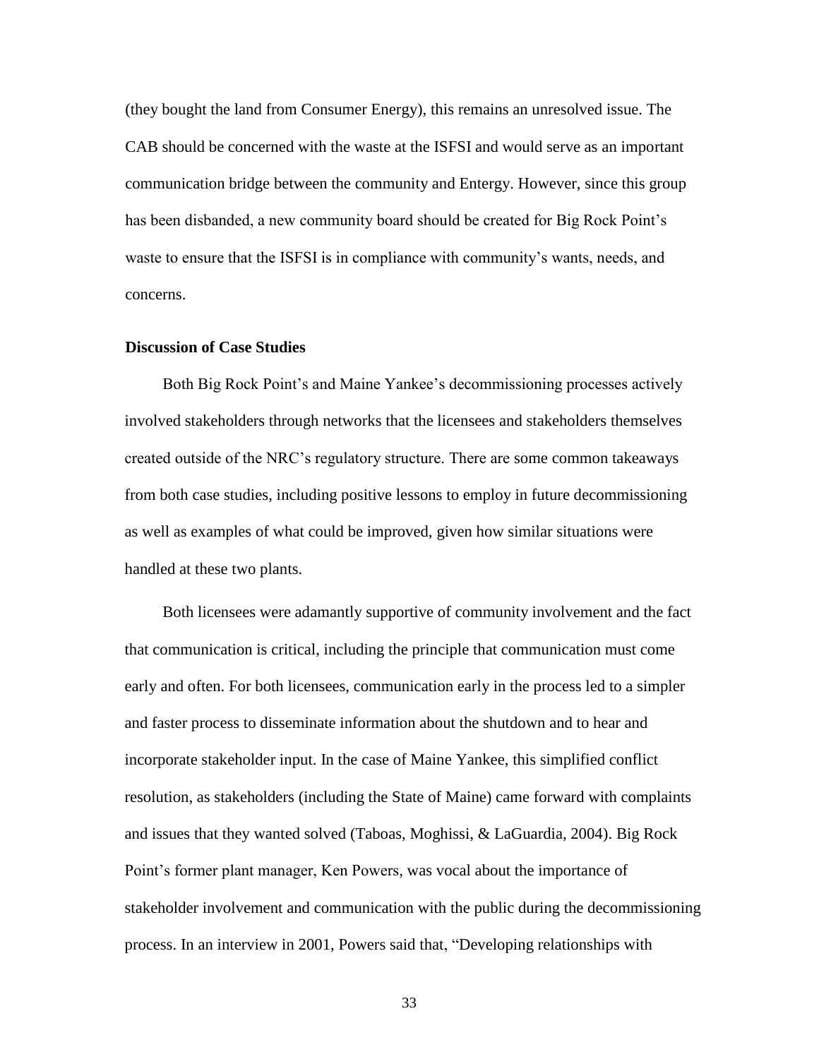(they bought the land from Consumer Energy), this remains an unresolved issue. The CAB should be concerned with the waste at the ISFSI and would serve as an important communication bridge between the community and Entergy. However, since this group has been disbanded, a new community board should be created for Big Rock Point's waste to ensure that the ISFSI is in compliance with community's wants, needs, and concerns.

**Discussion of Case Studies**

Both Big Rock Point's and Maine Yankee's decommissioning processes actively involved stakeholders through networks that the licensees and stakeholders themselves created outside of the NRC's regulatory structure. There are some common takeaways from both case studies, including positive lessons to employ in future decommissioning as well as examples of what could be improved, given how similar situations were handled at these two plants.

Both licensees were adamantly supportive of community involvement and the fact that communication is critical, including the principle that communication must come early and often. For both licensees, communication early in the process led to a simpler and faster process to disseminate information about the shutdown and to hear and incorporate stakeholder input. In the case of Maine Yankee, this simplified conflict resolution, as stakeholders (including the State of Maine) came forward with complaints and issues that they wanted solved (Taboas, Moghissi, & LaGuardia, 2004). Big Rock Point's former plant manager, Ken Powers, was vocal about the importance of stakeholder involvement and communication with the public during the decommissioning process. In an interview in 2001, Powers said that, "Developing relationships with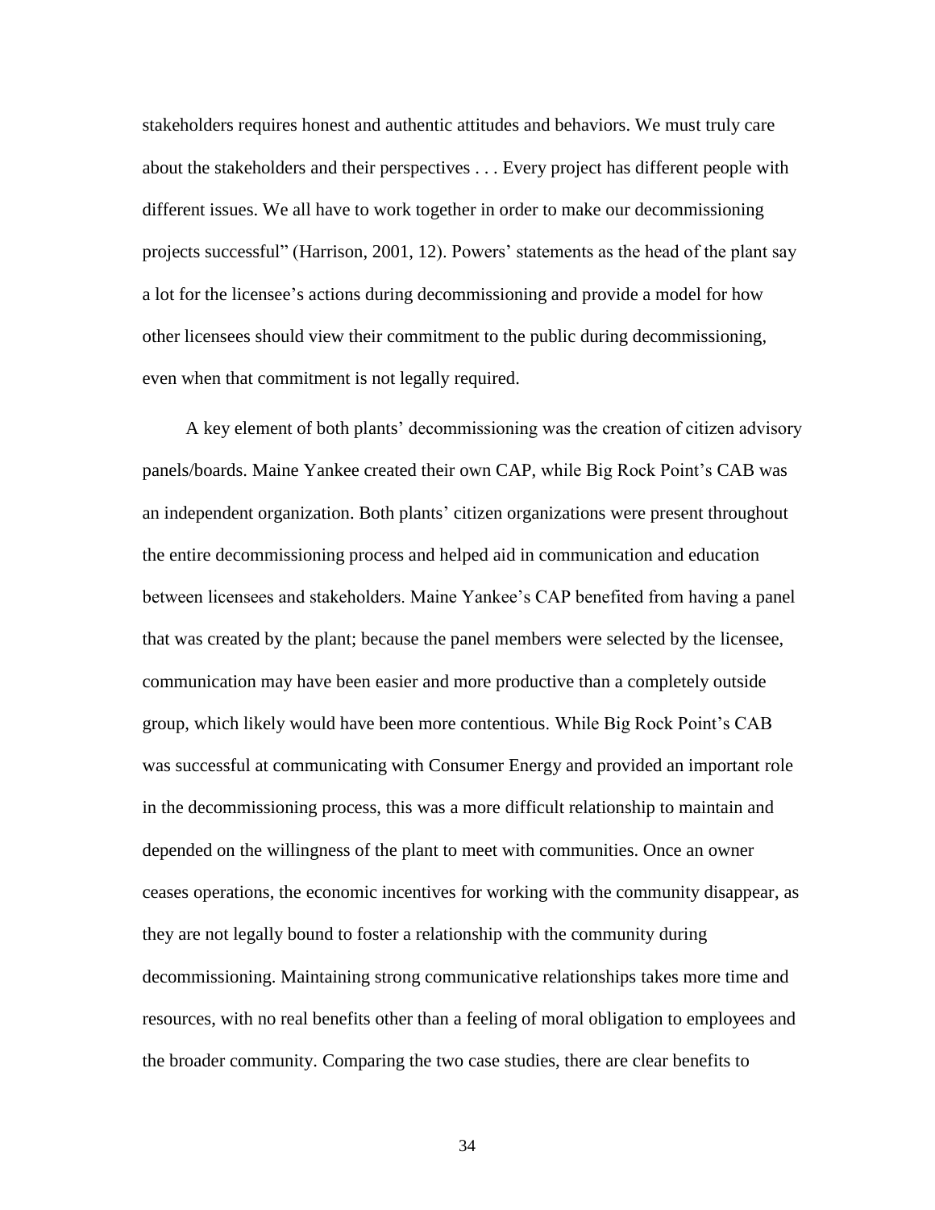stakeholders requires honest and authentic attitudes and behaviors. We must truly care about the stakeholders and their perspectives . . . Every project has different people with different issues. We all have to work together in order to make our decommissioning projects successful" (Harrison, 2001, 12). Powers' statements as the head of the plant say a lot for the licensee's actions during decommissioning and provide a model for how other licensees should view their commitment to the public during decommissioning, even when that commitment is not legally required.

A key element of both plants' decommissioning was the creation of citizen advisory panels/boards. Maine Yankee created their own CAP, while Big Rock Point's CAB was an independent organization. Both plants' citizen organizations were present throughout the entire decommissioning process and helped aid in communication and education between licensees and stakeholders. Maine Yankee's CAP benefited from having a panel that was created by the plant; because the panel members were selected by the licensee, communication may have been easier and more productive than a completely outside group, which likely would have been more contentious. While Big Rock Point's CAB was successful at communicating with Consumer Energy and provided an important role in the decommissioning process, this was a more difficult relationship to maintain and depended on the willingness of the plant to meet with communities. Once an owner ceases operations, the economic incentives for working with the community disappear, as they are not legally bound to foster a relationship with the community during decommissioning. Maintaining strong communicative relationships takes more time and resources, with no real benefits other than a feeling of moral obligation to employees and the broader community. Comparing the two case studies, there are clear benefits to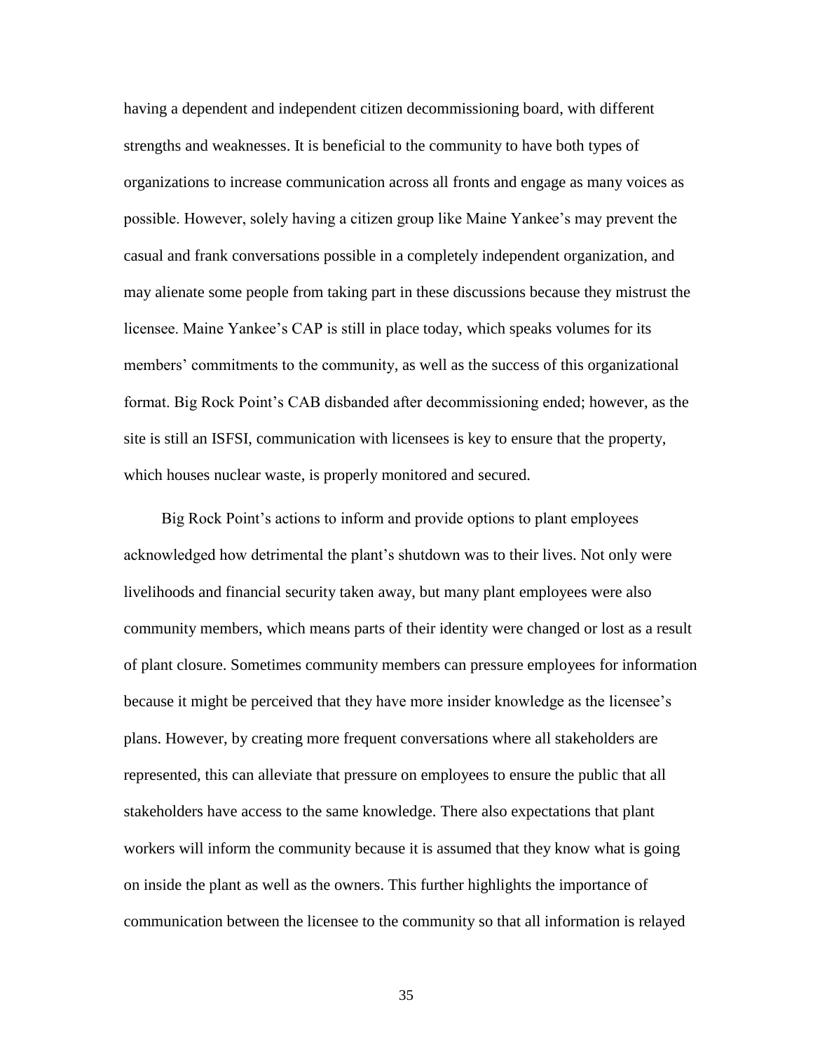having a dependent and independent citizen decommissioning board, with different strengths and weaknesses. It is beneficial to the community to have both types of organizations to increase communication across all fronts and engage as many voices as possible. However, solely having a citizen group like Maine Yankee's may prevent the casual and frank conversations possible in a completely independent organization, and may alienate some people from taking part in these discussions because they mistrust the licensee. Maine Yankee's CAP is still in place today, which speaks volumes for its members' commitments to the community, as well as the success of this organizational format. Big Rock Point's CAB disbanded after decommissioning ended; however, as the site is still an ISFSI, communication with licensees is key to ensure that the property, which houses nuclear waste, is properly monitored and secured.

Big Rock Point's actions to inform and provide options to plant employees acknowledged how detrimental the plant's shutdown was to their lives. Not only were livelihoods and financial security taken away, but many plant employees were also community members, which means parts of their identity were changed or lost as a result of plant closure. Sometimes community members can pressure employees for information because it might be perceived that they have more insider knowledge as the licensee's plans. However, by creating more frequent conversations where all stakeholders are represented, this can alleviate that pressure on employees to ensure the public that all stakeholders have access to the same knowledge. There also expectations that plant workers will inform the community because it is assumed that they know what is going on inside the plant as well as the owners. This further highlights the importance of communication between the licensee to the community so that all information is relayed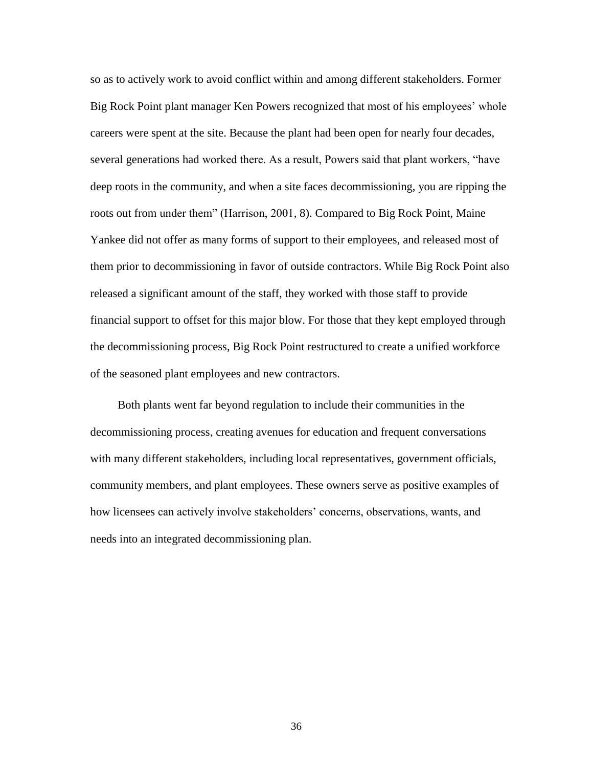so as to actively work to avoid conflict within and among different stakeholders. Former Big Rock Point plant manager Ken Powers recognized that most of his employees' whole careers were spent at the site. Because the plant had been open for nearly four decades, several generations had worked there. As a result, Powers said that plant workers, "have deep roots in the community, and when a site faces decommissioning, you are ripping the roots out from under them" (Harrison, 2001, 8). Compared to Big Rock Point, Maine Yankee did not offer as many forms of support to their employees, and released most of them prior to decommissioning in favor of outside contractors. While Big Rock Point also released a significant amount of the staff, they worked with those staff to provide financial support to offset for this major blow. For those that they kept employed through the decommissioning process, Big Rock Point restructured to create a unified workforce of the seasoned plant employees and new contractors.

Both plants went far beyond regulation to include their communities in the decommissioning process, creating avenues for education and frequent conversations with many different stakeholders, including local representatives, government officials, community members, and plant employees. These owners serve as positive examples of how licensees can actively involve stakeholders' concerns, observations, wants, and needs into an integrated decommissioning plan.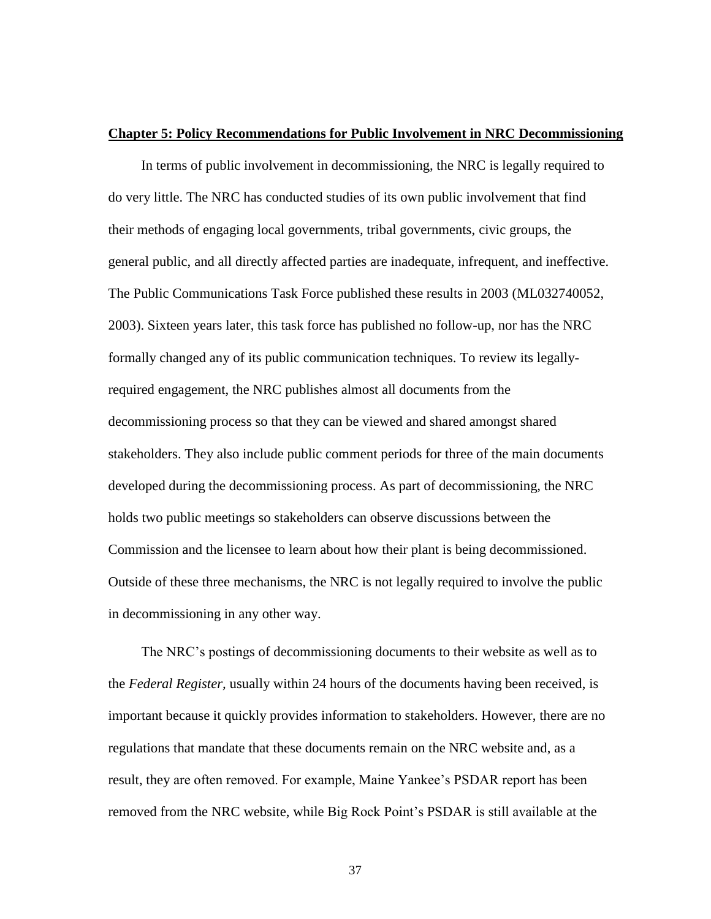## Chapter 5: Policy Recommendations for Public Involvement in NRC Decommissioning

In terms of public involvement in decommissioning, the NRC is legally required to do very little. The NRC has conducted studies of its own public involvement that find their methods of engaging local governments, tribal governments, civic groups, the general public, and all directly affected parties are inadequate, infrequent, and ineffective. The Public Communications Task Force published these results in 2003 (ML032740052, 2003). Sixteen years later, this task force has published no follow-up, nor has the NRC formally changed any of its public communication techniques. To review its legally-required engagement, the NRC publishes almost all documents from the decommissioning process so that they can be viewed and shared amongst shared stakeholders. They also include public comment periods for three of the main documents developed during the decommissioning process. As part of decommissioning, the NRC holds two public meetings so stakeholders can observe discussions between the Commission and the licensee to learn about how their plant is being decommissioned. Outside of these three mechanisms, the NRC is not legally required to involve the public in decommissioning in any other way.

The NRC's postings of decommissioning documents to their website as well as to the *Federal Register*, usually within 24 hours of the documents having been received, is important because it quickly provides information to stakeholders. However, there are no regulations that mandate that these documents remain on the NRC website and, as a result, they are often removed. For example, Maine Yankee's PSDAR report has been removed from the NRC website, while Big Rock Point's PSDAR is still available at the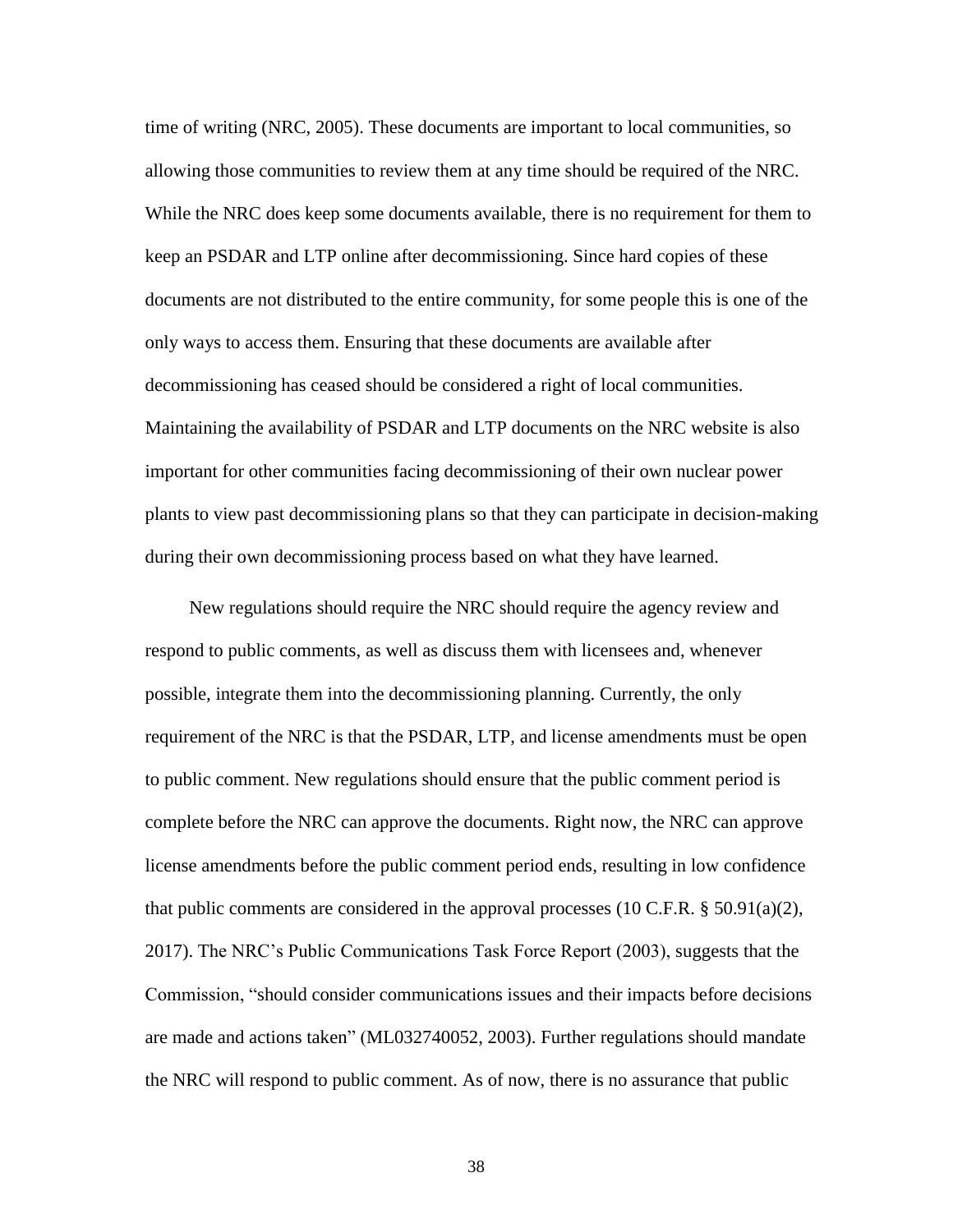time of writing (NRC, 2005). These documents are important to local communities, so allowing those communities to review them at any time should be required of the NRC. While the NRC does keep some documents available, there is no requirement for them to keep an PSDAR and LTP online after decommissioning. Since hard copies of these documents are not distributed to the entire community, for some people this is one of the only ways to access them. Ensuring that these documents are available after decommissioning has ceased should be considered a right of local communities. Maintaining the availability of PSDAR and LTP documents on the NRC website is also important for other communities facing decommissioning of their own nuclear power plants to view past decommissioning plans so that they can participate in decision-making during their own decommissioning process based on what they have learned.

New regulations should require the NRC should require the agency review and respond to public comments, as well as discuss them with licensees and, whenever possible, integrate them into the decommissioning planning. Currently, the only requirement of the NRC is that the PSDAR, LTP, and license amendments must be open to public comment. New regulations should ensure that the public comment period is complete before the NRC can approve the documents. Right now, the NRC can approve license amendments before the public comment period ends, resulting in low confidence that public comments are considered in the approval processes (10 C.F.R. § 50.91(a)(2), 2017). The NRC's Public Communications Task Force Report (2003), suggests that the Commission, "should consider communications issues and their impacts before decisions are made and actions taken" (ML032740052, 2003). Further regulations should mandate the NRC will respond to public comment. As of now, there is no assurance that public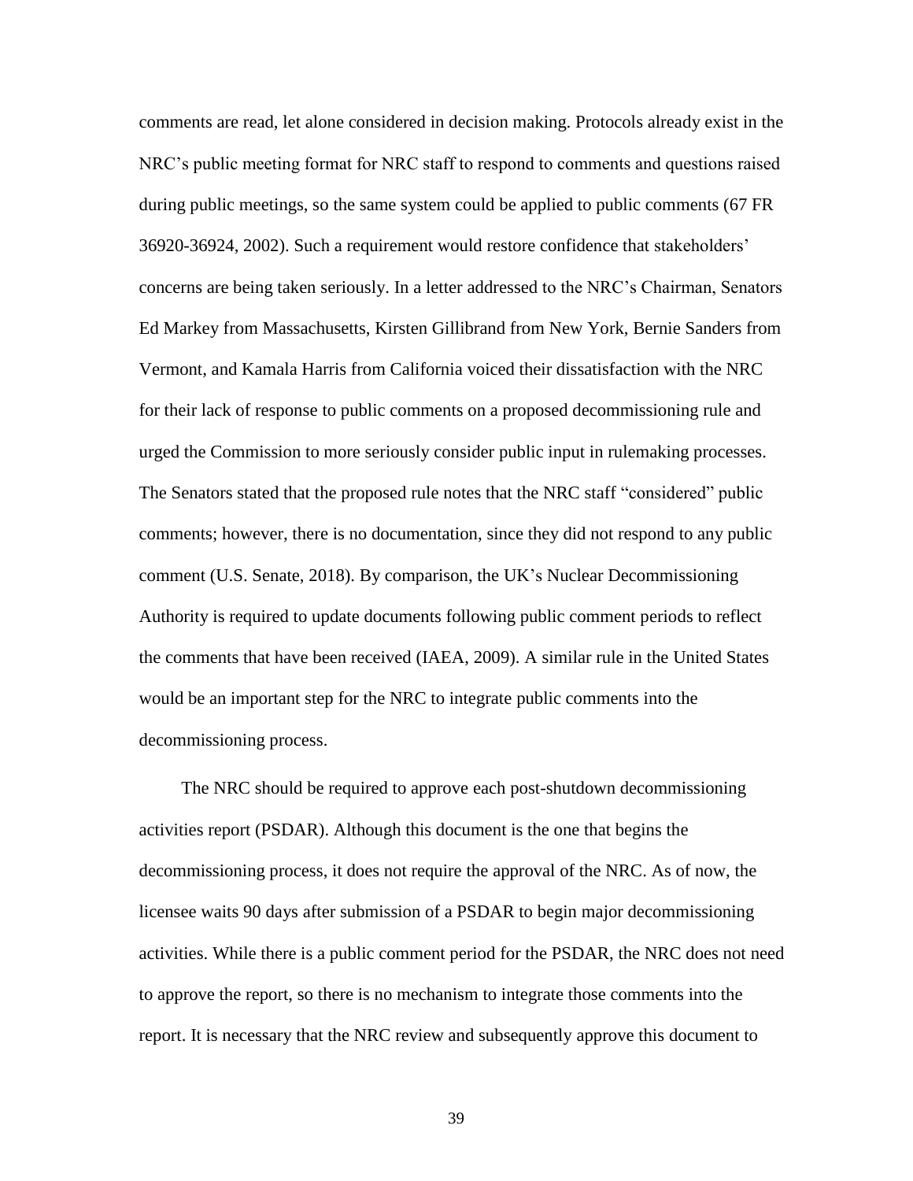comments are read, let alone considered in decision making. Protocols already exist in the NRC's public meeting format for NRC staff to respond to comments and questions raised during public meetings, so the same system could be applied to public comments (67 FR 36920-36924, 2002). Such a requirement would restore confidence that stakeholders' concerns are being taken seriously. In a letter addressed to the NRC's Chairman, Senators Ed Markey from Massachusetts, Kirsten Gillibrand from New York, Bernie Sanders from Vermont, and Kamala Harris from California voiced their dissatisfaction with the NRC for their lack of response to public comments on a proposed decommissioning rule and urged the Commission to more seriously consider public input in rulemaking processes. The Senators stated that the proposed rule notes that the NRC staff "considered" public comments; however, there is no documentation, since they did not respond to any public comment (U.S. Senate, 2018). By comparison, the UK's Nuclear Decommissioning Authority is required to update documents following public comment periods to reflect the comments that have been received (IAEA, 2009). A similar rule in the United States would be an important step for the NRC to integrate public comments into the decommissioning process.

The NRC should be required to approve each post-shutdown decommissioning activities report (PSDAR). Although this document is the one that begins the decommissioning process, it does not require the approval of the NRC. As of now, the licensee waits 90 days after submission of a PSDAR to begin major decommissioning activities. While there is a public comment period for the PSDAR, the NRC does not need to approve the report, so there is no mechanism to integrate those comments into the report. It is necessary that the NRC review and subsequently approve this document to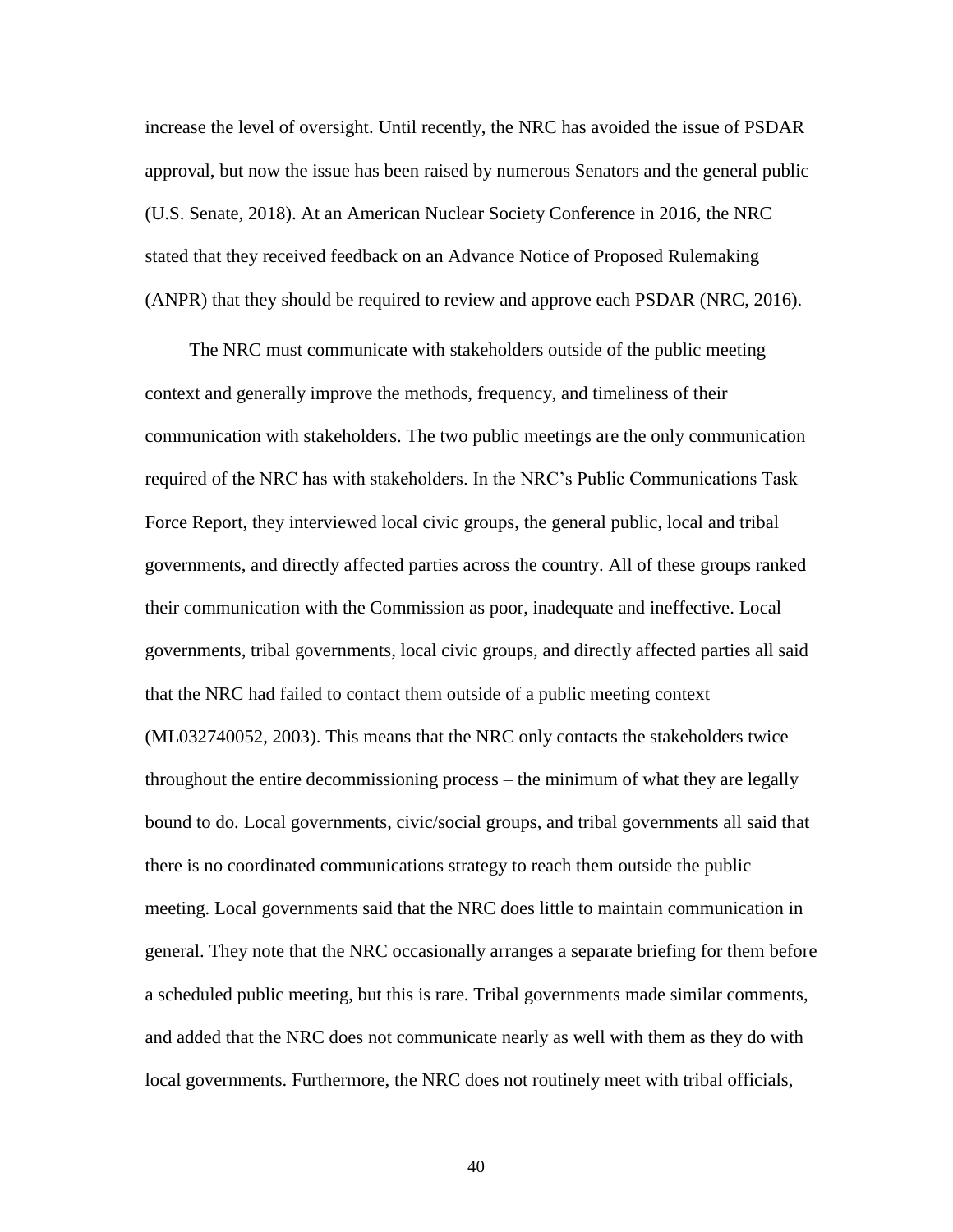increase the level of oversight. Until recently, the NRC has avoided the issue of PSDAR approval, but now the issue has been raised by numerous Senators and the general public (U.S. Senate, 2018). At an American Nuclear Society Conference in 2016, the NRC stated that they received feedback on an Advance Notice of Proposed Rulemaking (ANPR) that they should be required to review and approve each PSDAR (NRC, 2016).

The NRC must communicate with stakeholders outside of the public meeting context and generally improve the methods, frequency, and timeliness of their communication with stakeholders. The two public meetings are the only communication required of the NRC has with stakeholders. In the NRC's Public Communications Task Force Report, they interviewed local civic groups, the general public, local and tribal governments, and directly affected parties across the country. All of these groups ranked their communication with the Commission as poor, inadequate and ineffective. Local governments, tribal governments, local civic groups, and directly affected parties all said that the NRC had failed to contact them outside of a public meeting context (ML032740052, 2003). This means that the NRC only contacts the stakeholders twice throughout the entire decommissioning process – the minimum of what they are legally bound to do. Local governments, civic/social groups, and tribal governments all said that there is no coordinated communications strategy to reach them outside the public meeting. Local governments said that the NRC does little to maintain communication in general. They note that the NRC occasionally arranges a separate briefing for them before a scheduled public meeting, but this is rare. Tribal governments made similar comments, and added that the NRC does not communicate nearly as well with them as they do with local governments. Furthermore, the NRC does not routinely meet with tribal officials,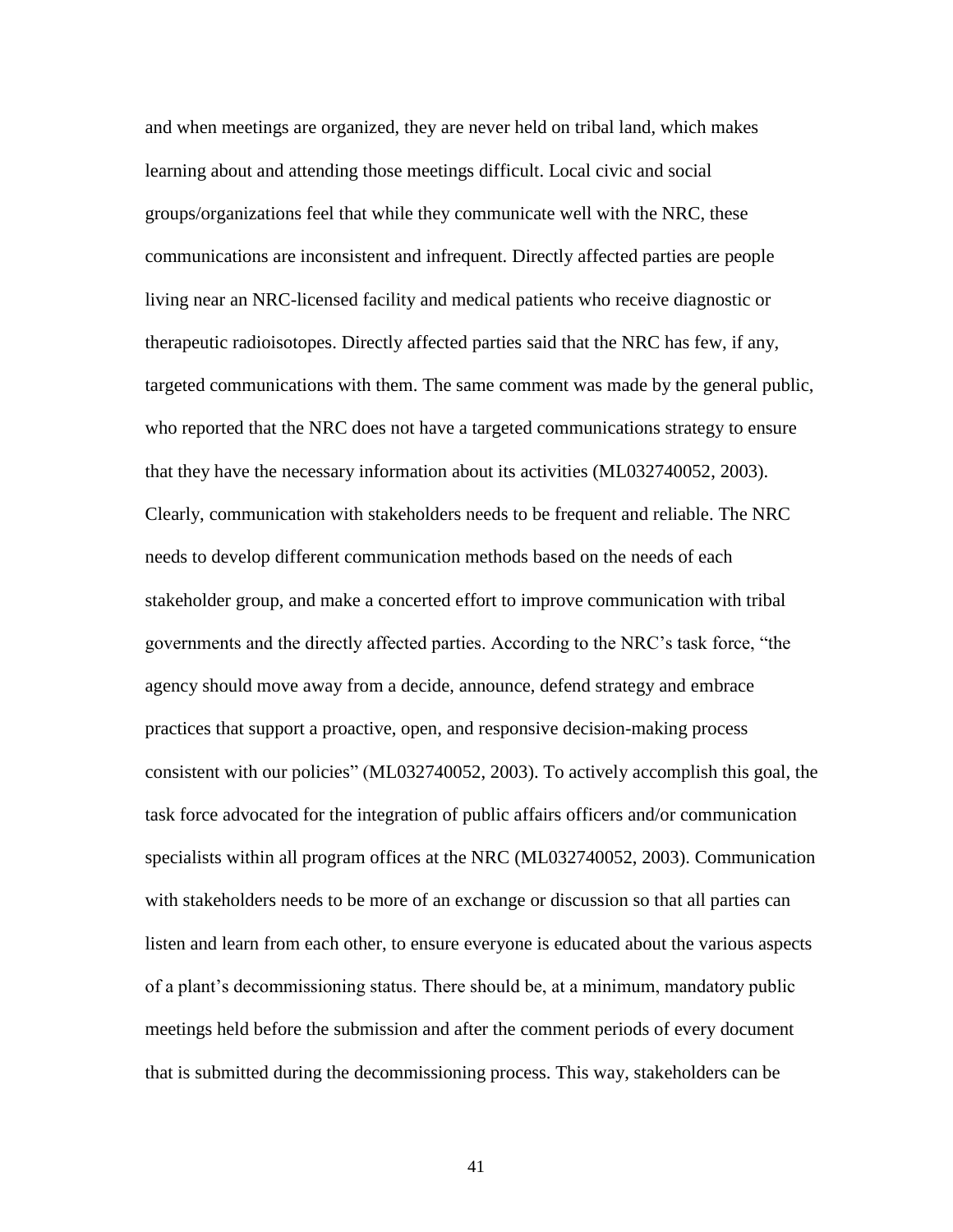and when meetings are organized, they are never held on tribal land, which makes learning about and attending those meetings difficult. Local civic and social groups/organizations feel that while they communicate well with the NRC, these communications are inconsistent and infrequent. Directly affected parties are people living near an NRC-licensed facility and medical patients who receive diagnostic or therapeutic radioisotopes. Directly affected parties said that the NRC has few, if any, targeted communications with them. The same comment was made by the general public, who reported that the NRC does not have a targeted communications strategy to ensure that they have the necessary information about its activities (ML032740052, 2003). Clearly, communication with stakeholders needs to be frequent and reliable. The NRC needs to develop different communication methods based on the needs of each stakeholder group, and make a concerted effort to improve communication with tribal governments and the directly affected parties. According to the NRC's task force, "the agency should move away from a decide, announce, defend strategy and embrace practices that support a proactive, open, and responsive decision-making process consistent with our policies" (ML032740052, 2003). To actively accomplish this goal, the task force advocated for the integration of public affairs officers and/or communication specialists within all program offices at the NRC (ML032740052, 2003). Communication with stakeholders needs to be more of an exchange or discussion so that all parties can listen and learn from each other, to ensure everyone is educated about the various aspects of a plant's decommissioning status. There should be, at a minimum, mandatory public meetings held before the submission and after the comment periods of every document that is submitted during the decommissioning process. This way, stakeholders can be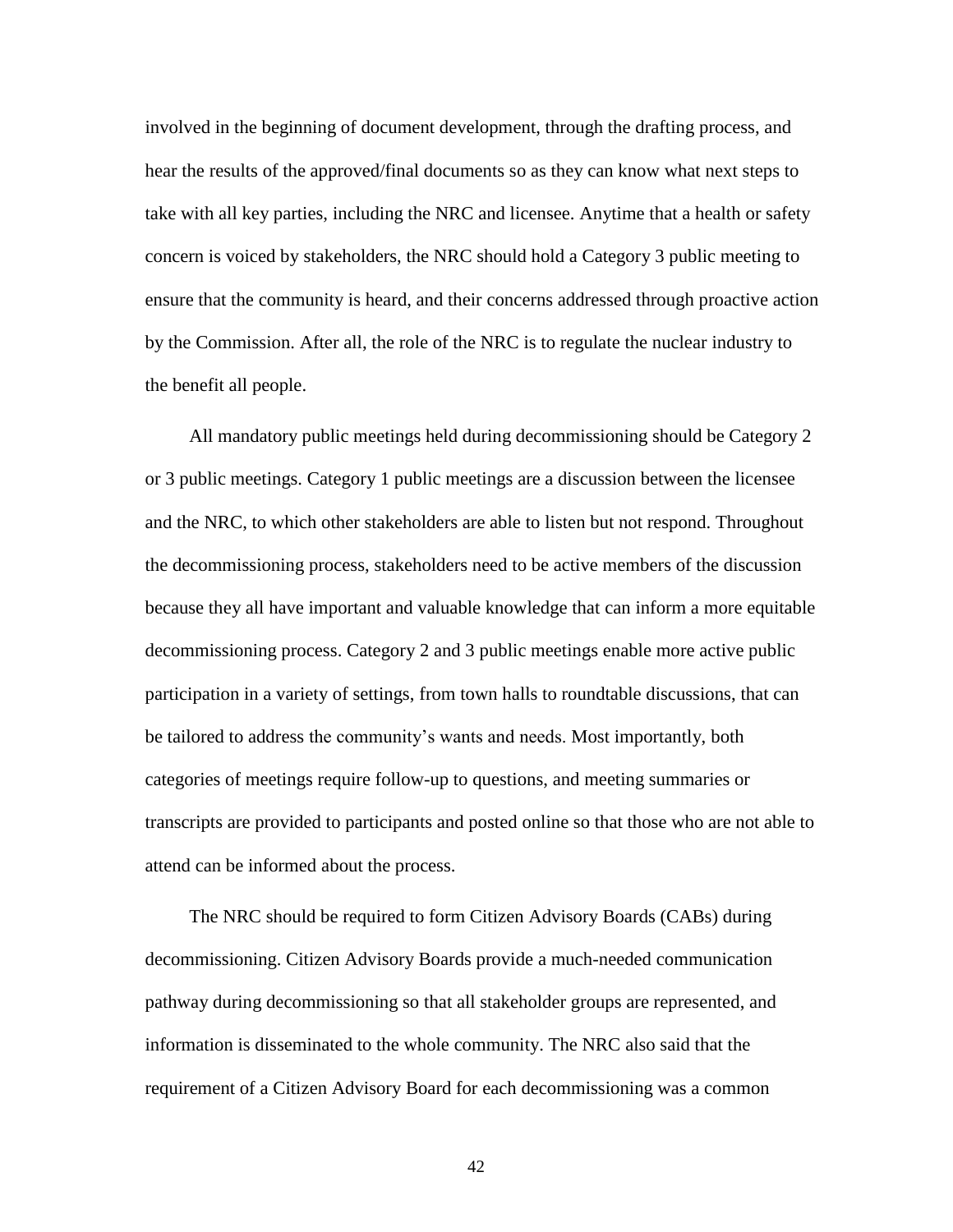involved in the beginning of document development, through the drafting process, and hear the results of the approved/final documents so as they can know what next steps to take with all key parties, including the NRC and licensee. Anytime that a health or safety concern is voiced by stakeholders, the NRC should hold a Category 3 public meeting to ensure that the community is heard, and their concerns addressed through proactive action by the Commission. After all, the role of the NRC is to regulate the nuclear industry to the benefit all people.

All mandatory public meetings held during decommissioning should be Category 2 or 3 public meetings. Category 1 public meetings are a discussion between the licensee and the NRC, to which other stakeholders are able to listen but not respond. Throughout the decommissioning process, stakeholders need to be active members of the discussion because they all have important and valuable knowledge that can inform a more equitable decommissioning process. Category 2 and 3 public meetings enable more active public participation in a variety of settings, from town halls to roundtable discussions, that can be tailored to address the community's wants and needs. Most importantly, both categories of meetings require follow-up to questions, and meeting summaries or transcripts are provided to participants and posted online so that those who are not able to attend can be informed about the process.

The NRC should be required to form Citizen Advisory Boards (CABs) during decommissioning. Citizen Advisory Boards provide a much-needed communication pathway during decommissioning so that all stakeholder groups are represented, and information is disseminated to the whole community. The NRC also said that the requirement of a Citizen Advisory Board for each decommissioning was a common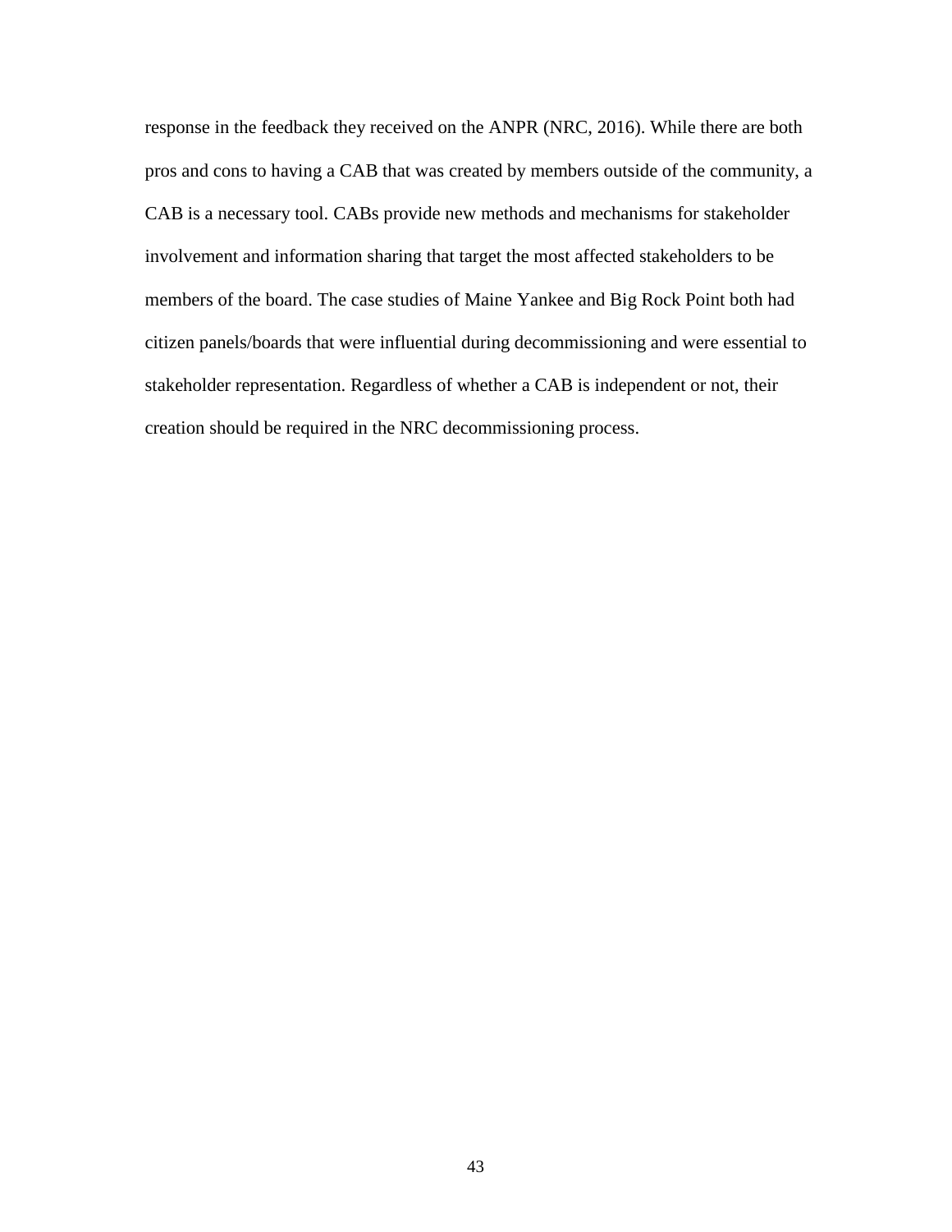response in the feedback they received on the ANPR (NRC, 2016). While there are both pros and cons to having a CAB that was created by members outside of the community, a CAB is a necessary tool. CABs provide new methods and mechanisms for stakeholder involvement and information sharing that target the most affected stakeholders to be members of the board. The case studies of Maine Yankee and Big Rock Point both had citizen panels/boards that were influential during decommissioning and were essential to stakeholder representation. Regardless of whether a CAB is independent or not, their creation should be required in the NRC decommissioning process.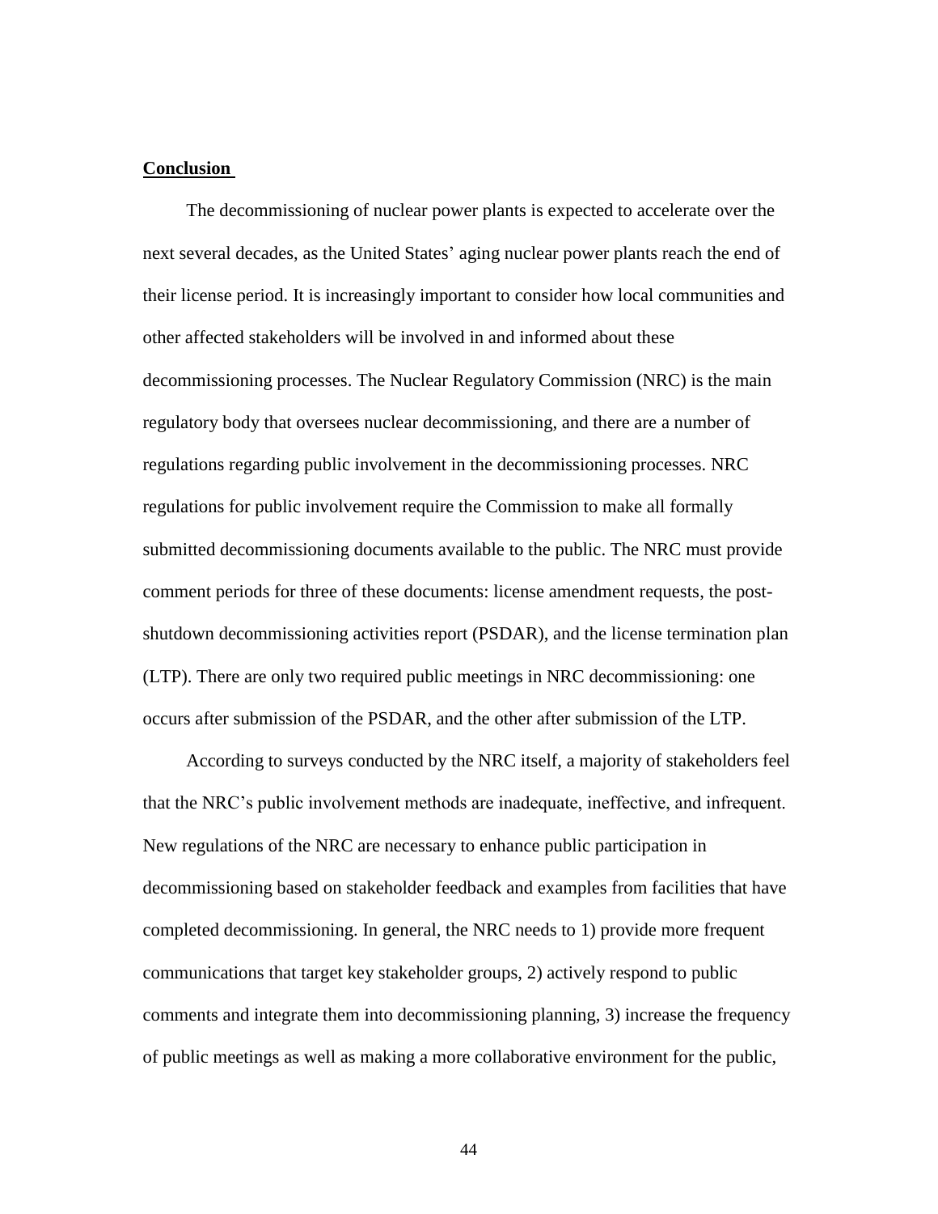**Conclusion**

The decommissioning of nuclear power plants is expected to accelerate over the next several decades, as the United States' aging nuclear power plants reach the end of their license period. It is increasingly important to consider how local communities and other affected stakeholders will be involved in and informed about these decommissioning processes. The Nuclear Regulatory Commission (NRC) is the main regulatory body that oversees nuclear decommissioning, and there are a number of regulations regarding public involvement in the decommissioning processes. NRC regulations for public involvement require the Commission to make all formally submitted decommissioning documents available to the public. The NRC must provide comment periods for three of these documents: license amendment requests, the post-shutdown decommissioning activities report (PSDAR), and the license termination plan (LTP). There are only two required public meetings in NRC decommissioning: one occurs after submission of the PSDAR, and the other after submission of the LTP.

According to surveys conducted by the NRC itself, a majority of stakeholders feel that the NRC's public involvement methods are inadequate, ineffective, and infrequent. New regulations of the NRC are necessary to enhance public participation in decommissioning based on stakeholder feedback and examples from facilities that have completed decommissioning. In general, the NRC needs to 1) provide more frequent communications that target key stakeholder groups, 2) actively respond to public comments and integrate them into decommissioning planning, 3) increase the frequency of public meetings as well as making a more collaborative environment for the public,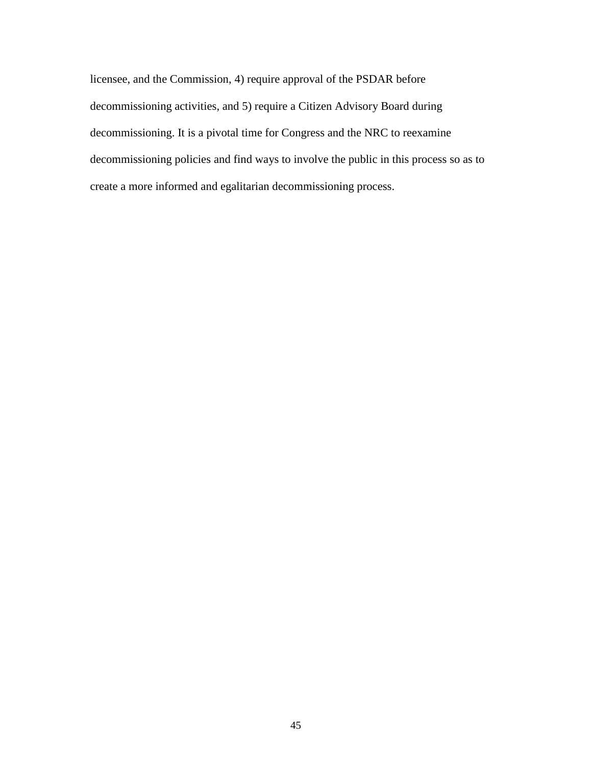licensee, and the Commission, 4) require approval of the PSDAR before decommissioning activities, and 5) require a Citizen Advisory Board during decommissioning. It is a pivotal time for Congress and the NRC to reexamine decommissioning policies and find ways to involve the public in this process so as to create a more informed and egalitarian decommissioning process.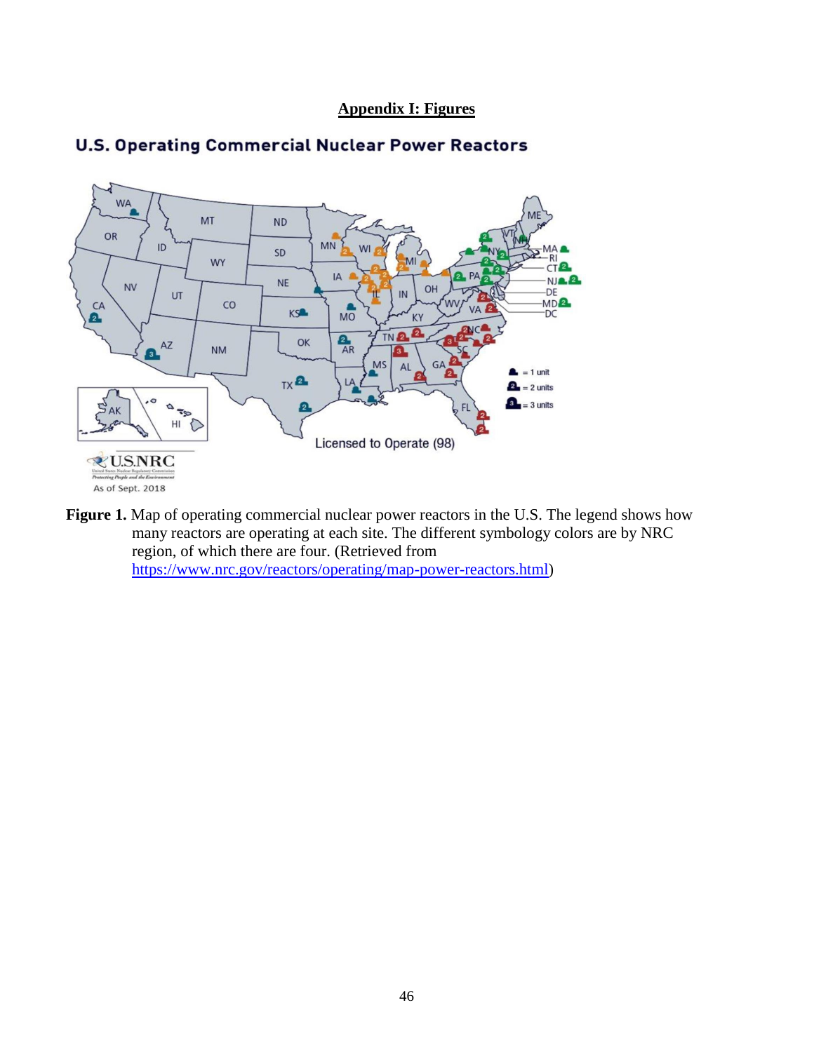**Appendix I: Figures**

Figure 1. Map of operating commercial nuclear power reactors in the U.S. The legend shows how many reactors are operating at each site. The different symbology colors are by NRC region, of which there are four. (Retrieved from https://www.nrc.gov/reactors/operating/map-power-reactors.html)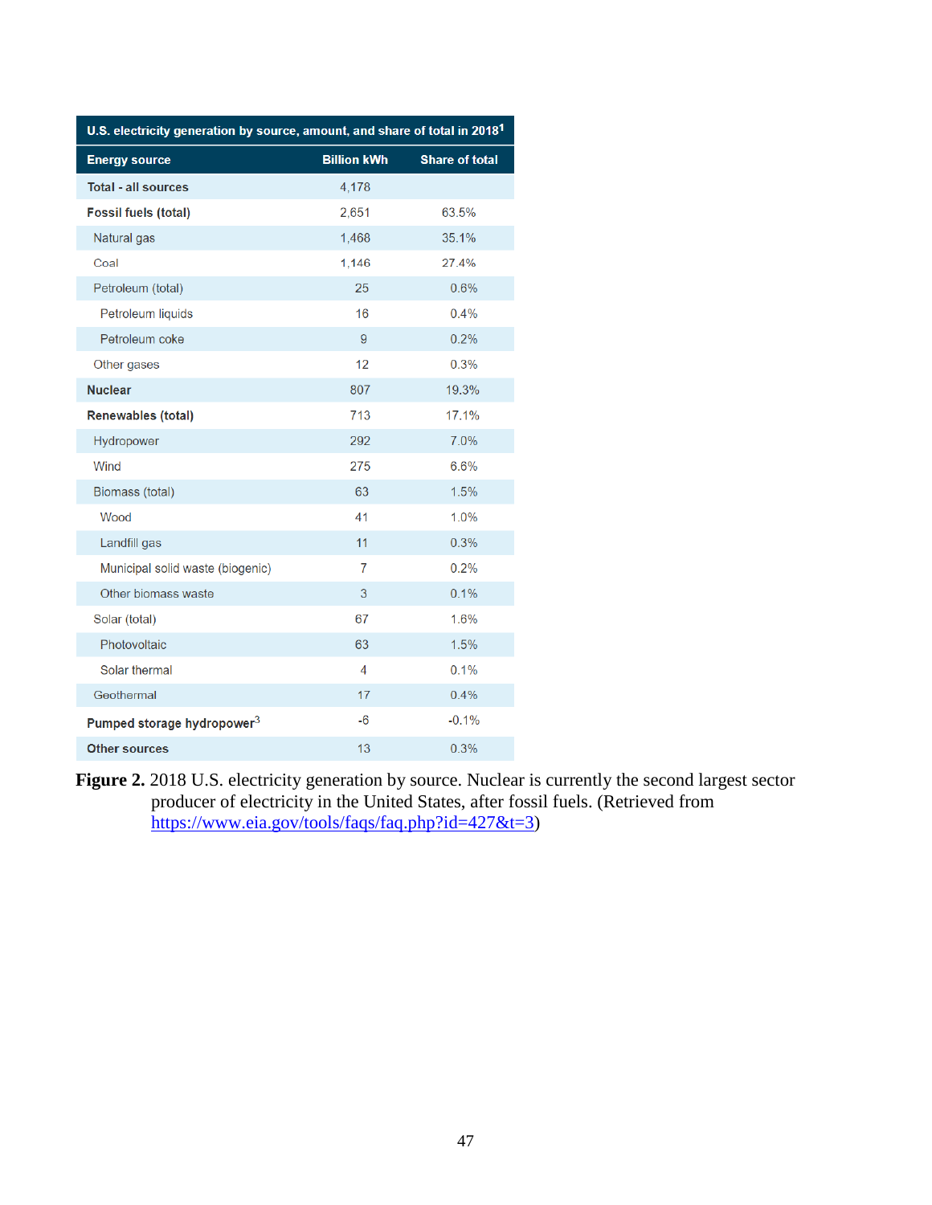| U.S. electricity generation by source, amount, and share of total in 2018[1] | | |
|---|---|---|
| **Energy source** | **Billion kWh** | **Share of total** |
| **Total - all sources** | 4,178 | |
| **Fossil fuels (total)** | 2,651 | 63.5% |
| Natural gas | 1,468 | 35.1% |
| Coal | 1,146 | 27.4% |
| Petroleum (total) | 25 | 0.6% |
| Petroleum liquids | 16 | 0.4% |
| Petroleum coke | 9 | 0.2% |
| Other gases | 12 | 0.3% |
| **Nuclear** | 807 | 19.3% |
| **Renewables (total)** | 713 | 17.1% |
| Hydropower | 292 | 7.0% |
| Wind | 275 | 6.6% |
| Biomass (total) | 63 | 1.5% |
| Wood | 41 | 1.0% |
| Landfill gas | 11 | 0.3% |
| Municipal solid waste (biogenic) | 7 | 0.2% |
| Other biomass waste | 3 | 0.1% |
| Solar (total) | 67 | 1.6% |
| Photovoltaic | 63 | 1.5% |
| Solar thermal | 4 | 0.1% |
| Geothermal | 17 | 0.4% |
| **Pumped storage hydropower[3]** | -6 | -0.1% |
| **Other sources** | 13 | 0.3% |

**Figure 2.** 2018 U.S. electricity generation by source. Nuclear is currently the second largest sector producer of electricity in the United States, after fossil fuels. (Retrieved from https://www.eia.gov/tools/faqs/faq.php?id=427&t=3)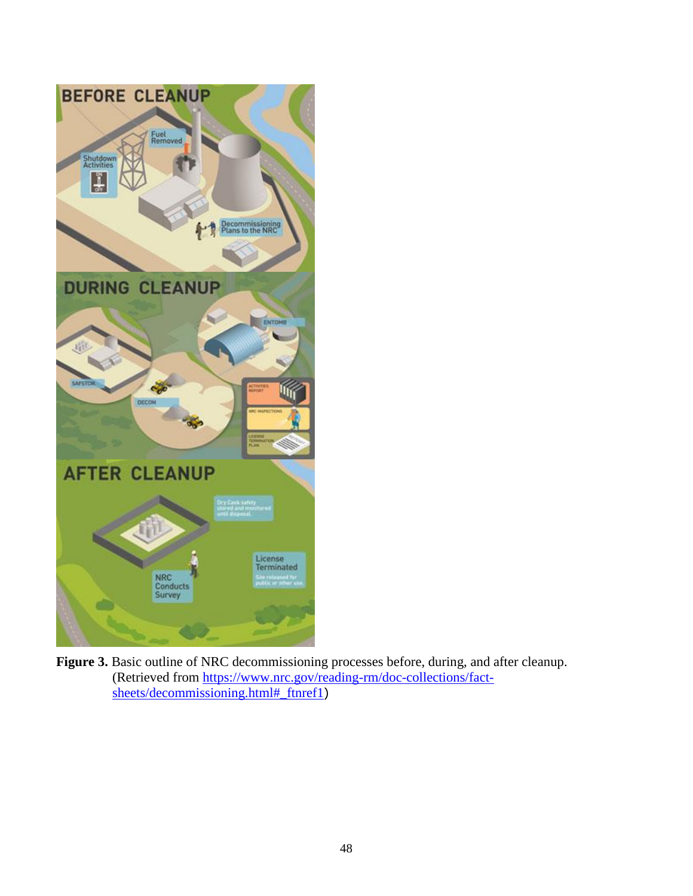**Figure 3.** Basic outline of NRC decommissioning processes before, during, and after cleanup. (Retrieved from [https://www.nrc.gov/reading-rm/doc-collections/fact-sheets/decommissioning.html#_ftnref1](https://www.nrc.gov/reading-rm/doc-collections/fact-sheets/decommissioning.html#_ftnref1))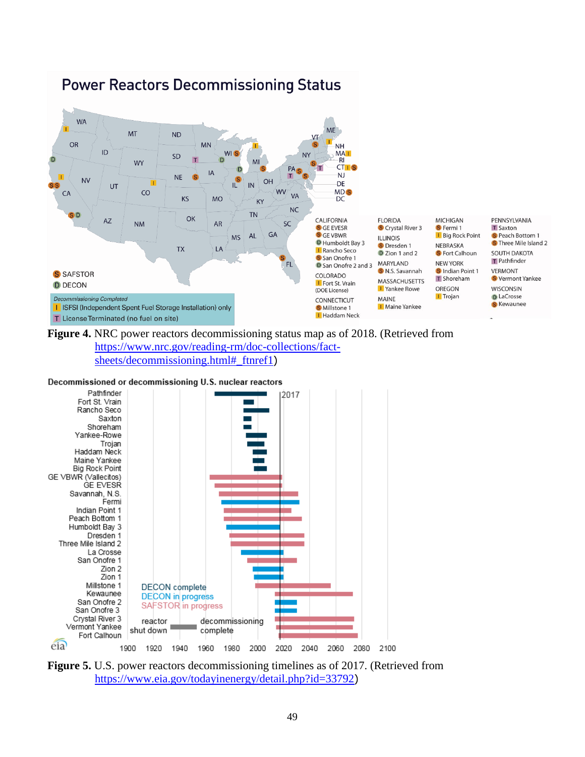**Figure 4.** NRC power reactors decommissioning status map as of 2018. (Retrieved from https://www.nrc.gov/reading-rm/doc-collections/fact-sheets/decommissioning.html#_ftnref1)

**Figure 5.** U.S. power reactors decommissioning timelines as of 2017. (Retrieved from https://www.eia.gov/todayinenergy/detail.php?id=33792)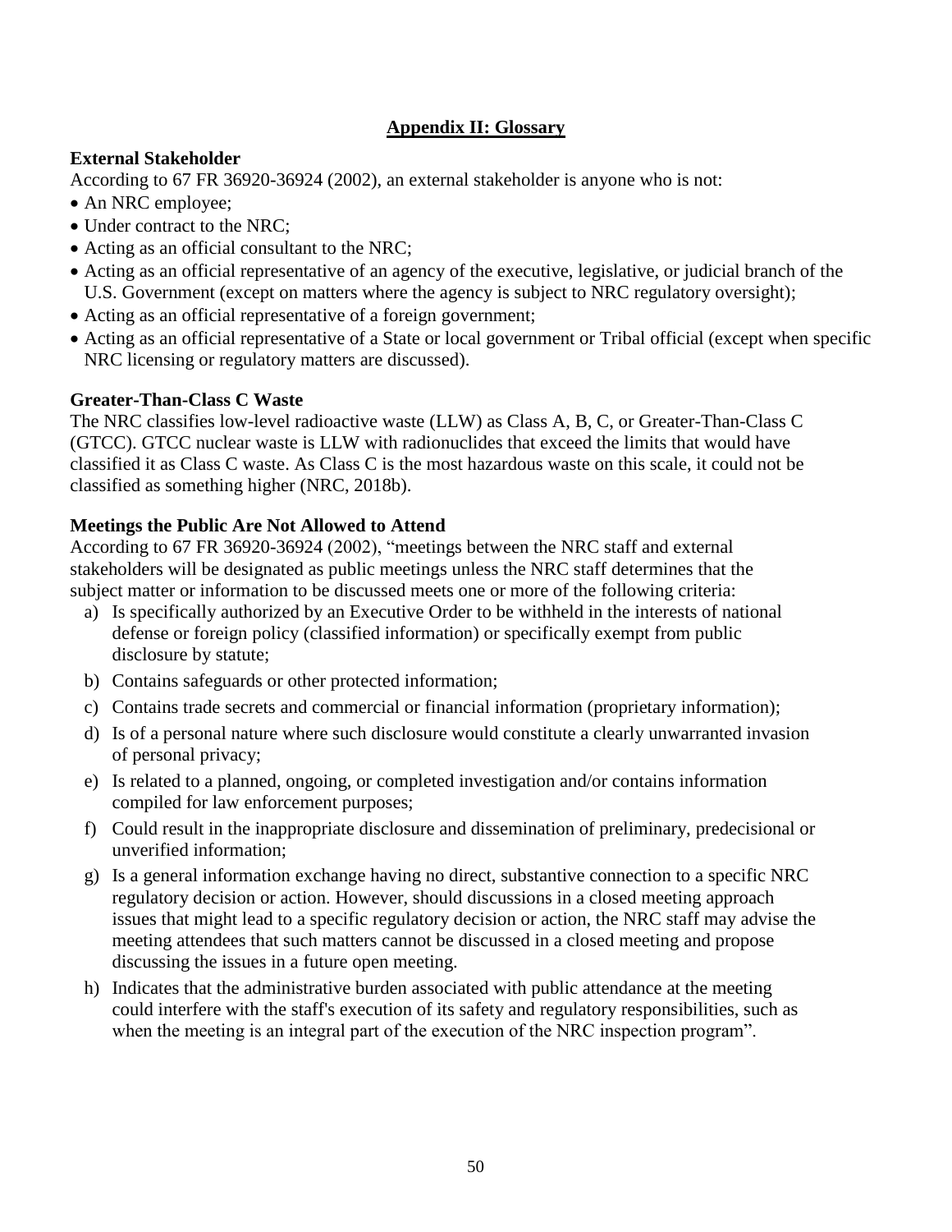## Appendix II: Glossary

### External Stakeholder

According to 67 FR 36920-36924 (2002), an external stakeholder is anyone who is not:

- An NRC employee;
- Under contract to the NRC;
- Acting as an official consultant to the NRC;
- Acting as an official representative of an agency of the executive, legislative, or judicial branch of the U.S. Government (except on matters where the agency is subject to NRC regulatory oversight);
- Acting as an official representative of a foreign government;
- Acting as an official representative of a State or local government or Tribal official (except when specific NRC licensing or regulatory matters are discussed).

### Greater-Than-Class C Waste

The NRC classifies low-level radioactive waste (LLW) as Class A, B, C, or Greater-Than-Class C (GTCC). GTCC nuclear waste is LLW with radionuclides that exceed the limits that would have classified it as Class C waste. As Class C is the most hazardous waste on this scale, it could not be classified as something higher (NRC, 2018b).

### Meetings the Public Are Not Allowed to Attend

According to 67 FR 36920-36924 (2002), "meetings between the NRC staff and external stakeholders will be designated as public meetings unless the NRC staff determines that the subject matter or information to be discussed meets one or more of the following criteria:

a) Is specifically authorized by an Executive Order to be withheld in the interests of national defense or foreign policy (classified information) or specifically exempt from public disclosure by statute;
b) Contains safeguards or other protected information;
c) Contains trade secrets and commercial or financial information (proprietary information);
d) Is of a personal nature where such disclosure would constitute a clearly unwarranted invasion of personal privacy;
e) Is related to a planned, ongoing, or completed investigation and/or contains information compiled for law enforcement purposes;
f) Could result in the inappropriate disclosure and dissemination of preliminary, predecisional or unverified information;
g) Is a general information exchange having no direct, substantive connection to a specific NRC regulatory decision or action. However, should discussions in a closed meeting approach issues that might lead to a specific regulatory decision or action, the NRC staff may advise the meeting attendees that such matters cannot be discussed in a closed meeting and propose discussing the issues in a future open meeting.
h) Indicates that the administrative burden associated with public attendance at the meeting could interfere with the staff's execution of its safety and regulatory responsibilities, such as when the meeting is an integral part of the execution of the NRC inspection program".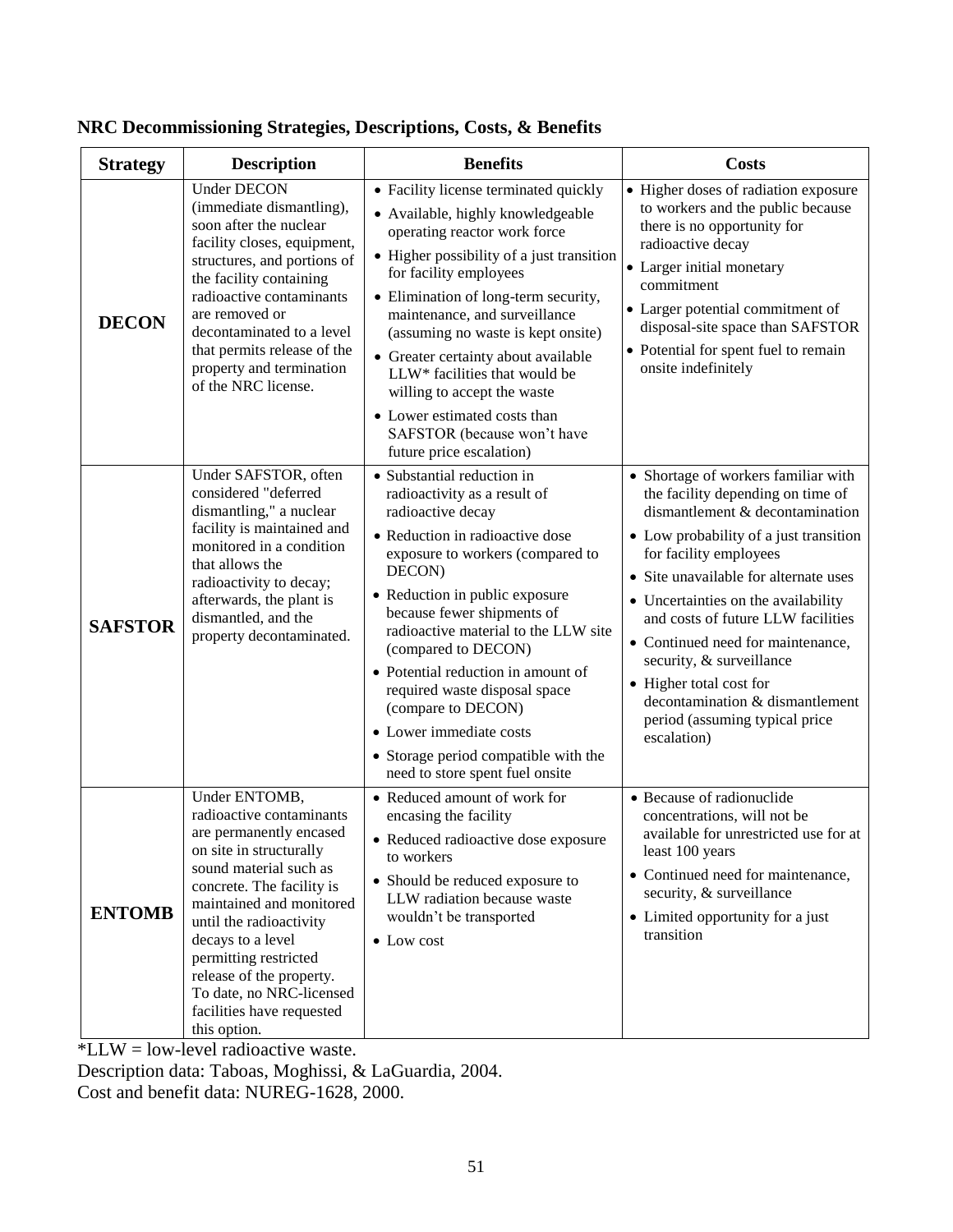**NRC Decommissioning Strategies, Descriptions, Costs, & Benefits**

| Strategy | Description | Benefits | Costs |
|---|---|---|---|
| **DECON** | Under DECON (immediate dismantling), soon after the nuclear facility closes, equipment, structures, and portions of the facility containing radioactive contaminants are removed or decontaminated to a level that permits release of the property and termination of the NRC license. | • Facility license terminated quickly<br>• Available, highly knowledgeable operating reactor work force<br>• Higher possibility of a just transition for facility employees<br>• Elimination of long-term security, maintenance, and surveillance (assuming no waste is kept onsite)<br>• Greater certainty about available LLW* facilities that would be willing to accept the waste<br>• Lower estimated costs than SAFSTOR (because won't have future price escalation) | • Higher doses of radiation exposure to workers and the public because there is no opportunity for radioactive decay<br>• Larger initial monetary commitment<br>• Larger potential commitment of disposal-site space than SAFSTOR<br>• Potential for spent fuel to remain onsite indefinitely |
| **SAFSTOR** | Under SAFSTOR, often considered "deferred dismantling," a nuclear facility is maintained and monitored in a condition that allows the radioactivity to decay; afterwards, the plant is dismantled, and the property decontaminated. | • Substantial reduction in radioactivity as a result of radioactive decay<br>• Reduction in radioactive dose exposure to workers (compared to DECON)<br>• Reduction in public exposure because fewer shipments of radioactive material to the LLW site (compared to DECON)<br>• Potential reduction in amount of required waste disposal space (compare to DECON)<br>• Lower immediate costs<br>• Storage period compatible with the need to store spent fuel onsite | • Shortage of workers familiar with the facility depending on time of dismantlement & decontamination<br>• Low probability of a just transition for facility employees<br>• Site unavailable for alternate uses<br>• Uncertainties on the availability and costs of future LLW facilities<br>• Continued need for maintenance, security, & surveillance<br>• Higher total cost for decontamination & dismantlement period (assuming typical price escalation) |
| **ENTOMB** | Under ENTOMB, radioactive contaminants are permanently encased on site in structurally sound material such as concrete. The facility is maintained and monitored until the radioactivity decays to a level permitting restricted release of the property. To date, no NRC-licensed facilities have requested this option. | • Reduced amount of work for encasing the facility<br>• Reduced radioactive dose exposure to workers<br>• Should be reduced exposure to LLW radiation because waste wouldn't be transported<br>• Low cost | • Because of radionuclide concentrations, will not be available for unrestricted use for at least 100 years<br>• Continued need for maintenance, security, & surveillance<br>• Limited opportunity for a just transition |

*LLW = low-level radioactive waste.
Description data: Taboas, Moghissi, & LaGuardia, 2004.
Cost and benefit data: NUREG-1628, 2000.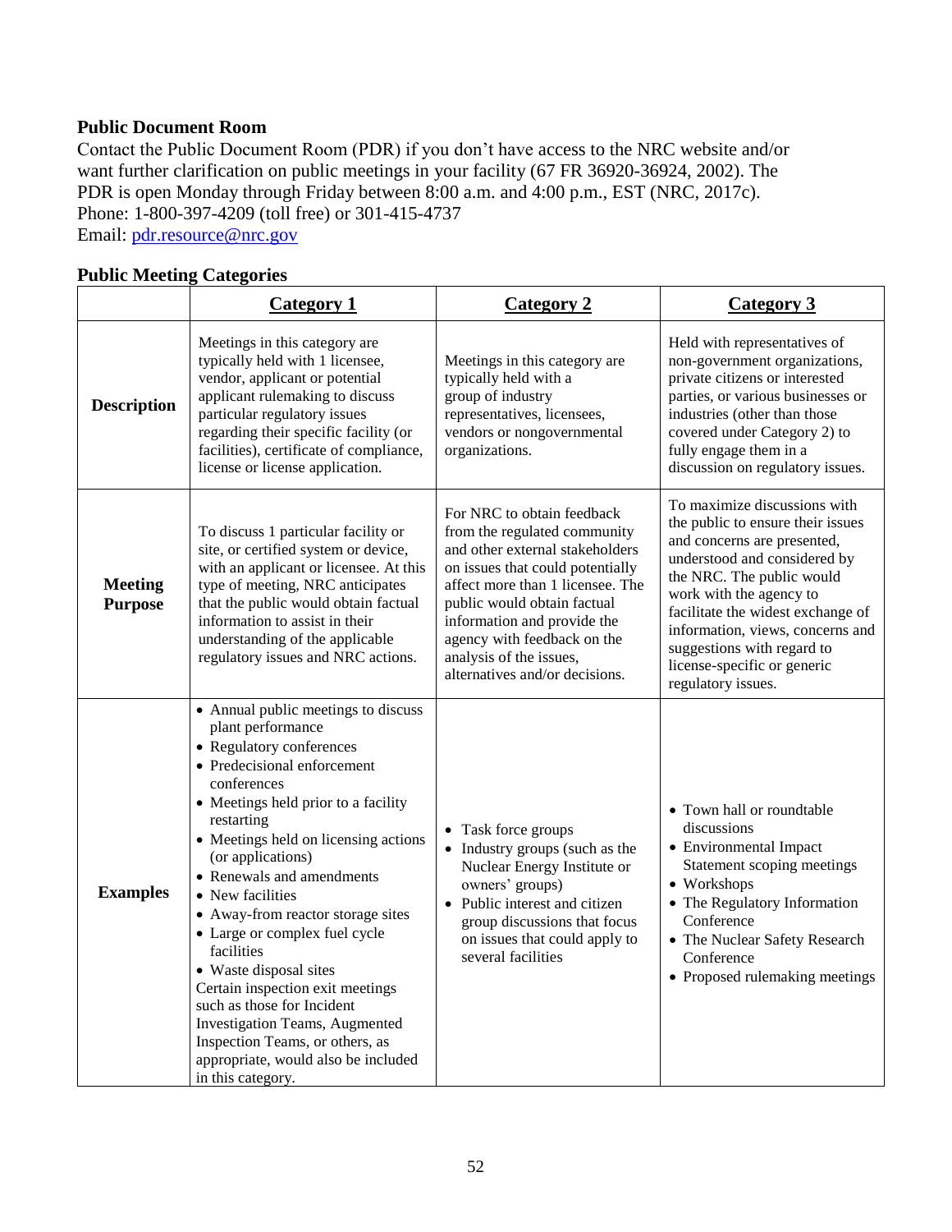**Public Document Room**

Contact the Public Document Room (PDR) if you don't have access to the NRC website and/or want further clarification on public meetings in your facility (67 FR 36920-36924, 2002). The PDR is open Monday through Friday between 8:00 a.m. and 4:00 p.m., EST (NRC, 2017c).
Phone: 1-800-397-4209 (toll free) or 301-415-4737
Email: pdr.resource@nrc.gov

**Public Meeting Categories**

| | **Category 1** | **Category 2** | **Category 3** |
|---|---|---|---|
| **Description** | Meetings in this category are typically held with 1 licensee, vendor, applicant or potential applicant rulemaking to discuss particular regulatory issues regarding their specific facility (or facilities), certificate of compliance, license or license application. | Meetings in this category are typically held with a group of industry representatives, licensees, vendors or nongovernmental organizations. | Held with representatives of non-government organizations, private citizens or interested parties, or various businesses or industries (other than those covered under Category 2) to fully engage them in a discussion on regulatory issues. |
| **Meeting Purpose** | To discuss 1 particular facility or site, or certified system or device, with an applicant or licensee. At this type of meeting, NRC anticipates that the public would obtain factual information to assist in their understanding of the applicable regulatory issues and NRC actions. | For NRC to obtain feedback from the regulated community and other external stakeholders on issues that could potentially affect more than 1 licensee. The public would obtain factual information and provide the agency with feedback on the analysis of the issues, alternatives and/or decisions. | To maximize discussions with the public to ensure their issues and concerns are presented, understood and considered by the NRC. The public would work with the agency to facilitate the widest exchange of information, views, concerns and suggestions with regard to license-specific or generic regulatory issues. |
| **Examples** | • Annual public meetings to discuss plant performance<br>• Regulatory conferences<br>• Predecisional enforcement conferences<br>• Meetings held prior to a facility restarting<br>• Meetings held on licensing actions (or applications)<br>• Renewals and amendments<br>• New facilities<br>• Away-from reactor storage sites<br>• Large or complex fuel cycle facilities<br>• Waste disposal sites<br>Certain inspection exit meetings such as those for Incident Investigation Teams, Augmented Inspection Teams, or others, as appropriate, would also be included in this category. | • Task force groups<br>• Industry groups (such as the Nuclear Energy Institute or owners' groups)<br>• Public interest and citizen group discussions that focus on issues that could apply to several facilities | • Town hall or roundtable discussions<br>• Environmental Impact Statement scoping meetings<br>• Workshops<br>• The Regulatory Information Conference<br>• The Nuclear Safety Research Conference<br>• Proposed rulemaking meetings |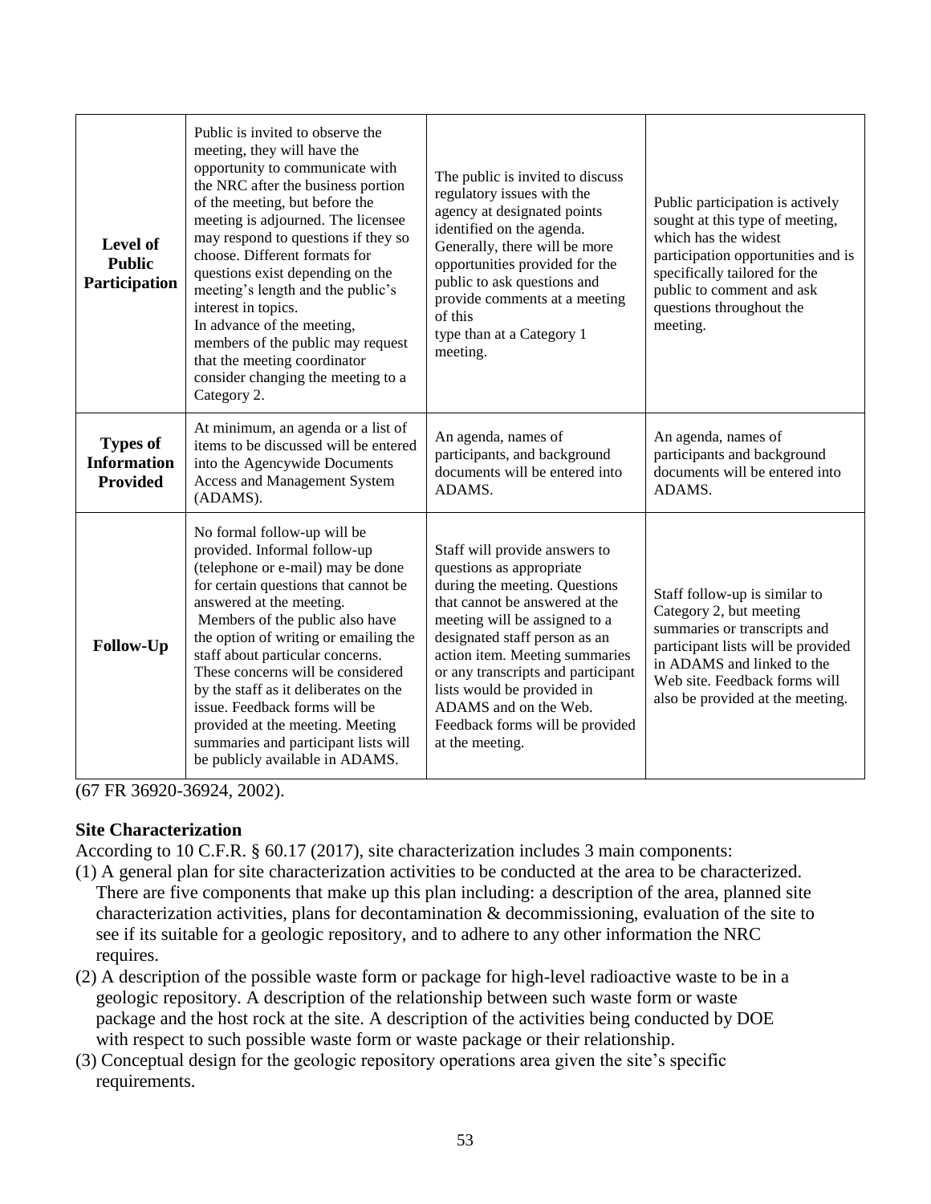| **Level of Public Participation** | Public is invited to observe the meeting, they will have the opportunity to communicate with the NRC after the business portion of the meeting, but before the meeting is adjourned. The licensee may respond to questions if they so choose. Different formats for questions exist depending on the meeting's length and the public's interest in topics. In advance of the meeting, members of the public may request that the meeting coordinator consider changing the meeting to a Category 2. | The public is invited to discuss regulatory issues with the agency at designated points identified on the agenda. Generally, there will be more opportunities provided for the public to ask questions and provide comments at a meeting of this type than at a Category 1 meeting. | Public participation is actively sought at this type of meeting, which has the widest participation opportunities and is specifically tailored for the public to comment and ask questions throughout the meeting. |
|---|---|---|---|
| **Types of Information Provided** | At minimum, an agenda or a list of items to be discussed will be entered into the Agencywide Documents Access and Management System (ADAMS). | An agenda, names of participants, and background documents will be entered into ADAMS. | An agenda, names of participants and background documents will be entered into ADAMS. |
| **Follow-Up** | No formal follow-up will be provided. Informal follow-up (telephone or e-mail) may be done for certain questions that cannot be answered at the meeting. Members of the public also have the option of writing or emailing the staff about particular concerns. These concerns will be considered by the staff as it deliberates on the issue. Feedback forms will be provided at the meeting. Meeting summaries and participant lists will be publicly available in ADAMS. | Staff will provide answers to questions as appropriate during the meeting. Questions that cannot be answered at the meeting will be assigned to a designated staff person as an action item. Meeting summaries or any transcripts and participant lists would be provided in ADAMS and on the Web. Feedback forms will be provided at the meeting. | Staff follow-up is similar to Category 2, but meeting summaries or transcripts and participant lists will be provided in ADAMS and linked to the Web site. Feedback forms will also be provided at the meeting. |

(67 FR 36920-36924, 2002).

**Site Characterization**

According to 10 C.F.R. § 60.17 (2017), site characterization includes 3 main components:

(1) A general plan for site characterization activities to be conducted at the area to be characterized. There are five components that make up this plan including: a description of the area, planned site characterization activities, plans for decontamination & decommissioning, evaluation of the site to see if its suitable for a geologic repository, and to adhere to any other information the NRC requires.

(2) A description of the possible waste form or package for high-level radioactive waste to be in a geologic repository. A description of the relationship between such waste form or waste package and the host rock at the site. A description of the activities being conducted by DOE with respect to such possible waste form or waste package or their relationship.

(3) Conceptual design for the geologic repository operations area given the site's specific requirements.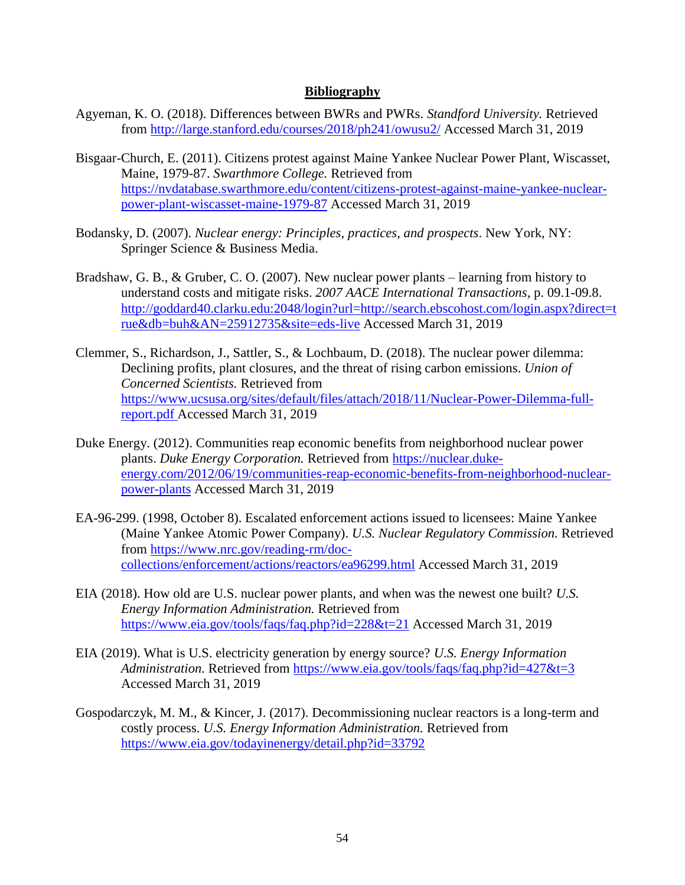## Bibliography

Agyeman, K. O. (2018). Differences between BWRs and PWRs. *Standford University.* Retrieved from http://large.stanford.edu/courses/2018/ph241/owusu2/ Accessed March 31, 2019

Bisgaar-Church, E. (2011). Citizens protest against Maine Yankee Nuclear Power Plant, Wiscasset, Maine, 1979-87. *Swarthmore College.* Retrieved from https://nvdatabase.swarthmore.edu/content/citizens-protest-against-maine-yankee-nuclear-power-plant-wiscasset-maine-1979-87 Accessed March 31, 2019

Bodansky, D. (2007). *Nuclear energy: Principles, practices, and prospects*. New York, NY: Springer Science & Business Media.

Bradshaw, G. B., & Gruber, C. O. (2007). New nuclear power plants – learning from history to understand costs and mitigate risks. *2007 AACE International Transactions,* p. 09.1-09.8. http://goddard40.clarku.edu:2048/login?url=http://search.ebscohost.com/login.aspx?direct=true&db=buh&AN=25912735&site=eds-live Accessed March 31, 2019

Clemmer, S., Richardson, J., Sattler, S., & Lochbaum, D. (2018). The nuclear power dilemma: Declining profits, plant closures, and the threat of rising carbon emissions. *Union of Concerned Scientists.* Retrieved from https://www.ucsusa.org/sites/default/files/attach/2018/11/Nuclear-Power-Dilemma-full-report.pdf Accessed March 31, 2019

Duke Energy. (2012). Communities reap economic benefits from neighborhood nuclear power plants. *Duke Energy Corporation.* Retrieved from https://nuclear.duke-energy.com/2012/06/19/communities-reap-economic-benefits-from-neighborhood-nuclear-power-plants Accessed March 31, 2019

EA-96-299. (1998, October 8). Escalated enforcement actions issued to licensees: Maine Yankee (Maine Yankee Atomic Power Company). *U.S. Nuclear Regulatory Commission.* Retrieved from https://www.nrc.gov/reading-rm/doc-collections/enforcement/actions/reactors/ea96299.html Accessed March 31, 2019

EIA (2018). How old are U.S. nuclear power plants, and when was the newest one built? *U.S. Energy Information Administration.* Retrieved from https://www.eia.gov/tools/faqs/faq.php?id=228&t=21 Accessed March 31, 2019

EIA (2019). What is U.S. electricity generation by energy source? *U.S. Energy Information Administration.* Retrieved from https://www.eia.gov/tools/faqs/faq.php?id=427&t=3 Accessed March 31, 2019

Gospodarczyk, M. M., & Kincer, J. (2017). Decommissioning nuclear reactors is a long-term and costly process. *U.S. Energy Information Administration.* Retrieved from https://www.eia.gov/todayinenergy/detail.php?id=33792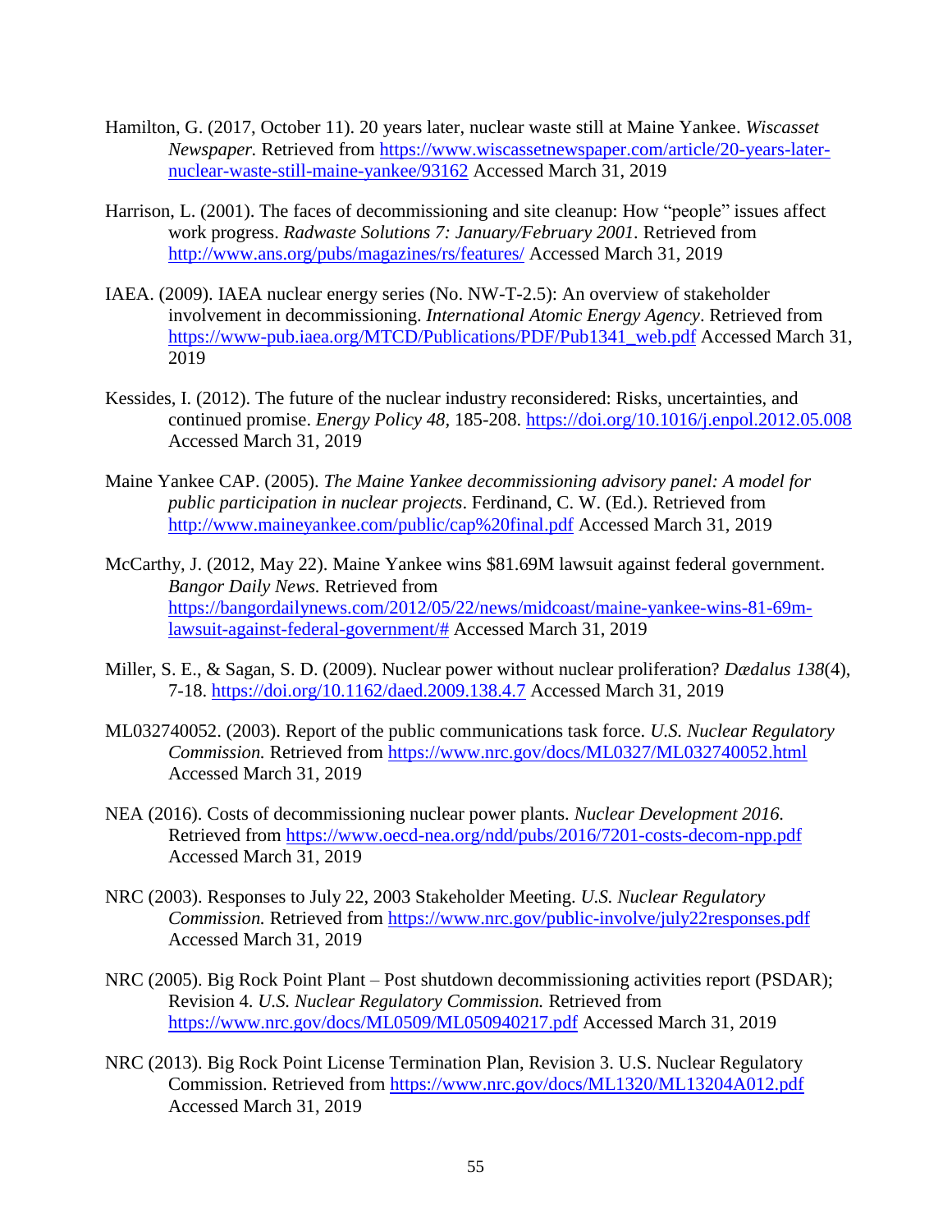Hamilton, G. (2017, October 11). 20 years later, nuclear waste still at Maine Yankee. *Wiscasset Newspaper.* Retrieved from https://www.wiscassetnewspaper.com/article/20-years-later-nuclear-waste-still-maine-yankee/93162 Accessed March 31, 2019

Harrison, L. (2001). The faces of decommissioning and site cleanup: How "people" issues affect work progress. *Radwaste Solutions 7: January/February 2001.* Retrieved from http://www.ans.org/pubs/magazines/rs/features/ Accessed March 31, 2019

IAEA. (2009). IAEA nuclear energy series (No. NW-T-2.5): An overview of stakeholder involvement in decommissioning. *International Atomic Energy Agency*. Retrieved from https://www-pub.iaea.org/MTCD/Publications/PDF/Pub1341_web.pdf Accessed March 31, 2019

Kessides, I. (2012). The future of the nuclear industry reconsidered: Risks, uncertainties, and continued promise. *Energy Policy 48*, 185-208. https://doi.org/10.1016/j.enpol.2012.05.008 Accessed March 31, 2019

Maine Yankee CAP. (2005). *The Maine Yankee decommissioning advisory panel: A model for public participation in nuclear projects*. Ferdinand, C. W. (Ed.). Retrieved from http://www.maineyankee.com/public/cap%20final.pdf Accessed March 31, 2019

McCarthy, J. (2012, May 22). Maine Yankee wins $81.69M lawsuit against federal government. *Bangor Daily News.* Retrieved from https://bangordailynews.com/2012/05/22/news/midcoast/maine-yankee-wins-81-69m-lawsuit-against-federal-government/# Accessed March 31, 2019

Miller, S. E., & Sagan, S. D. (2009). Nuclear power without nuclear proliferation? *Dædalus 138*(4), 7-18. https://doi.org/10.1162/daed.2009.138.4.7 Accessed March 31, 2019

ML032740052. (2003). Report of the public communications task force. *U.S. Nuclear Regulatory Commission.* Retrieved from https://www.nrc.gov/docs/ML0327/ML032740052.html Accessed March 31, 2019

NEA (2016). Costs of decommissioning nuclear power plants. *Nuclear Development 2016.* Retrieved from https://www.oecd-nea.org/ndd/pubs/2016/7201-costs-decom-npp.pdf Accessed March 31, 2019

NRC (2003). Responses to July 22, 2003 Stakeholder Meeting. *U.S. Nuclear Regulatory Commission.* Retrieved from https://www.nrc.gov/public-involve/july22responses.pdf Accessed March 31, 2019

NRC (2005). Big Rock Point Plant – Post shutdown decommissioning activities report (PSDAR); Revision 4. *U.S. Nuclear Regulatory Commission.* Retrieved from https://www.nrc.gov/docs/ML0509/ML050940217.pdf Accessed March 31, 2019

NRC (2013). Big Rock Point License Termination Plan, Revision 3. U.S. Nuclear Regulatory Commission. Retrieved from https://www.nrc.gov/docs/ML1320/ML13204A012.pdf Accessed March 31, 2019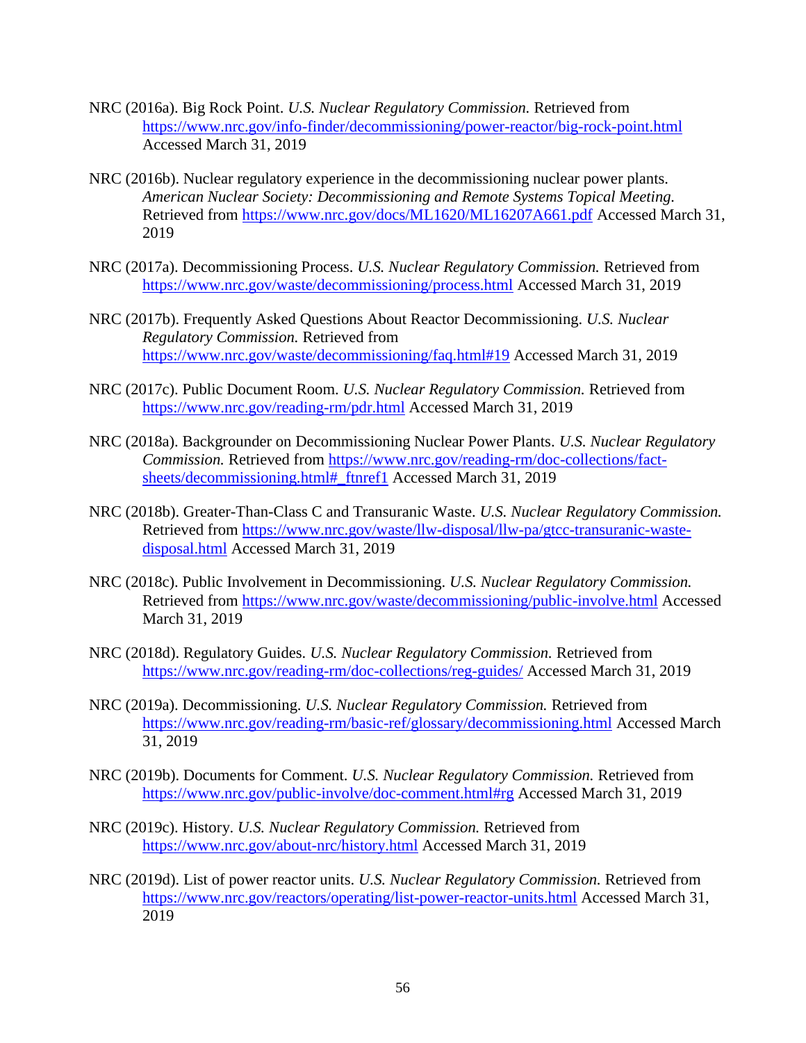NRC (2016a). Big Rock Point. *U.S. Nuclear Regulatory Commission.* Retrieved from https://www.nrc.gov/info-finder/decommissioning/power-reactor/big-rock-point.html Accessed March 31, 2019

NRC (2016b). Nuclear regulatory experience in the decommissioning nuclear power plants. *American Nuclear Society: Decommissioning and Remote Systems Topical Meeting.* Retrieved from https://www.nrc.gov/docs/ML1620/ML16207A661.pdf Accessed March 31, 2019

NRC (2017a). Decommissioning Process. *U.S. Nuclear Regulatory Commission.* Retrieved from https://www.nrc.gov/waste/decommissioning/process.html Accessed March 31, 2019

NRC (2017b). Frequently Asked Questions About Reactor Decommissioning. *U.S. Nuclear Regulatory Commission.* Retrieved from https://www.nrc.gov/waste/decommissioning/faq.html#19 Accessed March 31, 2019

NRC (2017c). Public Document Room. *U.S. Nuclear Regulatory Commission.* Retrieved from https://www.nrc.gov/reading-rm/pdr.html Accessed March 31, 2019

NRC (2018a). Backgrounder on Decommissioning Nuclear Power Plants. *U.S. Nuclear Regulatory Commission.* Retrieved from https://www.nrc.gov/reading-rm/doc-collections/fact-sheets/decommissioning.html#_ftnref1 Accessed March 31, 2019

NRC (2018b). Greater-Than-Class C and Transuranic Waste. *U.S. Nuclear Regulatory Commission.* Retrieved from https://www.nrc.gov/waste/llw-disposal/llw-pa/gtcc-transuranic-waste-disposal.html Accessed March 31, 2019

NRC (2018c). Public Involvement in Decommissioning. *U.S. Nuclear Regulatory Commission.* Retrieved from https://www.nrc.gov/waste/decommissioning/public-involve.html Accessed March 31, 2019

NRC (2018d). Regulatory Guides. *U.S. Nuclear Regulatory Commission.* Retrieved from https://www.nrc.gov/reading-rm/doc-collections/reg-guides/ Accessed March 31, 2019

NRC (2019a). Decommissioning. *U.S. Nuclear Regulatory Commission.* Retrieved from https://www.nrc.gov/reading-rm/basic-ref/glossary/decommissioning.html Accessed March 31, 2019

NRC (2019b). Documents for Comment. *U.S. Nuclear Regulatory Commission.* Retrieved from https://www.nrc.gov/public-involve/doc-comment.html#rg Accessed March 31, 2019

NRC (2019c). History. *U.S. Nuclear Regulatory Commission.* Retrieved from https://www.nrc.gov/about-nrc/history.html Accessed March 31, 2019

NRC (2019d). List of power reactor units. *U.S. Nuclear Regulatory Commission.* Retrieved from https://www.nrc.gov/reactors/operating/list-power-reactor-units.html Accessed March 31, 2019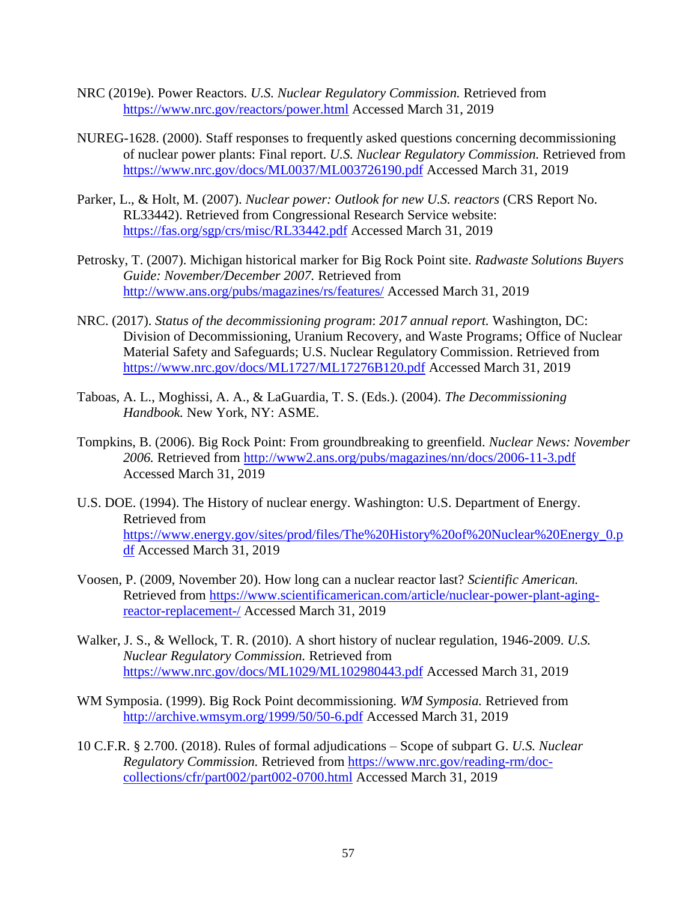NRC (2019e). Power Reactors. *U.S. Nuclear Regulatory Commission.* Retrieved from https://www.nrc.gov/reactors/power.html Accessed March 31, 2019

NUREG-1628. (2000). Staff responses to frequently asked questions concerning decommissioning of nuclear power plants: Final report. *U.S. Nuclear Regulatory Commission.* Retrieved from https://www.nrc.gov/docs/ML0037/ML003726190.pdf Accessed March 31, 2019

Parker, L., & Holt, M. (2007). *Nuclear power: Outlook for new U.S. reactors* (CRS Report No. RL33442). Retrieved from Congressional Research Service website: https://fas.org/sgp/crs/misc/RL33442.pdf Accessed March 31, 2019

Petrosky, T. (2007). Michigan historical marker for Big Rock Point site. *Radwaste Solutions Buyers Guide: November/December 2007.* Retrieved from http://www.ans.org/pubs/magazines/rs/features/ Accessed March 31, 2019

NRC. (2017). *Status of the decommissioning program*: *2017 annual report.* Washington, DC: Division of Decommissioning, Uranium Recovery, and Waste Programs; Office of Nuclear Material Safety and Safeguards; U.S. Nuclear Regulatory Commission. Retrieved from https://www.nrc.gov/docs/ML1727/ML17276B120.pdf Accessed March 31, 2019

Taboas, A. L., Moghissi, A. A., & LaGuardia, T. S. (Eds.). (2004). *The Decommissioning Handbook.* New York, NY: ASME.

Tompkins, B. (2006). Big Rock Point: From groundbreaking to greenfield. *Nuclear News: November 2006.* Retrieved from http://www2.ans.org/pubs/magazines/nn/docs/2006-11-3.pdf Accessed March 31, 2019

U.S. DOE. (1994). The History of nuclear energy. Washington: U.S. Department of Energy. Retrieved from https://www.energy.gov/sites/prod/files/The%20History%20of%20Nuclear%20Energy_0.pdf Accessed March 31, 2019

Voosen, P. (2009, November 20). How long can a nuclear reactor last? *Scientific American.* Retrieved from https://www.scientificamerican.com/article/nuclear-power-plant-aging-reactor-replacement-/ Accessed March 31, 2019

Walker, J. S., & Wellock, T. R. (2010). A short history of nuclear regulation, 1946-2009. *U.S. Nuclear Regulatory Commission.* Retrieved from https://www.nrc.gov/docs/ML1029/ML102980443.pdf Accessed March 31, 2019

WM Symposia. (1999). Big Rock Point decommissioning. *WM Symposia.* Retrieved from http://archive.wmsym.org/1999/50/50-6.pdf Accessed March 31, 2019

10 C.F.R. § 2.700. (2018). Rules of formal adjudications – Scope of subpart G. *U.S. Nuclear Regulatory Commission.* Retrieved from https://www.nrc.gov/reading-rm/doc-collections/cfr/part002/part002-0700.html Accessed March 31, 2019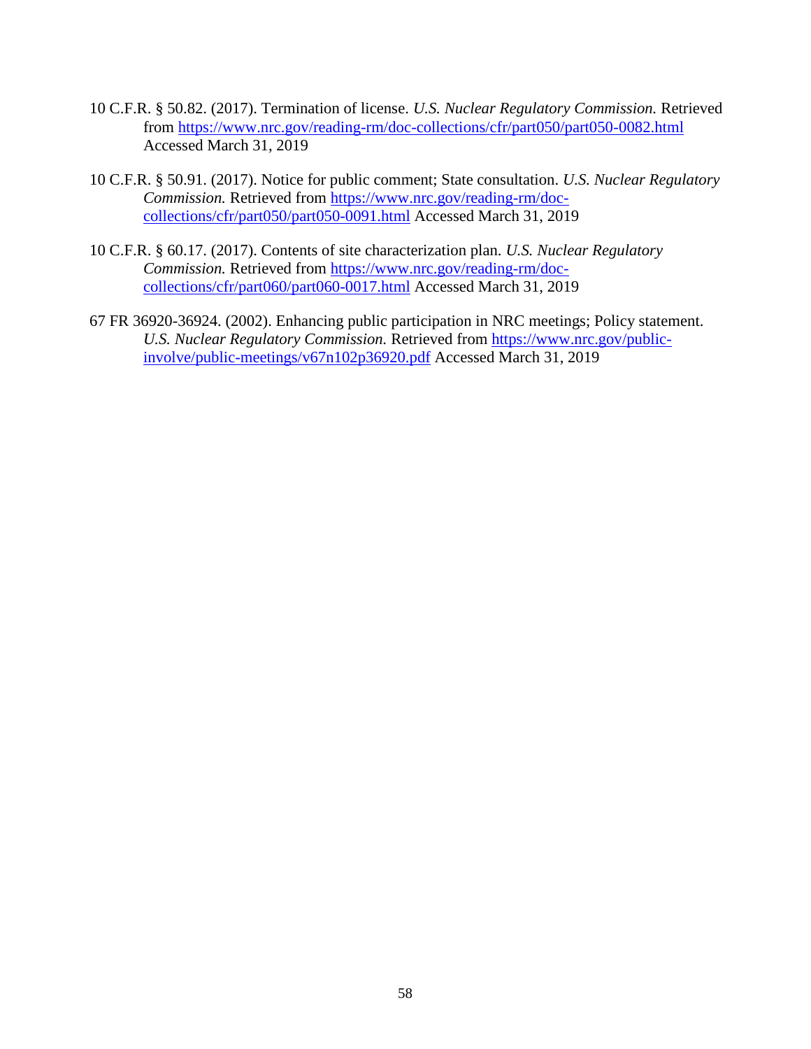10 C.F.R. § 50.82. (2017). Termination of license. *U.S. Nuclear Regulatory Commission.* Retrieved from https://www.nrc.gov/reading-rm/doc-collections/cfr/part050/part050-0082.html Accessed March 31, 2019

10 C.F.R. § 50.91. (2017). Notice for public comment; State consultation. *U.S. Nuclear Regulatory Commission.* Retrieved from https://www.nrc.gov/reading-rm/doc-collections/cfr/part050/part050-0091.html Accessed March 31, 2019

10 C.F.R. § 60.17. (2017). Contents of site characterization plan. *U.S. Nuclear Regulatory Commission.* Retrieved from https://www.nrc.gov/reading-rm/doc-collections/cfr/part060/part060-0017.html Accessed March 31, 2019

67 FR 36920-36924. (2002). Enhancing public participation in NRC meetings; Policy statement. *U.S. Nuclear Regulatory Commission.* Retrieved from https://www.nrc.gov/public-involve/public-meetings/v67n102p36920.pdf Accessed March 31, 2019